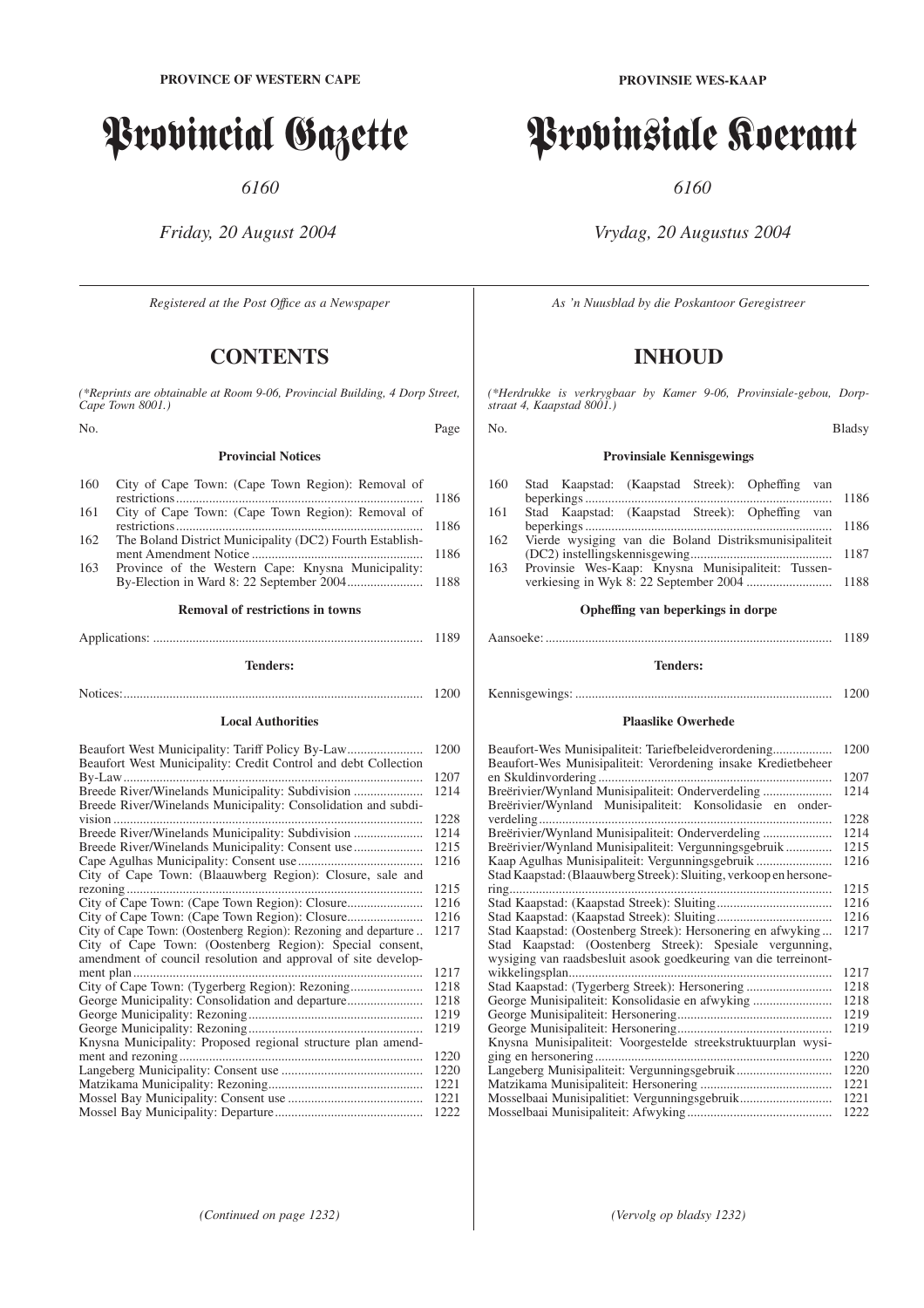**PROVINCE OF WESTERN CAPE**

# Provincial Gazette

*6160*

*Friday, 20 August 2004*

*Registered at the Post Office as a Newspaper*

## CONTENTS

*(\*Reprints are obtainable at Room 9-06, Provincial Building, 4 Dorp Street, Cape Town 8001.)*

| No. | | Page |
|---|---|---|
| | **Provincial Notices** | |
| 160 | City of Cape Town: (Cape Town Region): Removal of restrictions | 1186 |
| 161 | City of Cape Town: (Cape Town Region): Removal of restrictions | 1186 |
| 162 | The Boland District Municipality (DC2) Fourth Establishment Amendment Notice | 1186 |
| 163 | Province of the Western Cape: Knysna Municipality: By-Election in Ward 8: 22 September 2004 | 1188 |

**Removal of restrictions in towns**

| | |
|---|---|
| Applications: | 1189 |

**Tenders:**

| | |
|---|---|
| Notices: | 1200 |

**Local Authorities**

| | |
|---|---|
| Beaufort West Municipality: Tariff Policy By-Law | 1200 |
| Beaufort West Municipality: Credit Control and debt Collection By-Law | 1207 |
| Breede River/Winelands Municipality: Subdivision | 1214 |
| Breede River/Winelands Municipality: Consolidation and subdivision | 1228 |
| Breede River/Winelands Municipality: Subdivision | 1214 |
| Breede River/Winelands Municipality: Consent use | 1215 |
| Cape Agulhas Municipality: Consent use | 1216 |
| City of Cape Town: (Blaauwberg Region): Closure, sale and rezoning | 1215 |
| City of Cape Town: (Cape Town Region): Closure | 1216 |
| City of Cape Town: (Cape Town Region): Closure | 1216 |
| City of Cape Town: (Oostenberg Region): Rezoning and departure | 1217 |
| City of Cape Town: (Oostenberg Region): Special consent, amendment of council resolution and approval of site development plan | 1217 |
| City of Cape Town: (Tygerberg Region): Rezoning | 1218 |
| George Municipality: Consolidation and departure | 1218 |
| George Municipality: Rezoning | 1219 |
| George Municipality: Rezoning | 1219 |
| Knysna Municipality: Proposed regional structure plan amendment and rezoning | 1220 |
| Langeberg Municipality: Consent use | 1220 |
| Matzikama Municipality: Rezoning | 1221 |
| Mossel Bay Municipality: Consent use | 1221 |
| Mossel Bay Municipality: Departure | 1222 |

*(Continued on page 1232)*

**PROVINSIE WES-KAAP**

# Provinsiale Koerant

*6160*

*Vrydag, 20 Augustus 2004*

*As 'n Nuusblad by die Poskantoor Geregistreer*

## INHOUD

*(\*Herdrukke is verkrygbaar by Kamer 9-06, Provinsiale-gebou, Dorpstraat 4, Kaapstad 8001.)*

| No. | | Bladsy |
|---|---|---|
| | **Provinsiale Kennisgewings** | |
| 160 | Stad Kaapstad: (Kaapstad Streek): Opheffing van beperkings | 1186 |
| 161 | Stad Kaapstad: (Kaapstad Streek): Opheffing van beperkings | 1186 |
| 162 | Vierde wysiging van die Boland Distriksmunisipaliteit (DC2) instellingskennisgewing | 1187 |
| 163 | Provinsie Wes-Kaap: Knysna Munisipaliteit: Tussenverkiesing in Wyk 8: 22 September 2004 | 1188 |

**Opheffing van beperkings in dorpe**

| | |
|---|---|
| Aansoeke: | 1189 |

**Tenders:**

| | |
|---|---|
| Kennisgewings: | 1200 |

**Plaaslike Owerhede**

| | |
|---|---|
| Beaufort-Wes Munisipaliteit: Tariefbeleidverordening | 1200 |
| Beaufort-Wes Munisipaliteit: Verordening insake Kredietbeheer en Skuldinvordering | 1207 |
| Breërivier/Wynland Munisipaliteit: Onderverdeling | 1214 |
| Breërivier/Wynland Munisipaliteit: Konsolidasie en onderverdeling | 1228 |
| Breërivier/Wynland Munisipaliteit: Onderverdeling | 1214 |
| Breërivier/Wynland Munisipaliteit: Vergunningsgebruik | 1215 |
| Kaap Agulhas Munisipaliteit: Vergunningsgebruik | 1216 |
| Stad Kaapstad: (Blaauwberg Streek): Sluiting, verkoop en hersonering | 1215 |
| Stad Kaapstad: (Kaapstad Streek): Sluiting | 1216 |
| Stad Kaapstad: (Kaapstad Streek): Sluiting | 1216 |
| Stad Kaapstad: (Oostenberg Streek): Hersonering en afwyking | 1217 |
| Stad Kaapstad: (Oostenberg Streek): Spesiale vergunning, wysiging van raadsbesluit asook goedkeuring van die terreinontwikkelingsplan | 1217 |
| Stad Kaapstad: (Tygerberg Streek): Hersonering | 1218 |
| George Munisipaliteit: Konsolidasie en afwyking | 1218 |
| George Munisipaliteit: Hersonering | 1219 |
| George Munisipaliteit: Hersonering | 1219 |
| Knysna Munisipaliteit: Voorgestelde streekstruktuurplan wysiging en hersonering | 1220 |
| Langeberg Munisipaliteit: Vergunningsgebruik | 1220 |
| Matzikama Munisipaliteit: Hersonering | 1221 |
| Mosselbaai Munisipalitiet: Vergunningsgebruik | 1221 |
| Mosselbaai Munisipaliteit: Afwyking | 1222 |

*(Vervolg op bladsy 1232)*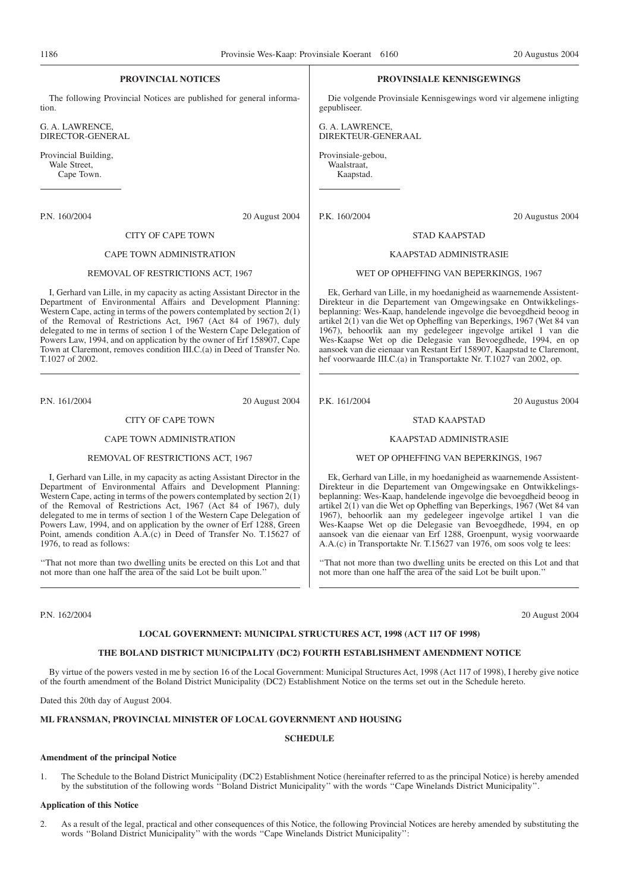## PROVINCIAL NOTICES

The following Provincial Notices are published for general information.

G. A. LAWRENCE,
DIRECTOR-GENERAL

Provincial Building,
Wale Street,
Cape Town.

P.N. 160/2004 — 20 August 2004

CITY OF CAPE TOWN

CAPE TOWN ADMINISTRATION

REMOVAL OF RESTRICTIONS ACT, 1967

I, Gerhard van Lille, in my capacity as acting Assistant Director in the Department of Environmental Affairs and Development Planning: Western Cape, acting in terms of the powers contemplated by section 2(1) of the Removal of Restrictions Act, 1967 (Act 84 of 1967), duly delegated to me in terms of section 1 of the Western Cape Delegation of Powers Law, 1994, and on application by the owner of Erf 158907, Cape Town at Claremont, removes condition III.C.(a) in Deed of Transfer No. T.1027 of 2002.

P.N. 161/2004 — 20 August 2004

CITY OF CAPE TOWN

CAPE TOWN ADMINISTRATION

REMOVAL OF RESTRICTIONS ACT, 1967

I, Gerhard van Lille, in my capacity as acting Assistant Director in the Department of Environmental Affairs and Development Planning: Western Cape, acting in terms of the powers contemplated by section 2(1) of the Removal of Restrictions Act, 1967 (Act 84 of 1967), duly delegated to me in terms of section 1 of the Western Cape Delegation of Powers Law, 1994, and on application by the owner of Erf 1288, Green Point, amends condition A.A.(c) in Deed of Transfer No. T.15627 of 1976, to read as follows:

''That not more than two dwelling units be erected on this Lot and that not more than one half the area of the said Lot be built upon.''

## PROVINSIALE KENNISGEWINGS

Die volgende Provinsiale Kennisgewings word vir algemene inligting gepubliseer.

G. A. LAWRENCE,
DIREKTEUR-GENERAAL

Provinsiale-gebou,
Waalstraat,
Kaapstad.

P.K. 160/2004 — 20 Augustus 2004

STAD KAAPSTAD

KAAPSTAD ADMINISTRASIE

WET OP OPHEFFING VAN BEPERKINGS, 1967

Ek, Gerhard van Lille, in my hoedanigheid as waarnemende Assistent-Direkteur in die Departement van Omgewingsake en Ontwikkelingsbeplanning: Wes-Kaap, handelende ingevolge die bevoegdheid beoog in artikel 2(1) van die Wet op Opheffing van Beperkings, 1967 (Wet 84 van 1967), behoorlik aan my gedelegeer ingevolge artikel 1 van die Wes-Kaapse Wet op die Delegasie van Bevoegdhede, 1994, en op aansoek van die eienaar van Restant Erf 158907, Kaapstad te Claremont, hef voorwaarde III.C.(a) in Transportakte Nr. T.1027 van 2002, op.

P.K. 161/2004 — 20 Augustus 2004

STAD KAAPSTAD

KAAPSTAD ADMINISTRASIE

WET OP OPHEFFING VAN BEPERKINGS, 1967

Ek, Gerhard van Lille, in my hoedanigheid as waarnemende Assistent-Direkteur in die Departement van Omgewingsake en Ontwikkelingsbeplanning: Wes-Kaap, handelende ingevolge die bevoegdheid beoog in artikel 2(1) van die Wet op Opheffing van Beperkings, 1967 (Wet 84 van 1967), behoorlik aan my gedelegeer ingevolge artikel 1 van die Wes-Kaapse Wet op die Delegasie van Bevoegdhede, 1994, en op aansoek van die eienaar van Erf 1288, Groenpunt, wysig voorwaarde A.A.(c) in Transportakte Nr. T.15627 van 1976, om soos volg te lees:

''That not more than two dwelling units be erected on this Lot and that not more than one half the area of the said Lot be built upon.''

P.N. 162/2004 — 20 August 2004

### LOCAL GOVERNMENT: MUNICIPAL STRUCTURES ACT, 1998 (ACT 117 OF 1998)

### THE BOLAND DISTRICT MUNICIPALITY (DC2) FOURTH ESTABLISHMENT AMENDMENT NOTICE

By virtue of the powers vested in me by section 16 of the Local Government: Municipal Structures Act, 1998 (Act 117 of 1998), I hereby give notice of the fourth amendment of the Boland District Municipality (DC2) Establishment Notice on the terms set out in the Schedule hereto.

Dated this 20th day of August 2004.

**ML FRANSMAN, PROVINCIAL MINISTER OF LOCAL GOVERNMENT AND HOUSING**

**SCHEDULE**

**Amendment of the principal Notice**

1. The Schedule to the Boland District Municipality (DC2) Establishment Notice (hereinafter referred to as the principal Notice) is hereby amended by the substitution of the following words ''Boland District Municipality'' with the words ''Cape Winelands District Municipality''.

**Application of this Notice**

2. As a result of the legal, practical and other consequences of this Notice, the following Provincial Notices are hereby amended by substituting the words ''Boland District Municipality'' with the words ''Cape Winelands District Municipality'':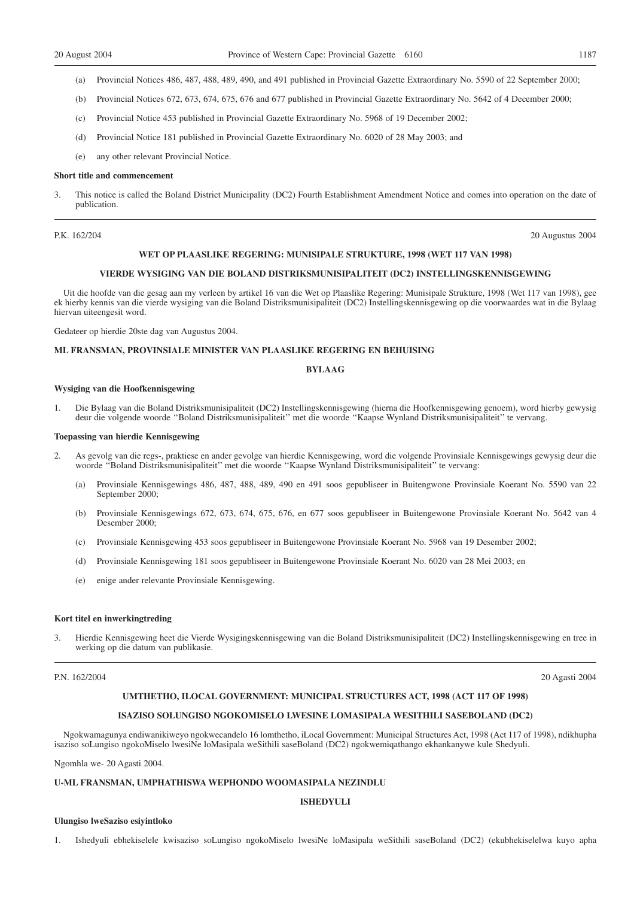(a) Provincial Notices 486, 487, 488, 489, 490, and 491 published in Provincial Gazette Extraordinary No. 5590 of 22 September 2000;

(b) Provincial Notices 672, 673, 674, 675, 676 and 677 published in Provincial Gazette Extraordinary No. 5642 of 4 December 2000;

(c) Provincial Notice 453 published in Provincial Gazette Extraordinary No. 5968 of 19 December 2002;

(d) Provincial Notice 181 published in Provincial Gazette Extraordinary No. 6020 of 28 May 2003; and

(e) any other relevant Provincial Notice.

**Short title and commencement**

3. This notice is called the Boland District Municipality (DC2) Fourth Establishment Amendment Notice and comes into operation on the date of publication.

---

P.K. 162/204 20 Augustus 2004

**WET OP PLAASLIKE REGERING: MUNISIPALE STRUKTURE, 1998 (WET 117 VAN 1998)**

**VIERDE WYSIGING VAN DIE BOLAND DISTRIKSMUNISIPALITEIT (DC2) INSTELLINGSKENNISGEWING**

Uit die hoofde van die gesag aan my verleen by artikel 16 van die Wet op Plaaslike Regering: Munisipale Strukture, 1998 (Wet 117 van 1998), gee ek hierby kennis van die vierde wysiging van die Boland Distriksmunisipaliteit (DC2) Instellingskennisgewing op die voorwaardes wat in die Bylaag hiervan uiteengesit word.

Gedateer op hierdie 20ste dag van Augustus 2004.

**ML FRANSMAN, PROVINSIALE MINISTER VAN PLAASLIKE REGERING EN BEHUISING**

**BYLAAG**

**Wysiging van die Hoofkennisgewing**

1. Die Bylaag van die Boland Distriksmunisipaliteit (DC2) Instellingskennisgewing (hierna die Hoofkennisgewing genoem), word hierby gewysig deur die volgende woorde ''Boland Distriksmunisipaliteit'' met die woorde ''Kaapse Wynland Distriksmunisipaliteit'' te vervang.

**Toepassing van hierdie Kennisgewing**

2. As gevolg van die regs-, praktiese en ander gevolge van hierdie Kennisgewing, word die volgende Provinsiale Kennisgewings gewysig deur die woorde ''Boland Distriksmunisipaliteit'' met die woorde ''Kaapse Wynland Distriksmunisipaliteit'' te vervang:

(a) Provinsiale Kennisgewings 486, 487, 488, 489, 490 en 491 soos gepubliseer in Buitengwone Provinsiale Koerant No. 5590 van 22 September 2000;

(b) Provinsiale Kennisgewings 672, 673, 674, 675, 676, en 677 soos gepubliseer in Buitengewone Provinsiale Koerant No. 5642 van 4 Desember 2000;

(c) Provinsiale Kennisgewing 453 soos gepubliseer in Buitengewone Provinsiale Koerant No. 5968 van 19 Desember 2002;

(d) Provinsiale Kennisgewing 181 soos gepubliseer in Buitengewone Provinsiale Koerant No. 6020 van 28 Mei 2003; en

(e) enige ander relevante Provinsiale Kennisgewing.

**Kort titel en inwerkingtreding**

3. Hierdie Kennisgewing heet die Vierde Wysigingskennisgewing van die Boland Distriksmunisipaliteit (DC2) Instellingskennisgewing en tree in werking op die datum van publikasie.

---

P.N. 162/2004 20 Agasti 2004

**UMTHETHO, ILOCAL GOVERNMENT: MUNICIPAL STRUCTURES ACT, 1998 (ACT 117 OF 1998)**

**ISAZISO SOLUNGISO NGOKOMISELO LWESINE LOMASIPALA WESITHILI SASEBOLAND (DC2)**

Ngokwamagunya endiwanikiweyo ngokwecandelo 16 lomthetho, iLocal Government: Municipal Structures Act, 1998 (Act 117 of 1998), ndikhupha isaziso soLungiso ngokoMiselo lwesiNe loMasipala weSithili saseBoland (DC2) ngokwemiqathango ekhankanywe kule Shedyuli.

Ngomhla we- 20 Agasti 2004.

**U-ML FRANSMAN, UMPHATHISWA WEPHONDO WOOMASIPALA NEZINDLU**

**ISHEDYULI**

**Ulungiso lweSaziso esiyintloko**

1. Ishedyuli ebhekiselele kwisaziso soLungiso ngokoMiselo lwesiNe loMasipala weSithili saseBoland (DC2) (ekubhekiselelwa kuyo apha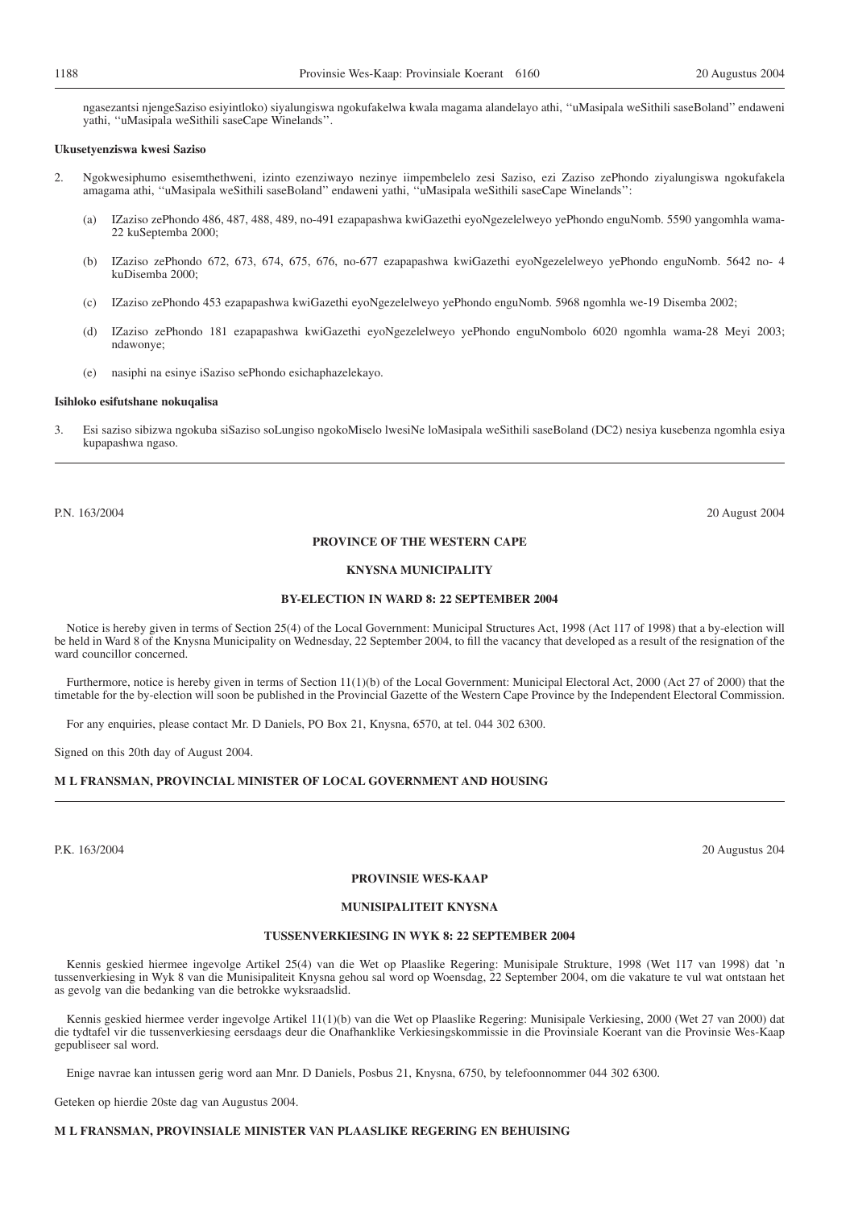ngasezantsi njengeSaziso esiyintloko) siyalungiswa ngokufakelwa kwala magama alandelayo athi, ''uMasipala weSithili saseBoland'' endaweni yathi, ''uMasipala weSithili saseCape Winelands''.

**Ukusetyenziswa kwesi Saziso**

2. Ngokwesiphumo esisemthethweni, izinto ezenziwayo nezinye iimpembelelo zesi Saziso, ezi Zaziso zePhondo ziyalungiswa ngokufakela amagama athi, ''uMasipala weSithili saseBoland'' endaweni yathi, ''uMasipala weSithili saseCape Winelands'':

   (a) IZaziso zePhondo 486, 487, 488, 489, no-491 ezapapashwa kwiGazethi eyoNgezelelweyo yePhondo enguNomb. 5590 yangomhla wama-22 kuSeptemba 2000;

   (b) IZaziso zePhondo 672, 673, 674, 675, 676, no-677 ezapapashwa kwiGazethi eyoNgezelelweyo yePhondo enguNomb. 5642 no- 4 kuDisemba 2000;

   (c) IZaziso zePhondo 453 ezapapashwa kwiGazethi eyoNgezelelweyo yePhondo enguNomb. 5968 ngomhla we-19 Disemba 2002;

   (d) IZaziso zePhondo 181 ezapapashwa kwiGazethi eyoNgezelelweyo yePhondo enguNombolo 6020 ngomhla wama-28 Meyi 2003; ndawonye;

   (e) nasiphi na esinye iSaziso sePhondo esichaphazelekayo.

**Isihloko esifutshane nokuqalisa**

3. Esi saziso sibizwa ngokuba siSaziso soLungiso ngokoMiselo lwesiNe loMasipala weSithili saseBoland (DC2) nesiya kusebenza ngomhla esiya kupapashwa ngaso.

---

P.N. 163/2004 20 August 2004

**PROVINCE OF THE WESTERN CAPE**

**KNYSNA MUNICIPALITY**

**BY-ELECTION IN WARD 8: 22 SEPTEMBER 2004**

Notice is hereby given in terms of Section 25(4) of the Local Government: Municipal Structures Act, 1998 (Act 117 of 1998) that a by-election will be held in Ward 8 of the Knysna Municipality on Wednesday, 22 September 2004, to fill the vacancy that developed as a result of the resignation of the ward councillor concerned.

Furthermore, notice is hereby given in terms of Section 11(1)(b) of the Local Government: Municipal Electoral Act, 2000 (Act 27 of 2000) that the timetable for the by-election will soon be published in the Provincial Gazette of the Western Cape Province by the Independent Electoral Commission.

For any enquiries, please contact Mr. D Daniels, PO Box 21, Knysna, 6570, at tel. 044 302 6300.

Signed on this 20th day of August 2004.

**M L FRANSMAN, PROVINCIAL MINISTER OF LOCAL GOVERNMENT AND HOUSING**

---

P.K. 163/2004 20 Augustus 204

**PROVINSIE WES-KAAP**

**MUNISIPALITEIT KNYSNA**

**TUSSENVERKIESING IN WYK 8: 22 SEPTEMBER 2004**

Kennis geskied hiermee ingevolge Artikel 25(4) van die Wet op Plaaslike Regering: Munisipale Strukture, 1998 (Wet 117 van 1998) dat 'n tussenverkiesing in Wyk 8 van die Munisipaliteit Knysna gehou sal word op Woensdag, 22 September 2004, om die vakature te vul wat ontstaan het as gevolg van die bedanking van die betrokke wyksraadslid.

Kennis geskied hiermee verder ingevolge Artikel 11(1)(b) van die Wet op Plaaslike Regering: Munisipale Verkiesing, 2000 (Wet 27 van 2000) dat die tydtafel vir die tussenverkiesing eersdaags deur die Onafhanklike Verkiesingskommissie in die Provinsiale Koerant van die Provinsie Wes-Kaap gepubliseer sal word.

Enige navrae kan intussen gerig word aan Mnr. D Daniels, Posbus 21, Knysna, 6750, by telefoonnommer 044 302 6300.

Geteken op hierdie 20ste dag van Augustus 2004.

**M L FRANSMAN, PROVINSIALE MINISTER VAN PLAASLIKE REGERING EN BEHUISING**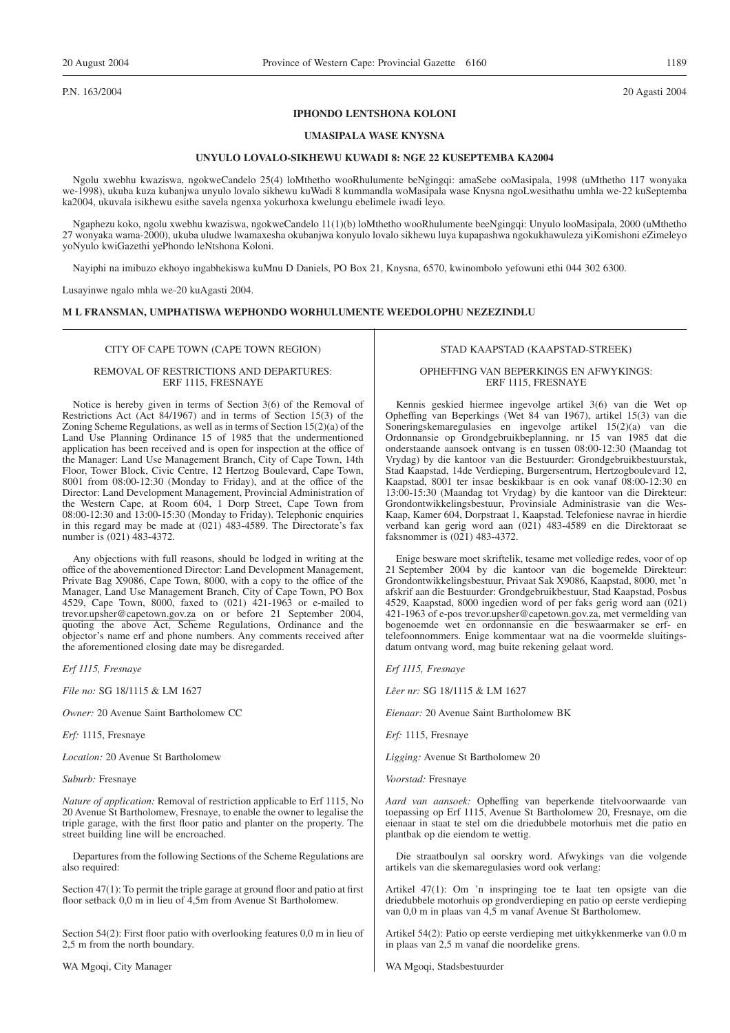P.N. 163/2004 20 Agasti 2004

### IPHONDO LENTSHONA KOLONI

### UMASIPALA WASE KNYSNA

### UNYULO LOVALO-SIKHEWU KUWADI 8: NGE 22 KUSEPTEMBA KA2004

Ngolu xwebhu kwaziswa, ngokweCandelo 25(4) loMthetho wooRhulumente beNgingqi: amaSebe ooMasipala, 1998 (uMthetho 117 wonyaka we-1998), ukuba kuza kubanjwa unyulo lovalo sikhewu kuWadi 8 kummandla woMasipala wase Knysna ngoLwesithathu umhla we-22 kuSeptemba ka2004, ukuvala isikhewu esithe savela ngenxa yokurhoxa kwelungu ebelimele iwadi leyo.

Ngaphezu koko, ngolu xwebhu kwaziswa, ngokweCandelo 11(1)(b) loMthetho wooRhulumente beeNgingqi: Unyulo looMasipala, 2000 (uMthetho 27 wonyaka wama-2000), ukuba uludwe lwamaxesha okubanjwa konyulo lovalo sikhewu luya kupapashwa ngokukhawuleza yiKomishoni eZimeleyo yoNyulo kwiGazethi yePhondo leNtshona Koloni.

Nayiphi na imibuzo ekhoyo ingabhekiswa kuMnu D Daniels, PO Box 21, Knysna, 6570, kwinombolo yefowuni ethi 044 302 6300.

Lusayinwe ngalo mhla we-20 kuAgasti 2004.

**M L FRANSMAN, UMPHATISWA WEPHONDO WORHULUMENTE WEEDOLOPHU NEZEZINDLU**

---

CITY OF CAPE TOWN (CAPE TOWN REGION)

REMOVAL OF RESTRICTIONS AND DEPARTURES: ERF 1115, FRESNAYE

Notice is hereby given in terms of Section 3(6) of the Removal of Restrictions Act (Act 84/1967) and in terms of Section 15(3) of the Zoning Scheme Regulations, as well as in terms of Section 15(2)(a) of the Land Use Planning Ordinance 15 of 1985 that the undermentioned application has been received and is open for inspection at the office of the Manager: Land Use Management Branch, City of Cape Town, 14th Floor, Tower Block, Civic Centre, 12 Hertzog Boulevard, Cape Town, 8001 from 08:00-12:30 (Monday to Friday), and at the office of the Director: Land Development Management, Provincial Administration of the Western Cape, at Room 604, 1 Dorp Street, Cape Town from 08:00-12:30 and 13:00-15:30 (Monday to Friday). Telephonic enquiries in this regard may be made at (021) 483-4589. The Directorate's fax number is (021) 483-4372.

Any objections with full reasons, should be lodged in writing at the office of the abovementioned Director: Land Development Management, Private Bag X9086, Cape Town, 8000, with a copy to the office of the Manager, Land Use Management Branch, City of Cape Town, PO Box 4529, Cape Town, 8000, faxed to (021) 421-1963 or e-mailed to trevor.upsher@capetown.gov.za on or before 21 September 2004, quoting the above Act, Scheme Regulations, Ordinance and the objector's name erf and phone numbers. Any comments received after the aforementioned closing date may be disregarded.

*Erf 1115, Fresnaye*

*File no:* SG 18/1115 & LM 1627

*Owner:* 20 Avenue Saint Bartholomew CC

*Erf:* 1115, Fresnaye

*Location:* 20 Avenue St Bartholomew

*Suburb:* Fresnaye

*Nature of application:* Removal of restriction applicable to Erf 1115, No 20 Avenue St Bartholomew, Fresnaye, to enable the owner to legalise the triple garage, with the first floor patio and planter on the property. The street building line will be encroached.

Departures from the following Sections of the Scheme Regulations are also required:

Section 47(1): To permit the triple garage at ground floor and patio at first floor setback 0,0 m in lieu of 4,5m from Avenue St Bartholomew.

Section 54(2): First floor patio with overlooking features 0,0 m in lieu of 2,5 m from the north boundary.

WA Mgoqi, City Manager

---

STAD KAAPSTAD (KAAPSTAD-STREEK)

OPHEFFING VAN BEPERKINGS EN AFWYKINGS: ERF 1115, FRESNAYE

Kennis geskied hiermee ingevolge artikel 3(6) van die Wet op Opheffing van Beperkings (Wet 84 van 1967), artikel 15(3) van die Soneringskemaregulasies en ingevolge artikel 15(2)(a) van die Ordonnansie op Grondgebruikbeplanning, nr 15 van 1985 dat die onderstaande aansoek ontvang is en tussen 08:00-12:30 (Maandag tot Vrydag) by die kantoor van die Bestuurder: Grondgebruikbestuurstak, Stad Kaapstad, 14de Verdieping, Burgersentrum, Hertzogboulevard 12, Kaapstad, 8001 ter insae beskikbaar is en ook vanaf 08:00-12:30 en 13:00-15:30 (Maandag tot Vrydag) by die kantoor van die Direkteur: Grondontwikkelingsbestuur, Provinsiale Administrasie van die Wes-Kaap, Kamer 604, Dorpstraat 1, Kaapstad. Telefoniese navrae in hierdie verband kan gerig word aan (021) 483-4589 en die Direktoraat se faksnommer is (021) 483-4372.

Enige besware moet skriftelik, tesame met volledige redes, voor of op 21 September 2004 by die kantoor van die bogemelde Direkteur: Grondontwikkelingsbestuur, Privaat Sak X9086, Kaapstad, 8000, met 'n afskrif aan die Bestuurder: Grondgebruikbestuur, Stad Kaapstad, Posbus 4529, Kaapstad, 8000 ingedien word of per faks gerig word aan (021) 421-1963 of e-pos trevor.upsher@capetown.gov.za, met vermelding van bogenoemde wet en ordonnansie en die beswaarmaker se erf- en telefoonnommers. Enige kommentaar wat na die voormelde sluitingsdatum ontvang word, mag buite rekening gelaat word.

*Erf 1115, Fresnaye*

*Lêer nr:* SG 18/1115 & LM 1627

*Eienaar:* 20 Avenue Saint Bartholomew BK

*Erf:* 1115, Fresnaye

*Ligging:* Avenue St Bartholomew 20

*Voorstad:* Fresnaye

*Aard van aansoek:* Opheffing van beperkende titelvoorwaarde van toepassing op Erf 1115, Avenue St Bartholomew 20, Fresnaye, om die eienaar in staat te stel om die driedubbele motorhuis met die patio en plantbak op die eiendom te wettig.

Die straatboulyn sal oorskry word. Afwykings van die volgende artikels van die skemaregulasies word ook verlang:

Artikel 47(1): Om 'n inspringing toe te laat ten opsigte van die driedubbele motorhuis op grondverdieping en patio op eerste verdieping van 0,0 m in plaas van 4,5 m vanaf Avenue St Bartholomew.

Artikel 54(2): Patio op eerste verdieping met uitkykkenmerke van 0.0 m in plaas van 2,5 m vanaf die noordelike grens.

WA Mgoqi, Stadsbestuurder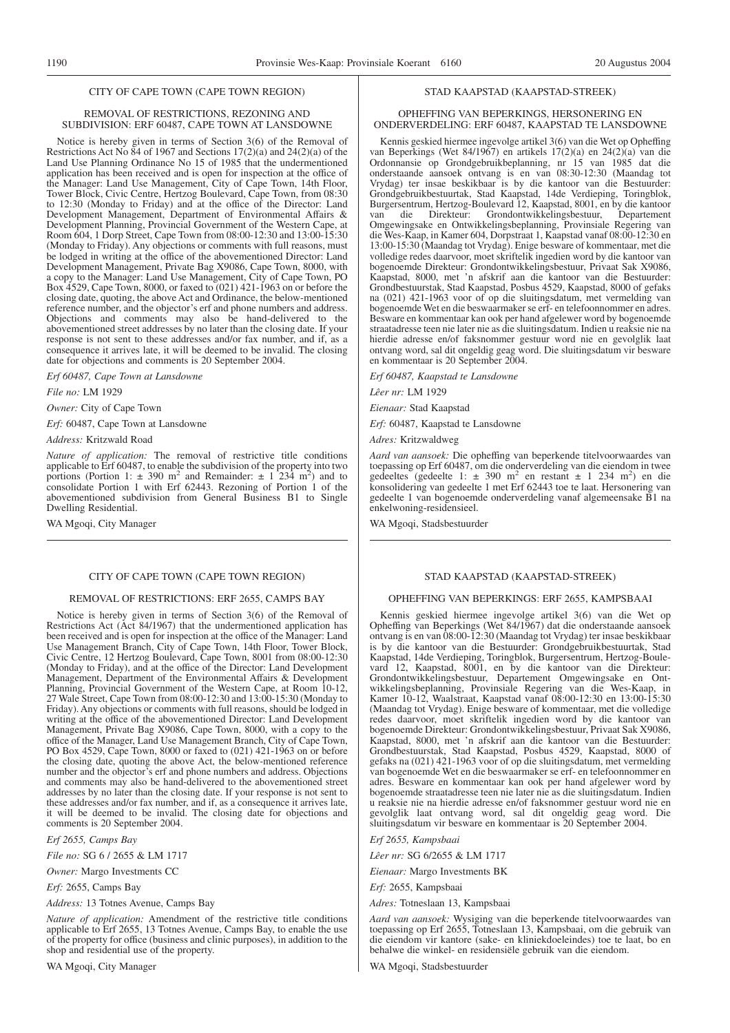## CITY OF CAPE TOWN (CAPE TOWN REGION)

### REMOVAL OF RESTRICTIONS, REZONING AND SUBDIVISION: ERF 60487, CAPE TOWN AT LANSDOWNE

Notice is hereby given in terms of Section 3(6) of the Removal of Restrictions Act No 84 of 1967 and Sections 17(2)(a) and 24(2)(a) of the Land Use Planning Ordinance No 15 of 1985 that the undermentioned application has been received and is open for inspection at the office of the Manager: Land Use Management, City of Cape Town, 14th Floor, Tower Block, Civic Centre, Hertzog Boulevard, Cape Town, from 08:30 to 12:30 (Monday to Friday) and at the office of the Director: Land Development Management, Department of Environmental Affairs & Development Planning, Provincial Government of the Western Cape, at Room 604, 1 Dorp Street, Cape Town from 08:00-12:30 and 13:00-15:30 (Monday to Friday). Any objections or comments with full reasons, must be lodged in writing at the office of the abovementioned Director: Land Development Management, Private Bag X9086, Cape Town, 8000, with a copy to the Manager: Land Use Management, City of Cape Town, PO Box 4529, Cape Town, 8000, or faxed to (021) 421-1963 on or before the closing date, quoting, the above Act and Ordinance, the below-mentioned reference number, and the objector's erf and phone numbers and address. Objections and comments may also be hand-delivered to the abovementioned street addresses by no later than the closing date. If your response is not sent to these addresses and/or fax number, and if, as a consequence it arrives late, it will be deemed to be invalid. The closing date for objections and comments is 20 September 2004.

*Erf 60487, Cape Town at Lansdowne*

*File no:* LM 1929

*Owner:* City of Cape Town

*Erf:* 60487, Cape Town at Lansdowne

*Address:* Kritzwald Road

*Nature of application:* The removal of restrictive title conditions applicable to Erf 60487, to enable the subdivision of the property into two portions (Portion 1: ± 390 m$^2$ and Remainder: ± 1 234 m$^2$) and to consolidate Portion 1 with Erf 62443. Rezoning of Portion 1 of the abovementioned subdivision from General Business B1 to Single Dwelling Residential.

WA Mgoqi, City Manager

---

## STAD KAAPSTAD (KAAPSTAD-STREEK)

### OPHEFFING VAN BEPERKINGS, HERSONERING EN ONDERVERDELING: ERF 60487, KAAPSTAD TE LANSDOWNE

Kennis geskied hiermee ingevolge artikel 3(6) van die Wet op Opheffing van Beperkings (Wet 84/1967) en artikels 17(2)(a) en 24(2)(a) van die Ordonnansie op Grondgebruikbeplanning, nr 15 van 1985 dat die onderstaande aansoek ontvang is en van 08:30-12:30 (Maandag tot Vrydag) ter insae beskikbaar is by die kantoor van die Bestuurder: Grondgebruikbestuurtak, Stad Kaapstad, 14de Verdieping, Toringblok, Burgersentrum, Hertzog-Boulevard 12, Kaapstad, 8001, en by die kantoor van die Direkteur: Grondontwikkelingsbestuur, Departement Omgewingsake en Ontwikkelingsbeplanning, Provinsiale Regering van die Wes-Kaap, in Kamer 604, Dorpstraat 1, Kaapstad vanaf 08:00-12:30 en 13:00-15:30 (Maandag tot Vrydag). Enige besware of kommentaar, met die volledige redes daarvoor, moet skriftelik ingedien word by die kantoor van bogenoemde Direkteur: Grondontwikkelingsbestuur, Privaat Sak X9086, Kaapstad, 8000, met 'n afskrif aan die kantoor van die Bestuurder: Grondbestuurstak, Stad Kaapstad, Posbus 4529, Kaapstad, 8000 of gefaks na (021) 421-1963 voor of op die sluitingsdatum, met vermelding van bogenoemde Wet en die beswaarmaker se erf- en telefoonnommer en adres. Besware en kommentaar kan ook per hand afgelewer word by bogenoemde straatadresse teen nie later nie as die sluitingsdatum. Indien u reaksie nie na hierdie adresse en/of faksnommer gestuur word nie en gevolglik laat ontvang word, sal dit ongeldig geag word. Die sluitingsdatum vir besware en kommentaar is 20 September 2004.

*Erf 60487, Kaapstad te Lansdowne*

*Lêer nr:* LM 1929

*Eienaar:* Stad Kaapstad

*Erf:* 60487, Kaapstad te Lansdowne

*Adres:* Kritzwaldweg

*Aard van aansoek:* Die opheffing van beperkende titelvoorwaardes van toepassing op Erf 60487, om die onderverdeling van die eiendom in twee gedeeltes (gedeelte 1: ± 390 m$^2$ en restant ± 1 234 m$^2$) en die konsolidering van gedeelte 1 met Erf 62443 toe te laat. Hersonering van gedeelte 1 van bogenoemde onderverdeling vanaf algemeensake B1 na enkelwoning-residensieel.

WA Mgoqi, Stadsbestuurder

---

## CITY OF CAPE TOWN (CAPE TOWN REGION)

### REMOVAL OF RESTRICTIONS: ERF 2655, CAMPS BAY

Notice is hereby given in terms of Section 3(6) of the Removal of Restrictions Act (Act 84/1967) that the undermentioned application has been received and is open for inspection at the office of the Manager: Land Use Management Branch, City of Cape Town, 14th Floor, Tower Block, Civic Centre, 12 Hertzog Boulevard, Cape Town, 8001 from 08:00-12:30 (Monday to Friday), and at the office of the Director: Land Development Management, Department of the Environmental Affairs & Development Planning, Provincial Government of the Western Cape, at Room 10-12, 27 Wale Street, Cape Town from 08:00-12:30 and 13:00-15:30 (Monday to Friday). Any objections or comments with full reasons, should be lodged in writing at the office of the abovementioned Director: Land Development Management, Private Bag X9086, Cape Town, 8000, with a copy to the office of the Manager, Land Use Management Branch, City of Cape Town, PO Box 4529, Cape Town, 8000 or faxed to (021) 421-1963 on or before the closing date, quoting the above Act, the below-mentioned reference number and the objector's erf and phone numbers and address. Objections and comments may also be hand-delivered to the abovementioned street addresses by no later than the closing date. If your response is not sent to these addresses and/or fax number, and if, as a consequence it arrives late, it will be deemed to be invalid. The closing date for objections and comments is 20 September 2004.

*Erf 2655, Camps Bay*

*File no:* SG 6 / 2655 & LM 1717

*Owner:* Margo Investments CC

*Erf:* 2655, Camps Bay

*Address:* 13 Totnes Avenue, Camps Bay

*Nature of application:* Amendment of the restrictive title conditions applicable to Erf 2655, 13 Totnes Avenue, Camps Bay, to enable the use of the property for office (business and clinic purposes), in addition to the shop and residential use of the property.

WA Mgoqi, City Manager

---

## STAD KAAPSTAD (KAAPSTAD-STREEK)

### OPHEFFING VAN BEPERKINGS: ERF 2655, KAMPSBAAI

Kennis geskied hiermee ingevolge artikel 3(6) van die Wet op Opheffing van Beperkings (Wet 84/1967) dat die onderstaande aansoek ontvang is en van 08:00-12:30 (Maandag tot Vrydag) ter insae beskikbaar is by die kantoor van die Bestuurder: Grondgebruikbestuurtak, Stad Kaapstad, 14de Verdieping, Toringblok, Burgersentrum, Hertzog-Boulevard 12, Kaapstad, 8001, en by die kantoor van die Direkteur: Grondontwikkelingsbestuur, Departement Omgewingsake en Ontwikkelingsbeplanning, Provinsiale Regering van die Wes-Kaap, in Kamer 10-12, Waalstraat, Kaapstad vanaf 08:00-12:30 en 13:00-15:30 (Maandag tot Vrydag). Enige besware of kommentaar, met die volledige redes daarvoor, moet skriftelik ingedien word by die kantoor van bogenoemde Direkteur: Grondontwikkelingsbestuur, Privaat Sak X9086, Kaapstad, 8000, met 'n afskrif aan die kantoor van die Bestuurder: Grondbestuurstak, Stad Kaapstad, Posbus 4529, Kaapstad, 8000 of gefaks na (021) 421-1963 voor of op die sluitingsdatum, met vermelding van bogenoemde Wet en die beswaarmaker se erf- en telefoonnommer en adres. Besware en kommentaar kan ook per hand afgelewer word by bogenoemde straatadresse teen nie later nie as die sluitingsdatum. Indien u reaksie nie na hierdie adresse en/of faksnommer gestuur word nie en gevolglik laat ontvang word, sal dit ongeldig geag word. Die sluitingsdatum vir besware en kommentaar is 20 September 2004.

*Erf 2655, Kampsbaai*

*Lêer nr:* SG 6/2655 & LM 1717

*Eienaar:* Margo Investments BK

*Erf:* 2655, Kampsbaai

*Adres:* Totneslaan 13, Kampsbaai

*Aard van aansoek:* Wysiging van die beperkende titelvoorwaardes van toepassing op Erf 2655, Totneslaan 13, Kampsbaai, om die gebruik van die eiendom vir kantore (sake- en kliniekdoeleindes) toe te laat, bo en behalwe die winkel- en residensiële gebruik van die eiendom.

WA Mgoqi, Stadsbestuurder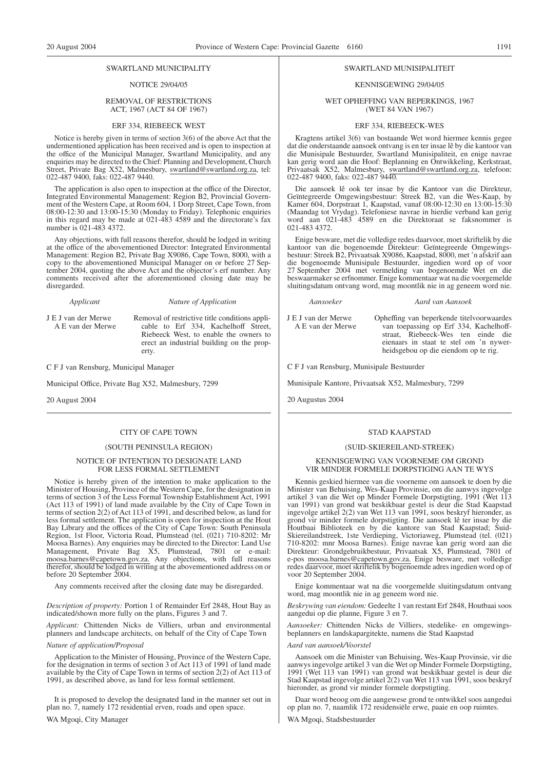## SWARTLAND MUNICIPALITY

NOTICE 29/04/05

REMOVAL OF RESTRICTIONS ACT, 1967 (ACT 84 OF 1967)

ERF 334, RIEBEECK WEST

Notice is hereby given in terms of section 3(6) of the above Act that the undermentioned application has been received and is open to inspection at the office of the Municipal Manager, Swartland Municipality, and any enquiries may be directed to the Chief: Planning and Development, Church Street, Private Bag X52, Malmesbury, swartland@swartland.org.za, tel: 022-487 9400, faks: 022-487 9440.

The application is also open to inspection at the office of the Director, Integrated Environmental Management: Region B2, Provincial Government of the Western Cape, at Room 604, 1 Dorp Street, Cape Town, from 08:00-12:30 and 13:00-15:30 (Monday to Friday). Telephonic enquiries in this regard may be made at 021-483 4589 and the directorate's fax number is 021-483 4372.

Any objections, with full reasons therefor, should be lodged in writing at the office of the abovementioned Director: Integrated Environmental Management: Region B2, Private Bag X9086, Cape Town, 8000, with a copy to the abovementioned Municipal Manager on or before 27 September 2004, quoting the above Act and the objector's erf number. Any comments received after the aforementioned closing date may be disregarded.

| *Applicant* | *Nature of Application* |
|---|---|
| J E J van der Merwe<br>A E van der Merwe | Removal of restrictive title conditions applicable to Erf 334, Kachelhoff Street, Riebeeck West, to enable the owners to erect an industrial building on the property. |

C F J van Rensburg, Municipal Manager

Municipal Office, Private Bag X52, Malmesbury, 7299

20 August 2004

## SWARTLAND MUNISIPALITEIT

KENNISGEWING 29/04/05

WET OPHEFFING VAN BEPERKINGS, 1967 (WET 84 VAN 1967)

ERF 334, RIEBEECK-WES

Kragtens artikel 3(6) van bostaande Wet word hiermee kennis gegee dat die onderstaande aansoek ontvang is en ter insae lê by die kantoor van die Munisipale Bestuurder, Swartland Munisipaliteit, en enige navrae kan gerig word aan die Hoof: Beplanning en Ontwikkeling, Kerkstraat, Privaatsak X52, Malmesbury, swartland@swartland.org.za, telefoon: 022-487 9400, faks: 022-487 9440.

Die aansoek lê ook ter insae by die Kantoor van die Direkteur, Geïntegreerde Omgewingsbestuur: Streek B2, van die Wes-Kaap, by Kamer 604, Dorpstraat 1, Kaapstad, vanaf 08:00-12:30 en 13:00-15:30 (Maandag tot Vrydag). Telefoniese navrae in hierdie verband kan gerig word aan 021-483 4589 en die Direktoraat se faksnommer is 021-483 4372.

Enige besware, met die volledige redes daarvoor, moet skriftelik by die kantoor van die bogenoemde Direkteur: Geïntegreerde Omgewingsbestuur: Streek B2, Privaatsak X9086, Kaapstad, 8000, met 'n afskrif aan die bogenoemde Munisipale Bestuurder, ingedien word op of voor 27 September 2004 met vermelding van bogenoemde Wet en die beswaarmaker se erfnommer. Enige kommentaar wat na die voorgemelde sluitingsdatum ontvang word, mag moontlik nie in ag geneem word nie.

| *Aansoeker* | *Aard van Aansoek* |
|---|---|
| J E J van der Merwe<br>A E van der Merwe | Opheffing van beperkende titelvoorwaardes van toepassing op Erf 334, Kachelhoffstraat, Riebeeck-Wes ten einde die eienaars in staat te stel om 'n nywerheidsgebou op die eiendom op te rig. |

C F J van Rensburg, Munisipale Bestuurder

Munisipale Kantore, Privaatsak X52, Malmesbury, 7299

20 Augustus 2004

## CITY OF CAPE TOWN

(SOUTH PENINSULA REGION)

NOTICE OF INTENTION TO DESIGNATE LAND FOR LESS FORMAL SETTLEMENT

Notice is hereby given of the intention to make application to the Minister of Housing, Province of the Western Cape, for the designation in terms of section 3 of the Less Formal Township Establishment Act, 1991 (Act 113 of 1991) of land made available by the City of Cape Town in terms of section 2(2) of Act 113 of 1991, and described below, as land for less formal settlement. The application is open for inspection at the Hout Bay Library and the offices of the City of Cape Town: South Peninsula Region, 1st Floor, Victoria Road, Plumstead (tel. (021) 710-8202: Mr Moosa Barnes). Any enquiries may be directed to the Director: Land Use Management, Private Bag X5, Plumstead, 7801 or e-mail: moosa.barnes@capetown.gov.za. Any objections, with full reasons therefor, should be lodged in writing at the abovementioned address on or before 20 September 2004.

Any comments received after the closing date may be disregarded.

*Description of property:* Portion 1 of Remainder Erf 2848, Hout Bay as indicated/shown more fully on the plans, Figures 3 and 7.

*Applicant:* Chittenden Nicks de Villiers, urban and environmental planners and landscape architects, on behalf of the City of Cape Town

*Nature of application/Proposal*

Application to the Minister of Housing, Province of the Western Cape, for the designation in terms of section 3 of Act 113 of 1991 of land made available by the City of Cape Town in terms of section 2(2) of Act 113 of 1991, as described above, as land for less formal settlement.

It is proposed to develop the designated land in the manner set out in plan no. 7, namely 172 residential erven, roads and open space.

WA Mgoqi, City Manager

## STAD KAAPSTAD

(SUID-SKIEREILAND-STREEK)

KENNISGEWING VAN VOORNEME OM GROND VIR MINDER FORMELE DORPSTIGING AAN TE WYS

Kennis geskied hiermee van die voorneme om aansoek te doen by die Minister van Behuising, Wes-Kaap Provinsie, om die aanwys ingevolge artikel 3 van die Wet op Minder Formele Dorpstigting, 1991 (Wet 113 van 1991) van grond wat beskikbaar gestel is deur die Stad Kaapstad ingevolge artikel 2(2) van Wet 113 van 1991, soos beskryf hieronder, as grond vir minder formele dorpstigting. Die aansoek lê ter insae by die Houtbaai Biblioteek en by die kantore van Stad Kaapstad; Suid-Skiereilandstreek, 1ste Verdieping, Victoriaweg, Plumstead (tel. (021) 710-8202: mnr Moosa Barnes). Enige navrae kan gerig word aan die Direkteur: Grondgebruikbestuur, Privaatsak X5, Plumstead, 7801 of e-pos moosa.barnes@capetown.gov.za. Enige besware, met volledige redes daarvoor, moet skriftelik by bogenoemde adres ingedien word op of voor 20 September 2004.

Enige kommentaar wat na die voorgemelde sluitingsdatum ontvang word, mag moontlik nie in ag geneem word nie.

*Beskrywing van eiendom:* Gedeelte 1 van restant Erf 2848, Houtbaai soos aangedui op die planne, Figure 3 en 7.

*Aansoeker:* Chittenden Nicks de Villiers, stedelike- en omgewingsbeplanners en landskapargitekte, namens die Stad Kaapstad

*Aard van aansoek/Voorstel*

Aansoek om die Minister van Behuising, Wes-Kaap Provinsie, vir die aanwys ingevolge artikel 3 van die Wet op Minder Formele Dorpstigting, 1991 (Wet 113 van 1991) van grond wat beskikbaar gestel is deur die Stad Kaapstad ingevolge artikel 2(2) van Wet 113 van 1991, soos beskryf hieronder, as grond vir minder formele dorpstigting.

Daar word beoog om die aangewese grond te ontwikkel soos aangedui op plan no. 7, naamlik 172 residensiële erwe, paaie en oop ruimtes.

WA Mgoqi, Stadsbestuurder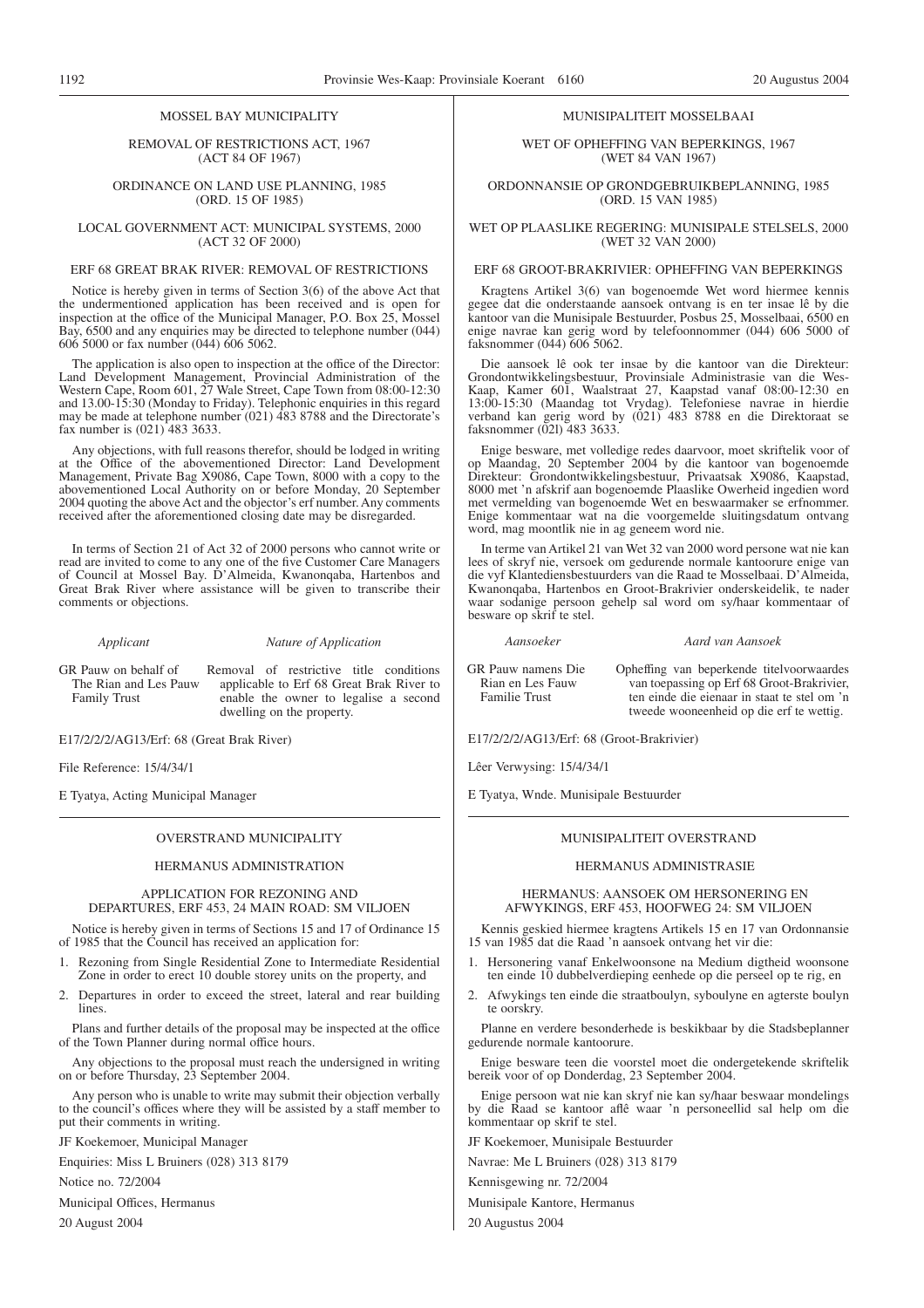MOSSEL BAY MUNICIPALITY

REMOVAL OF RESTRICTIONS ACT, 1967 (ACT 84 OF 1967)

ORDINANCE ON LAND USE PLANNING, 1985 (ORD. 15 OF 1985)

LOCAL GOVERNMENT ACT: MUNICIPAL SYSTEMS, 2000 (ACT 32 OF 2000)

ERF 68 GREAT BRAK RIVER: REMOVAL OF RESTRICTIONS

Notice is hereby given in terms of Section 3(6) of the above Act that the undermentioned application has been received and is open for inspection at the office of the Municipal Manager, P.O. Box 25, Mossel Bay, 6500 and any enquiries may be directed to telephone number (044) 606 5000 or fax number (044) 606 5062.

The application is also open to inspection at the office of the Director: Land Development Management, Provincial Administration of the Western Cape, Room 601, 27 Wale Street, Cape Town from 08:00-12:30 and 13.00-15:30 (Monday to Friday). Telephonic enquiries in this regard may be made at telephone number (021) 483 8788 and the Directorate's fax number is (021) 483 3633.

Any objections, with full reasons therefor, should be lodged in writing at the Office of the abovementioned Director: Land Development Management, Private Bag X9086, Cape Town, 8000 with a copy to the abovementioned Local Authority on or before Monday, 20 September 2004 quoting the above Act and the objector's erf number. Any comments received after the aforementioned closing date may be disregarded.

In terms of Section 21 of Act 32 of 2000 persons who cannot write or read are invited to come to any one of the five Customer Care Managers of Council at Mossel Bay. D'Almeida, Kwanonqaba, Hartenbos and Great Brak River where assistance will be given to transcribe their comments or objections.

| *Applicant* | *Nature of Application* |
|---|---|
| GR Pauw on behalf of The Rian and Les Pauw Family Trust | Removal of restrictive title conditions applicable to Erf 68 Great Brak River to enable the owner to legalise a second dwelling on the property. |

E17/2/2/2/AG13/Erf: 68 (Great Brak River)

File Reference: 15/4/34/1

E Tyatya, Acting Municipal Manager

---

MUNISIPALITEIT MOSSELBAAI

WET OF OPHEFFING VAN BEPERKINGS, 1967 (WET 84 VAN 1967)

ORDONNANSIE OP GRONDGEBRUIKBEPLANNING, 1985 (ORD. 15 VAN 1985)

WET OP PLAASLIKE REGERING: MUNISIPALE STELSELS, 2000 (WET 32 VAN 2000)

ERF 68 GROOT-BRAKRIVIER: OPHEFFING VAN BEPERKINGS

Kragtens Artikel 3(6) van bogenoemde Wet word hiermee kennis gegee dat die onderstaande aansoek ontvang is en ter insae lê by die kantoor van die Munisipale Bestuurder, Posbus 25, Mosselbaai, 6500 en enige navrae kan gerig word by telefoonnommer (044) 606 5000 of faksnommer (044) 606 5062.

Die aansoek lê ook ter insae by die kantoor van die Direkteur: Grondontwikkelingsbestuur, Provinsiale Administrasie van die Wes-Kaap, Kamer 601, Waalstraat 27, Kaapstad vanaf 08:00-12:30 en 13:00-15:30 (Maandag tot Vrydag). Telefoniese navrae in hierdie verband kan gerig word by (021) 483 8788 en die Direktoraat se faksnommer (02l) 483 3633.

Enige besware, met volledige redes daarvoor, moet skriftelik voor of op Maandag, 20 September 2004 by die kantoor van bogenoemde Direkteur: Grondontwikkelingsbestuur, Privaatsak X9086, Kaapstad, 8000 met 'n afskrif aan bogenoemde Plaaslike Owerheid ingedien word met vermelding van bogenoemde Wet en beswaarmaker se erfnommer. Enige kommentaar wat na die voorgemelde sluitingsdatum ontvang word, mag moontlik nie in ag geneem word nie.

In terme van Artikel 21 van Wet 32 van 2000 word persone wat nie kan lees of skryf nie, versoek om gedurende normale kantoorure enige van die vyf Klantediensbestuurders van die Raad te Mosselbaai. D'Almeida, Kwanonqaba, Hartenbos en Groot-Brakrivier onderskeidelik, te nader waar sodanige persoon gehelp sal word om sy/haar kommentaar of besware op skrif te stel.

| *Aansoeker* | *Aard van Aansoek* |
|---|---|
| GR Pauw namens Die Rian en Les Fauw Familie Trust | Opheffing van beperkende titelvoorwaardes van toepassing op Erf 68 Groot-Brakrivier, ten einde die eienaar in staat te stel om 'n tweede wooneenheid op die erf te wettig. |

E17/2/2/2/AG13/Erf: 68 (Groot-Brakrivier)

Lêer Verwysing: 15/4/34/1

E Tyatya, Wnde. Munisipale Bestuurder

---

OVERSTRAND MUNICIPALITY

HERMANUS ADMINISTRATION

APPLICATION FOR REZONING AND DEPARTURES, ERF 453, 24 MAIN ROAD: SM VILJOEN

Notice is hereby given in terms of Sections 15 and 17 of Ordinance 15 of 1985 that the Council has received an application for:

1. Rezoning from Single Residential Zone to Intermediate Residential Zone in order to erect 10 double storey units on the property, and
2. Departures in order to exceed the street, lateral and rear building lines.

Plans and further details of the proposal may be inspected at the office of the Town Planner during normal office hours.

Any objections to the proposal must reach the undersigned in writing on or before Thursday, 23 September 2004.

Any person who is unable to write may submit their objection verbally to the council's offices where they will be assisted by a staff member to put their comments in writing.

JF Koekemoer, Municipal Manager

Enquiries: Miss L Bruiners (028) 313 8179

Notice no. 72/2004

Municipal Offices, Hermanus

20 August 2004

---

MUNISIPALITEIT OVERSTRAND

HERMANUS ADMINISTRASIE

HERMANUS: AANSOEK OM HERSONERING EN AFWYKINGS, ERF 453, HOOFWEG 24: SM VILJOEN

Kennis geskied hiermee kragtens Artikels 15 en 17 van Ordonnansie 15 van 1985 dat die Raad 'n aansoek ontvang het vir die:

1. Hersonering vanaf Enkelwoonsone na Medium digtheid woonsone ten einde 10 dubbelverdieping eenhede op die perseel op te rig, en
2. Afwykings ten einde die straatboulyn, syboulyne en agterste boulyn te oorskry.

Planne en verdere besonderhede is beskikbaar by die Stadsbeplanner gedurende normale kantoorure.

Enige besware teen die voorstel moet die ondergetekende skriftelik bereik voor of op Donderdag, 23 September 2004.

Enige persoon wat nie kan skryf nie kan sy/haar beswaar mondelings by die Raad se kantoor aflê waar 'n personeellid sal help om die kommentaar op skrif te stel.

JF Koekemoer, Munisipale Bestuurder

Navrae: Me L Bruiners (028) 313 8179

Kennisgewing nr. 72/2004

Munisipale Kantore, Hermanus

20 Augustus 2004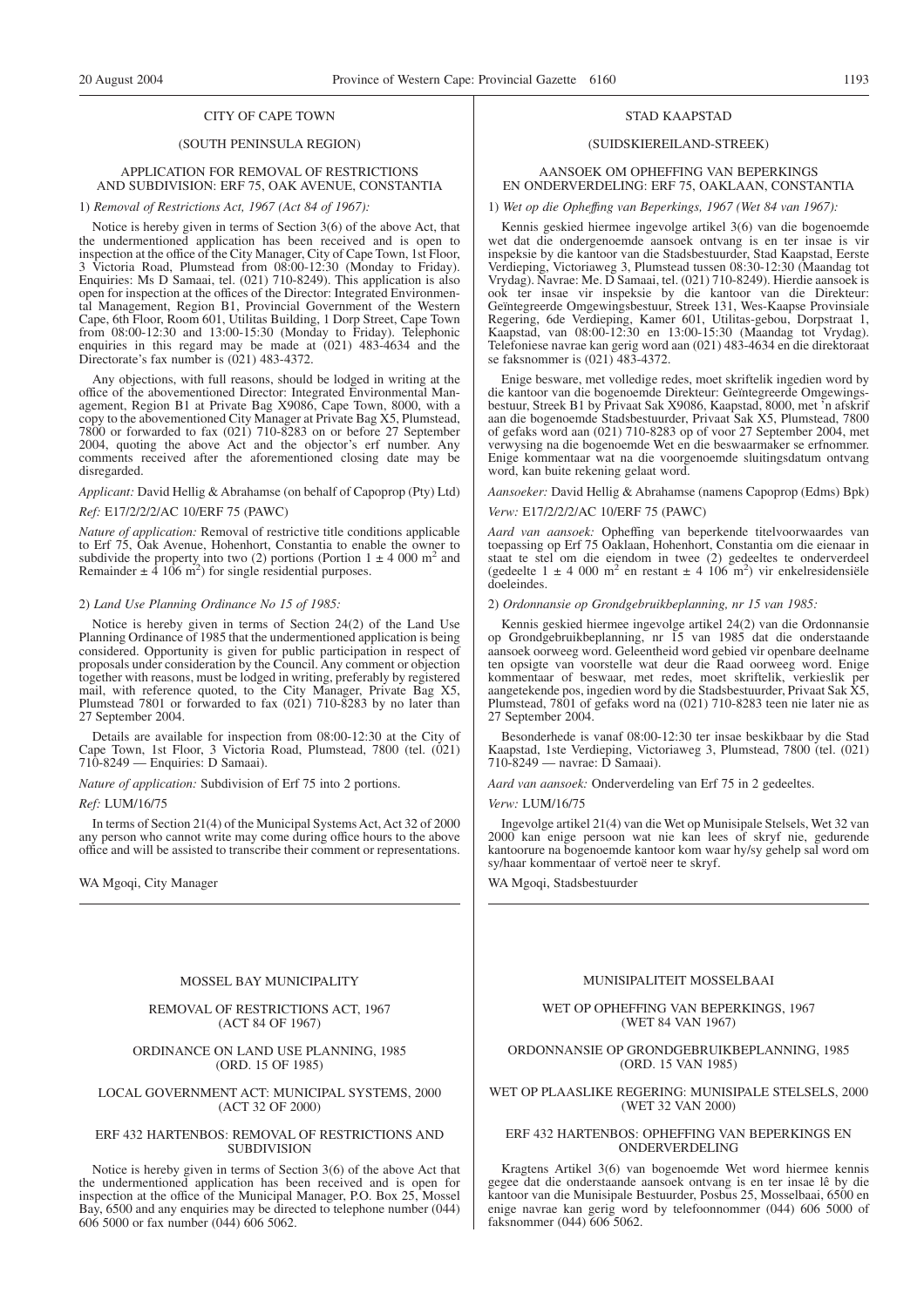## CITY OF CAPE TOWN

### (SOUTH PENINSULA REGION)

### APPLICATION FOR REMOVAL OF RESTRICTIONS AND SUBDIVISION: ERF 75, OAK AVENUE, CONSTANTIA

1) *Removal of Restrictions Act, 1967 (Act 84 of 1967):*

Notice is hereby given in terms of Section 3(6) of the above Act, that the undermentioned application has been received and is open to inspection at the office of the City Manager, City of Cape Town, 1st Floor, 3 Victoria Road, Plumstead from 08:00-12:30 (Monday to Friday). Enquiries: Ms D Samaai, tel. (021) 710-8249). This application is also open for inspection at the offices of the Director: Integrated Environmental Management, Region B1, Provincial Government of the Western Cape, 6th Floor, Room 601, Utilitas Building, 1 Dorp Street, Cape Town from 08:00-12:30 and 13:00-15:30 (Monday to Friday). Telephonic enquiries in this regard may be made at (021) 483-4634 and the Directorate's fax number is (021) 483-4372.

Any objections, with full reasons, should be lodged in writing at the office of the abovementioned Director: Integrated Environmental Management, Region B1 at Private Bag X9086, Cape Town, 8000, with a copy to the abovementioned City Manager at Private Bag X5, Plumstead, 7800 or forwarded to fax (021) 710-8283 on or before 27 September 2004, quoting the above Act and the objector's erf number. Any comments received after the aforementioned closing date may be disregarded.

*Applicant:* David Hellig & Abrahamse (on behalf of Capoprop (Pty) Ltd)

*Ref:* E17/2/2/2/AC 10/ERF 75 (PAWC)

*Nature of application:* Removal of restrictive title conditions applicable to Erf 75, Oak Avenue, Hohenhort, Constantia to enable the owner to subdivide the property into two (2) portions (Portion 1 ± 4 000 m$^2$ and Remainder ± 4 106 m$^2$) for single residential purposes.

2) *Land Use Planning Ordinance No 15 of 1985:*

Notice is hereby given in terms of Section 24(2) of the Land Use Planning Ordinance of 1985 that the undermentioned application is being considered. Opportunity is given for public participation in respect of proposals under consideration by the Council. Any comment or objection together with reasons, must be lodged in writing, preferably by registered mail, with reference quoted, to the City Manager, Private Bag X5, Plumstead 7801 or forwarded to fax (021) 710-8283 by no later than 27 September 2004.

Details are available for inspection from 08:00-12:30 at the City of Cape Town, 1st Floor, 3 Victoria Road, Plumstead, 7800 (tel. (021) 710-8249 — Enquiries: D Samaai).

*Nature of application:* Subdivision of Erf 75 into 2 portions.

*Ref:* LUM/16/75

In terms of Section 21(4) of the Municipal Systems Act, Act 32 of 2000 any person who cannot write may come during office hours to the above office and will be assisted to transcribe their comment or representations.

WA Mgoqi, City Manager

---

## STAD KAAPSTAD

### (SUIDSKIEREILAND-STREEK)

### AANSOEK OM OPHEFFING VAN BEPERKINGS EN ONDERVERDELING: ERF 75, OAKLAAN, CONSTANTIA

1) *Wet op die Opheffing van Beperkings, 1967 (Wet 84 van 1967):*

Kennis geskied hiermee ingevolge artikel 3(6) van die bogenoemde wet dat die ondergenoemde aansoek ontvang is en ter insae is vir inspeksie by die kantoor van die Stadsbestuurder, Stad Kaapstad, Eerste Verdieping, Victoriaweg 3, Plumstead tussen 08:30-12:30 (Maandag tot Vrydag). Navrae: Me. D Samaai, tel. (021) 710-8249). Hierdie aansoek is ook ter insae vir inspeksie by die kantoor van die Direkteur: Geïntegreerde Omgewingsbestuur, Streek 131, Wes-Kaapse Provinsiale Regering, 6de Verdieping, Kamer 601, Utilitas-gebou, Dorpstraat 1, Kaapstad, van 08:00-12:30 en 13:00-15:30 (Maandag tot Vrydag). Telefoniese navrae kan gerig word aan (021) 483-4634 en die direktoraat se faksnommer is (021) 483-4372.

Enige besware, met volledige redes, moet skriftelik ingedien word by die kantoor van die bogenoemde Direkteur: Geïntegreerde Omgewingsbestuur, Streek B1 by Privaat Sak X9086, Kaapstad, 8000, met 'n afskrif aan die bogenoemde Stadsbestuurder, Privaat Sak X5, Plumstead, 7800 of gefaks word aan (021) 710-8283 op of voor 27 September 2004, met verwysing na die bogenoemde Wet en die beswaarmaker se erfnommer. Enige kommentaar wat na die voorgenoemde sluitingsdatum ontvang word, kan buite rekening gelaat word.

*Aansoeker:* David Hellig & Abrahamse (namens Capoprop (Edms) Bpk)

*Verw:* E17/2/2/2/AC 10/ERF 75 (PAWC)

*Aard van aansoek:* Opheffing van beperkende titelvoorwaardes van toepassing op Erf 75 Oaklaan, Hohenhort, Constantia om die eienaar in staat te stel om die eiendom in twee (2) gedeeltes te onderverdeel (gedeelte 1 ± 4 000 m$^2$ en restant ± 4 106 m$^2$) vir enkelresidensiële doeleindes.

2) *Ordonnansie op Grondgebruikbeplanning, nr 15 van 1985:*

Kennis geskied hiermee ingevolge artikel 24(2) van die Ordonnansie op Grondgebruikbeplanning, nr 15 van 1985 dat die onderstaande aansoek oorweeg word. Geleentheid word gebied vir openbare deelname ten opsigte van voorstelle wat deur die Raad oorweeg word. Enige kommentaar of beswaar, met redes, moet skriftelik, verkieslik per aangetekende pos, ingedien word by die Stadsbestuurder, Privaat Sak X5, Plumstead, 7801 of gefaks word na (021) 710-8283 teen nie later nie as 27 September 2004.

Besonderhede is vanaf 08:00-12:30 ter insae beskikbaar by die Stad Kaapstad, 1ste Verdieping, Victoriaweg 3, Plumstead, 7800 (tel. (021) 710-8249 — navrae: D Samaai).

*Aard van aansoek:* Onderverdeling van Erf 75 in 2 gedeeltes.

*Verw:* LUM/16/75

Ingevolge artikel 21(4) van die Wet op Munisipale Stelsels, Wet 32 van 2000 kan enige persoon wat nie kan lees of skryf nie, gedurende kantoorure na bogenoemde kantoor kom waar hy/sy gehelp sal word om sy/haar kommentaar of vertoë neer te skryf.

WA Mgoqi, Stadsbestuurder

---

## MOSSEL BAY MUNICIPALITY

### REMOVAL OF RESTRICTIONS ACT, 1967 (ACT 84 OF 1967)

### ORDINANCE ON LAND USE PLANNING, 1985 (ORD. 15 OF 1985)

### LOCAL GOVERNMENT ACT: MUNICIPAL SYSTEMS, 2000 (ACT 32 OF 2000)

### ERF 432 HARTENBOS: REMOVAL OF RESTRICTIONS AND SUBDIVISION

Notice is hereby given in terms of Section 3(6) of the above Act that the undermentioned application has been received and is open for inspection at the office of the Municipal Manager, P.O. Box 25, Mossel Bay, 6500 and any enquiries may be directed to telephone number (044) 606 5000 or fax number (044) 606 5062.

---

## MUNISIPALITEIT MOSSELBAAI

### WET OP OPHEFFING VAN BEPERKINGS, 1967 (WET 84 VAN 1967)

### ORDONNANSIE OP GRONDGEBRUIKBEPLANNING, 1985 (ORD. 15 VAN 1985)

### WET OP PLAASLIKE REGERING: MUNISIPALE STELSELS, 2000 (WET 32 VAN 2000)

### ERF 432 HARTENBOS: OPHEFFING VAN BEPERKINGS EN ONDERVERDELING

Kragtens Artikel 3(6) van bogenoemde Wet word hiermee kennis gegee dat die onderstaande aansoek ontvang is en ter insae lê by die kantoor van die Munisipale Bestuurder, Posbus 25, Mosselbaai, 6500 en enige navrae kan gerig word by telefoonnommer (044) 606 5000 of faksnommer (044) 606 5062.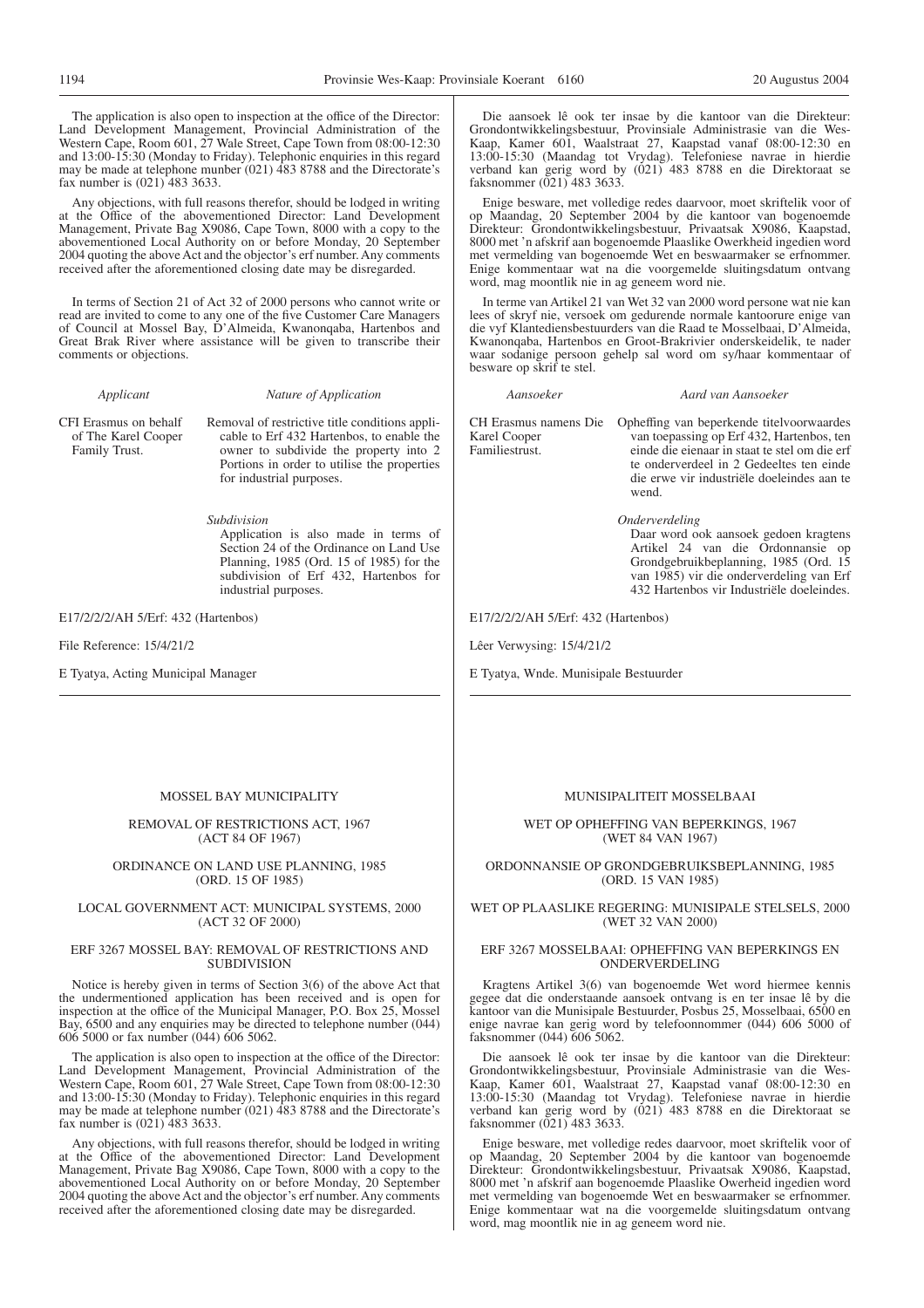The application is also open to inspection at the office of the Director: Land Development Management, Provincial Administration of the Western Cape, Room 601, 27 Wale Street, Cape Town from 08:00-12:30 and 13:00-15:30 (Monday to Friday). Telephonic enquiries in this regard may be made at telephone munber (021) 483 8788 and the Directorate's fax number is (021) 483 3633.

Any objections, with full reasons therefor, should be lodged in writing at the Office of the abovementioned Director: Land Development Management, Private Bag X9086, Cape Town, 8000 with a copy to the abovementioned Local Authority on or before Monday, 20 September 2004 quoting the above Act and the objector's erf number. Any comments received after the aforementioned closing date may be disregarded.

In terms of Section 21 of Act 32 of 2000 persons who cannot write or read are invited to come to any one of the five Customer Care Managers of Council at Mossel Bay, D'Almeida, Kwanonqaba, Hartenbos and Great Brak River where assistance will be given to transcribe their comments or objections.

| *Applicant* | *Nature of Application* |
|---|---|
| CFI Erasmus on behalf of The Karel Cooper Family Trust. | Removal of restrictive title conditions applicable to Erf 432 Hartenbos, to enable the owner to subdivide the property into 2 Portions in order to utilise the properties for industrial purposes. |
| | *Subdivision* Application is also made in terms of Section 24 of the Ordinance on Land Use Planning, 1985 (Ord. 15 of 1985) for the subdivision of Erf 432, Hartenbos for industrial purposes. |

E17/2/2/2/AH 5/Erf: 432 (Hartenbos)

File Reference: 15/4/21/2

E Tyatya, Acting Municipal Manager

---

Die aansoek lê ook ter insae by die kantoor van die Direkteur: Grondontwikkelingsbestuur, Provinsiale Administrasie van die Wes-Kaap, Kamer 601, Waalstraat 27, Kaapstad vanaf 08:00-12:30 en 13:00-15:30 (Maandag tot Vrydag). Telefoniese navrae in hierdie verband kan gerig word by (021) 483 8788 en die Direktoraat se faksnommer (021) 483 3633.

Enige besware, met volledige redes daarvoor, moet skriftelik voor of op Maandag, 20 September 2004 by die kantoor van bogenoemde Direkteur: Grondontwikkelingsbestuur, Privaatsak X9086, Kaapstad, 8000 met 'n afskrif aan bogenoemde Plaaslike Owerheid ingedien word met vermelding van bogenoemde Wet en beswaarmaker se erfnommer. Enige kommentaar wat na die voorgemelde sluitingsdatum ontvang word, mag moontlik nie in ag geneem word nie.

In terme van Artikel 21 van Wet 32 van 2000 word persone wat nie kan lees of skryf nie, versoek om gedurende normale kantoorure enige van die vyf Klantediensbestuurders van die Raad te Mosselbaai, D'Almeida, Kwanonqaba, Hartenbos en Groot-Brakrivier onderskeidelik, te nader waar sodanige persoon gehelp sal word om sy/haar kommentaar of besware op skrif te stel.

| *Aansoeker* | *Aard van Aansoeker* |
|---|---|
| CH Erasmus namens Die Karel Cooper Familiestrust. | Opheffing van beperkende titelvoorwaardes van toepassing op Erf 432, Hartenbos, ten einde die eienaar in staat te stel om die erf te onderverdeel in 2 Gedeeltes ten einde die erwe vir industriële doeleindes aan te wend. |
| | *Onderverdeling* Daar word ook aansoek gedoen kragtens Artikel 24 van die Ordonnansie op Grondgebruikbeplanning, 1985 (Ord. 15 van 1985) vir die onderverdeling van Erf 432 Hartenbos vir Industriële doeleindes. |

E17/2/2/2/AH 5/Erf: 432 (Hartenbos)

Lêer Verwysing: 15/4/21/2

E Tyatya, Wnde. Munisipale Bestuurder

---

MOSSEL BAY MUNICIPALITY

REMOVAL OF RESTRICTIONS ACT, 1967 (ACT 84 OF 1967)

ORDINANCE ON LAND USE PLANNING, 1985 (ORD. 15 OF 1985)

LOCAL GOVERNMENT ACT: MUNICIPAL SYSTEMS, 2000 (ACT 32 OF 2000)

ERF 3267 MOSSEL BAY: REMOVAL OF RESTRICTIONS AND SUBDIVISION

Notice is hereby given in terms of Section 3(6) of the above Act that the undermentioned application has been received and is open for inspection at the office of the Municipal Manager, P.O. Box 25, Mossel Bay, 6500 and any enquiries may be directed to telephone number (044) 606 5000 or fax number (044) 606 5062.

The application is also open to inspection at the office of the Director: Land Development Management, Provincial Administration of the Western Cape, Room 601, 27 Wale Street, Cape Town from 08:00-12:30 and 13:00-15:30 (Monday to Friday). Telephonic enquiries in this regard may be made at telephone number (021) 483 8788 and the Directorate's fax number is (021) 483 3633.

Any objections, with full reasons therefor, should be lodged in writing at the Office of the abovementioned Director: Land Development Management, Private Bag X9086, Cape Town, 8000 with a copy to the abovementioned Local Authority on or before Monday, 20 September 2004 quoting the above Act and the objector's erf number. Any comments received after the aforementioned closing date may be disregarded.

---

MUNISIPALITEIT MOSSELBAAI

WET OP OPHEFFING VAN BEPERKINGS, 1967 (WET 84 VAN 1967)

ORDONNANSIE OP GRONDGEBRUIKSBEPLANNING, 1985 (ORD. 15 VAN 1985)

WET OP PLAASLIKE REGERING: MUNISIPALE STELSELS, 2000 (WET 32 VAN 2000)

ERF 3267 MOSSELBAAI: OPHEFFING VAN BEPERKINGS EN ONDERVERDELING

Kragtens Artikel 3(6) van bogenoemde Wet word hiermee kennis gegee dat die onderstaande aansoek ontvang is en ter insae lê by die kantoor van die Munisipale Bestuurder, Posbus 25, Mosselbaai, 6500 en enige navrae kan gerig word by telefoonnommer (044) 606 5000 of faksnommer (044) 606 5062.

Die aansoek lê ook ter insae by die kantoor van die Direkteur: Grondontwikkelingsbestuur, Provinsiale Administrasie van die Wes-Kaap, Kamer 601, Waalstraat 27, Kaapstad vanaf 08:00-12:30 en 13:00-15:30 (Maandag tot Vrydag). Telefoniese navrae in hierdie verband kan gerig word by (021) 483 8788 en die Direktoraat se faksnommer (021) 483 3633.

Enige besware, met volledige redes daarvoor, moet skriftelik voor of op Maandag, 20 September 2004 by die kantoor van bogenoemde Direkteur: Grondontwikkelingsbestuur, Privaatsak X9086, Kaapstad, 8000 met 'n afskrif aan bogenoemde Plaaslike Owerheid ingedien word met vermelding van bogenoemde Wet en beswaarmaker se erfnommer. Enige kommentaar wat na die voorgemelde sluitingsdatum ontvang word, mag moontlik nie in ag geneem word nie.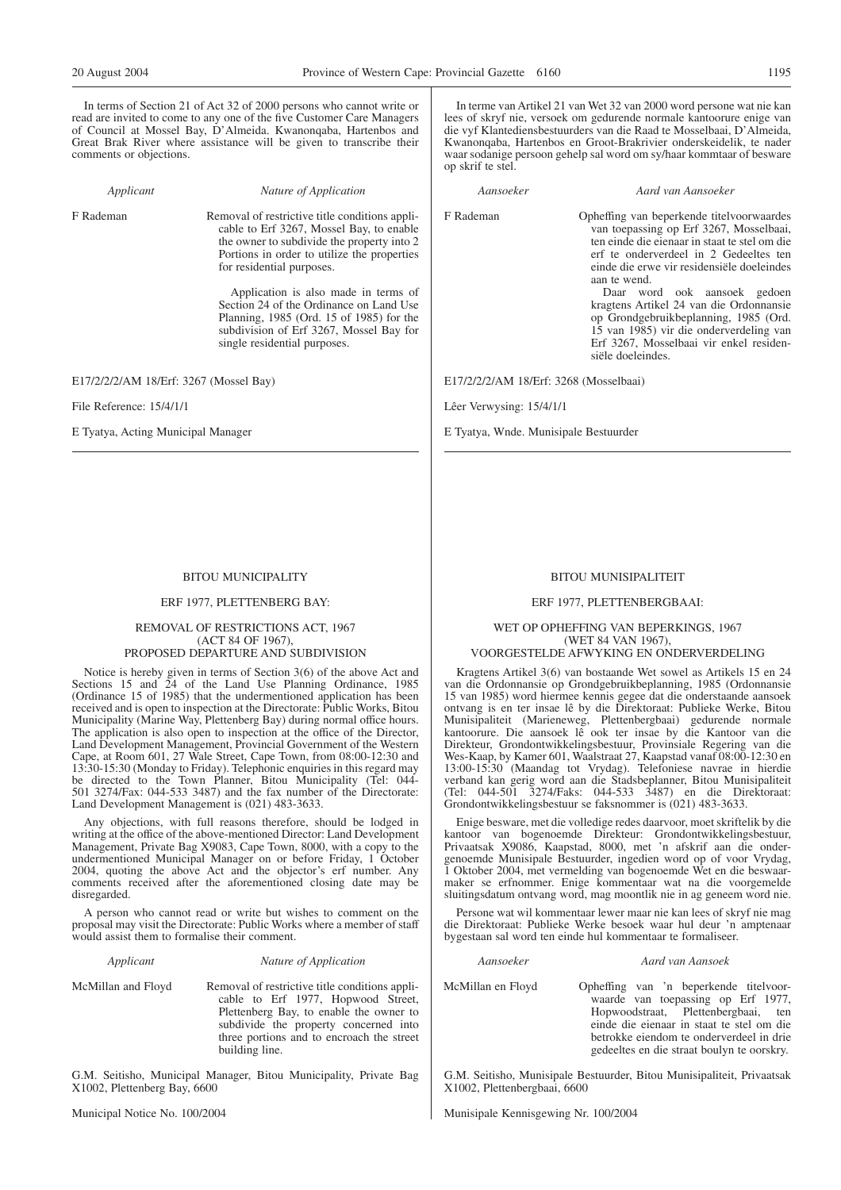In terms of Section 21 of Act 32 of 2000 persons who cannot write or read are invited to come to any one of the five Customer Care Managers of Council at Mossel Bay, D'Almeida. Kwanonqaba, Hartenbos and Great Brak River where assistance will be given to transcribe their comments or objections.

| *Applicant* | *Nature of Application* |
|---|---|
| F Rademan | Removal of restrictive title conditions applicable to Erf 3267, Mossel Bay, to enable the owner to subdivide the property into 2 Portions in order to utilize the properties for residential purposes. Application is also made in terms of Section 24 of the Ordinance on Land Use Planning, 1985 (Ord. 15 of 1985) for the subdivision of Erf 3267, Mossel Bay for single residential purposes. |

E17/2/2/2/AM 18/Erf: 3267 (Mossel Bay)

File Reference: 15/4/1/1

E Tyatya, Acting Municipal Manager

In terme van Artikel 21 van Wet 32 van 2000 word persone wat nie kan lees of skryf nie, versoek om gedurende normale kantoorure enige van die vyf Klantediensbestuurders van die Raad te Mosselbaai, D'Almeida, Kwanonqaba, Hartenbos en Groot-Brakrivier onderskeidelik, te nader waar sodanige persoon gehelp sal word om sy/haar kommtaar of besware op skrif te stel.

| *Aansoeker* | *Aard van Aansoeker* |
|---|---|
| F Rademan | Opheffing van beperkende titelvoorwaardes van toepassing op Erf 3267, Mosselbaai, ten einde die eienaar in staat te stel om die erf te onderverdeel in 2 Gedeeltes ten einde die erwe vir residensiële doeleindes aan te wend. Daar word ook aansoek gedoen kragtens Artikel 24 van die Ordonnansie op Grondgebruikbeplanning, 1985 (Ord. 15 van 1985) vir die onderverdeling van Erf 3267, Mosselbaai vir enkel residensiële doeleindes. |

E17/2/2/2/AM 18/Erf: 3268 (Mosselbaai)

Lêer Verwysing: 15/4/1/1

E Tyatya, Wnde. Munisipale Bestuurder

## BITOU MUNICIPALITY

### ERF 1977, PLETTENBERG BAY:

### REMOVAL OF RESTRICTIONS ACT, 1967 (ACT 84 OF 1967), PROPOSED DEPARTURE AND SUBDIVISION

Notice is hereby given in terms of Section 3(6) of the above Act and Sections 15 and 24 of the Land Use Planning Ordinance, 1985 (Ordinance 15 of 1985) that the undermentioned application has been received and is open to inspection at the Directorate: Public Works, Bitou Municipality (Marine Way, Plettenberg Bay) during normal office hours. The application is also open to inspection at the office of the Director, Land Development Management, Provincial Government of the Western Cape, at Room 601, 27 Wale Street, Cape Town, from 08:00-12:30 and 13:30-15:30 (Monday to Friday). Telephonic enquiries in this regard may be directed to the Town Planner, Bitou Municipality (Tel: 044-501 3274/Fax: 044-533 3487) and the fax number of the Directorate: Land Development Management is (021) 483-3633.

Any objections, with full reasons therefore, should be lodged in writing at the office of the above-mentioned Director: Land Development Management, Private Bag X9083, Cape Town, 8000, with a copy to the undermentioned Municipal Manager on or before Friday, 1 October 2004, quoting the above Act and the objector's erf number. Any comments received after the aforementioned closing date may be disregarded.

A person who cannot read or write but wishes to comment on the proposal may visit the Directorate: Public Works where a member of staff would assist them to formalise their comment.

| *Applicant* | *Nature of Application* |
|---|---|
| McMillan and Floyd | Removal of restrictive title conditions applicable to Erf 1977, Hopwood Street, Plettenberg Bay, to enable the owner to subdivide the property concerned into three portions and to encroach the street building line. |

G.M. Seitisho, Municipal Manager, Bitou Municipality, Private Bag X1002, Plettenberg Bay, 6600

Municipal Notice No. 100/2004

## BITOU MUNISIPALITEIT

### ERF 1977, PLETTENBERGBAAI:

### WET OP OPHEFFING VAN BEPERKINGS, 1967 (WET 84 VAN 1967), VOORGESTELDE AFWYKING EN ONDERVERDELING

Kragtens Artikel 3(6) van bostaande Wet sowel as Artikels 15 en 24 van die Ordonnansie op Grondgebruikbeplanning, 1985 (Ordonnansie 15 van 1985) word hiermee kennis gegee dat die onderstaande aansoek ontvang is en ter insae lê by die Direktoraat: Publieke Werke, Bitou Munisipaliteit (Marieneweg, Plettenbergbaai) gedurende normale kantoorure. Die aansoek lê ook ter insae by die Kantoor van die Direkteur, Grondontwikkelingsbestuur, Provinsiale Regering van die Wes-Kaap, by Kamer 601, Waalstraat 27, Kaapstad vanaf 08:00-12:30 en 13:00-15:30 (Maandag tot Vrydag). Telefoniese navrae in hierdie verband kan gerig word aan die Stadsbeplanner, Bitou Munisipaliteit (Tel: 044-501 3274/Faks: 044-533 3487) en die Direktoraat: Grondontwikkelingsbestuur se faksnommer is (021) 483-3633.

Enige besware, met die volledige redes daarvoor, moet skriftelik by die kantoor van bogenoemde Direkteur: Grondontwikkelingsbestuur, Privaatsak X9086, Kaapstad, 8000, met 'n afskrif aan die ondergenoemde Munisipale Bestuurder, ingedien word op of voor Vrydag, 1 Oktober 2004, met vermelding van bogenoemde Wet en die beswaarmaker se erfnommer. Enige kommentaar wat na die voorgemelde sluitingsdatum ontvang word, mag moontlik nie in ag geneem word nie.

Persone wat wil kommentaar lewer maar nie kan lees of skryf nie mag die Direktoraat: Publieke Werke besoek waar hul deur 'n amptenaar bygestaan sal word ten einde hul kommentaar te formaliseer.

| *Aansoeker* | *Aard van Aansoek* |
|---|---|
| McMillan en Floyd | Opheffing van 'n beperkende titelvoorwaarde van toepassing op Erf 1977, Hopwoodstraat, Plettenbergbaai, ten einde die eienaar in staat te stel om die betrokke eiendom te onderverdeel in drie gedeeltes en die straat boulyn te oorskry. |

G.M. Seitisho, Munisipale Bestuurder, Bitou Munisipaliteit, Privaatsak X1002, Plettenbergbaai, 6600

Munisipale Kennisgewing Nr. 100/2004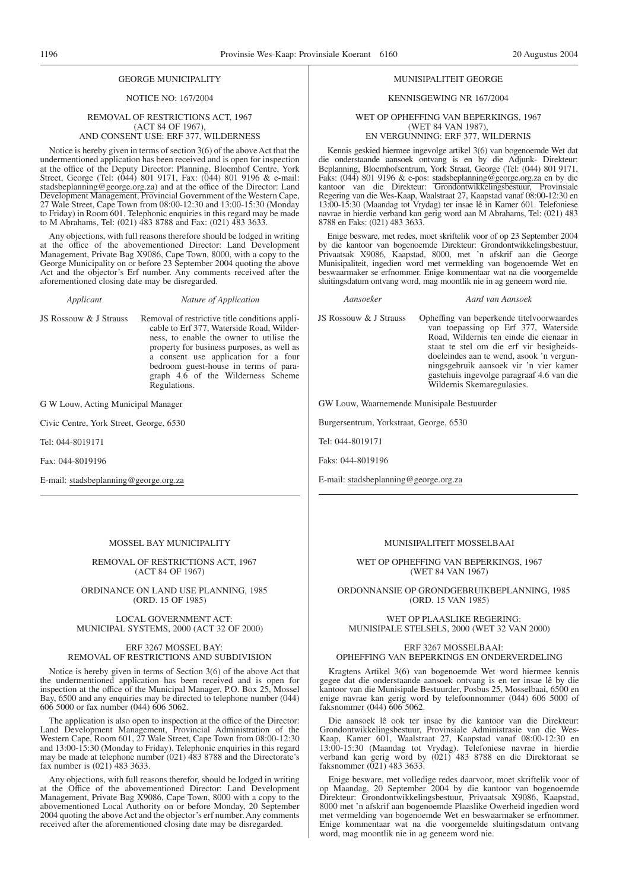## GEORGE MUNICIPALITY

NOTICE NO: 167/2004

REMOVAL OF RESTRICTIONS ACT, 1967 (ACT 84 OF 1967), AND CONSENT USE: ERF 377, WILDERNESS

Notice is hereby given in terms of section 3(6) of the above Act that the undermentioned application has been received and is open for inspection at the office of the Deputy Director: Planning, Bloemhof Centre, York Street, George (Tel: (044) 801 9171, Fax: (044) 801 9196 & e-mail: stadsbeplanning@george.org.za) and at the office of the Director: Land Development Management, Provincial Government of the Western Cape, 27 Wale Street, Cape Town from 08:00-12:30 and 13:00-15:30 (Monday to Friday) in Room 601. Telephonic enquiries in this regard may be made to M Abrahams, Tel: (021) 483 8788 and Fax: (021) 483 3633.

Any objections, with full reasons therefore should be lodged in writing at the office of the abovementioned Director: Land Development Management, Private Bag X9086, Cape Town, 8000, with a copy to the George Municipality on or before 23 September 2004 quoting the above Act and the objector's Erf number. Any comments received after the aforementioned closing date may be disregarded.

| *Applicant* | *Nature of Application* |
|---|---|
| JS Rossouw & J Strauss | Removal of restrictive title conditions applicable to Erf 377, Waterside Road, Wilderness, to enable the owner to utilise the property for business purposes, as well as a consent use application for a four bedroom guest-house in terms of paragraph 4.6 of the Wilderness Scheme Regulations. |

G W Louw, Acting Municipal Manager

Civic Centre, York Street, George, 6530

Tel: 044-8019171

Fax: 044-8019196

E-mail: stadsbeplanning@george.org.za

## MUNISIPALITEIT GEORGE

KENNISGEWING NR 167/2004

WET OP OPHEFFING VAN BEPERKINGS, 1967 (WET 84 VAN 1987), EN VERGUNNING: ERF 377, WILDERNIS

Kennis geskied hiermee ingevolge artikel 3(6) van bogenoemde Wet dat die onderstaande aansoek ontvang is en by die Adjunk- Direkteur: Beplanning, Bloemhofsentrum, York Straat, George (Tel: (044) 801 9171, Faks: (044) 801 9196 & e-pos: stadsbeplanning@george.org.za en by die kantoor van die Direkteur: Grondontwikkelingsbestuur, Provinsiale Regering van die Wes-Kaap, Waalstraat 27, Kaapstad vanaf 08:00-12:30 en 13:00-15:30 (Maandag tot Vrydag) ter insae lê in Kamer 601. Telefoniese navrae in hierdie verband kan gerig word aan M Abrahams, Tel: (021) 483 8788 en Faks: (021) 483 3633.

Enige besware, met redes, moet skriftelik voor of op 23 September 2004 by die kantoor van bogenoemde Direkteur: Grondontwikkelingsbestuur, Privaatsak X9086, Kaapstad, 8000, met 'n afskrif aan die George Munisipaliteit, ingedien word met vermelding van bogenoemde Wet en beswaarmaker se erfnommer. Enige kommentaar wat na die voorgemelde sluitingsdatum ontvang word, mag moontlik nie in ag geneem word nie.

| *Aansoeker* | *Aard van Aansoek* |
|---|---|
| JS Rossouw & J Strauss | Opheffing van beperkende titelvoorwaardes van toepassing op Erf 377, Waterside Road, Wildernis ten einde die eienaar in staat te stel om die erf vir besigheidsdoeleindes aan te wend, asook 'n vergunningsgebruik aansoek vir 'n vier kamer gastehuis ingevolge paragraaf 4.6 van die Wildernis Skemaregulasies. |

GW Louw, Waarnemende Munisipale Bestuurder

Burgersentrum, Yorkstraat, George, 6530

Tel: 044-8019171

Faks: 044-8019196

E-mail: stadsbeplanning@george.org.za

## MOSSEL BAY MUNICIPALITY

REMOVAL OF RESTRICTIONS ACT, 1967 (ACT 84 OF 1967)

ORDINANCE ON LAND USE PLANNING, 1985 (ORD. 15 OF 1985)

LOCAL GOVERNMENT ACT: MUNICIPAL SYSTEMS, 2000 (ACT 32 OF 2000)

ERF 3267 MOSSEL BAY: REMOVAL OF RESTRICTIONS AND SUBDIVISION

Notice is hereby given in terms of Section 3(6) of the above Act that the undermentioned application has been received and is open for inspection at the office of the Municipal Manager, P.O. Box 25, Mossel Bay, 6500 and any enquiries may be directed to telephone number (044) 606 5000 or fax number (044) 606 5062.

The application is also open to inspection at the office of the Director: Land Development Management, Provincial Administration of the Western Cape, Room 601, 27 Wale Street, Cape Town from 08:00-12:30 and 13:00-15:30 (Monday to Friday). Telephonic enquiries in this regard may be made at telephone number (021) 483 8788 and the Directorate's fax number is (021) 483 3633.

Any objections, with full reasons therefor, should be lodged in writing at the Office of the abovementioned Director: Land Development Management, Private Bag X9086, Cape Town, 8000 with a copy to the abovementioned Local Authority on or before Monday, 20 September 2004 quoting the above Act and the objector's erf number. Any comments received after the aforementioned closing date may be disregarded.

## MUNISIPALITEIT MOSSELBAAI

WET OP OPHEFFING VAN BEPERKINGS, 1967 (WET 84 VAN 1967)

ORDONNANSIE OP GRONDGEBRUIKBEPLANNING, 1985 (ORD. 15 VAN 1985)

WET OP PLAASLIKE REGERING: MUNISIPALE STELSELS, 2000 (WET 32 VAN 2000)

ERF 3267 MOSSELBAAI: OPHEFFING VAN BEPERKINGS EN ONDERVERDELING

Kragtens Artikel 3(6) van bogenoemde Wet word hiermee kennis gegee dat die onderstaande aansoek ontvang is en ter insae lê by die kantoor van die Munisipale Bestuurder, Posbus 25, Mosselbaai, 6500 en enige navrae kan gerig word by telefoonnommer (044) 606 5000 of faksnommer (044) 606 5062.

Die aansoek lê ook ter insae by die kantoor van die Direkteur: Grondontwikkelingsbestuur, Provinsiale Administrasie van die Wes-Kaap, Kamer 601, Waalstraat 27, Kaapstad vanaf 08:00-12:30 en 13:00-15:30 (Maandag tot Vrydag). Telefoniese navrae in hierdie verband kan gerig word by (021) 483 8788 en die Direktoraat se faksnommer (021) 483 3633.

Enige besware, met volledige redes daarvoor, moet skriftelik voor of op Maandag, 20 September 2004 by die kantoor van bogenoemde Direkteur: Grondontwikkelingsbestuur, Privaatsak X9086, Kaapstad, 8000 met 'n afskrif aan bogenoemde Plaaslike Owerheid ingedien word met vermelding van bogenoemde Wet en beswaarmaker se erfnommer. Enige kommentaar wat na die voorgemelde sluitingsdatum ontvang word, mag moontlik nie in ag geneem word nie.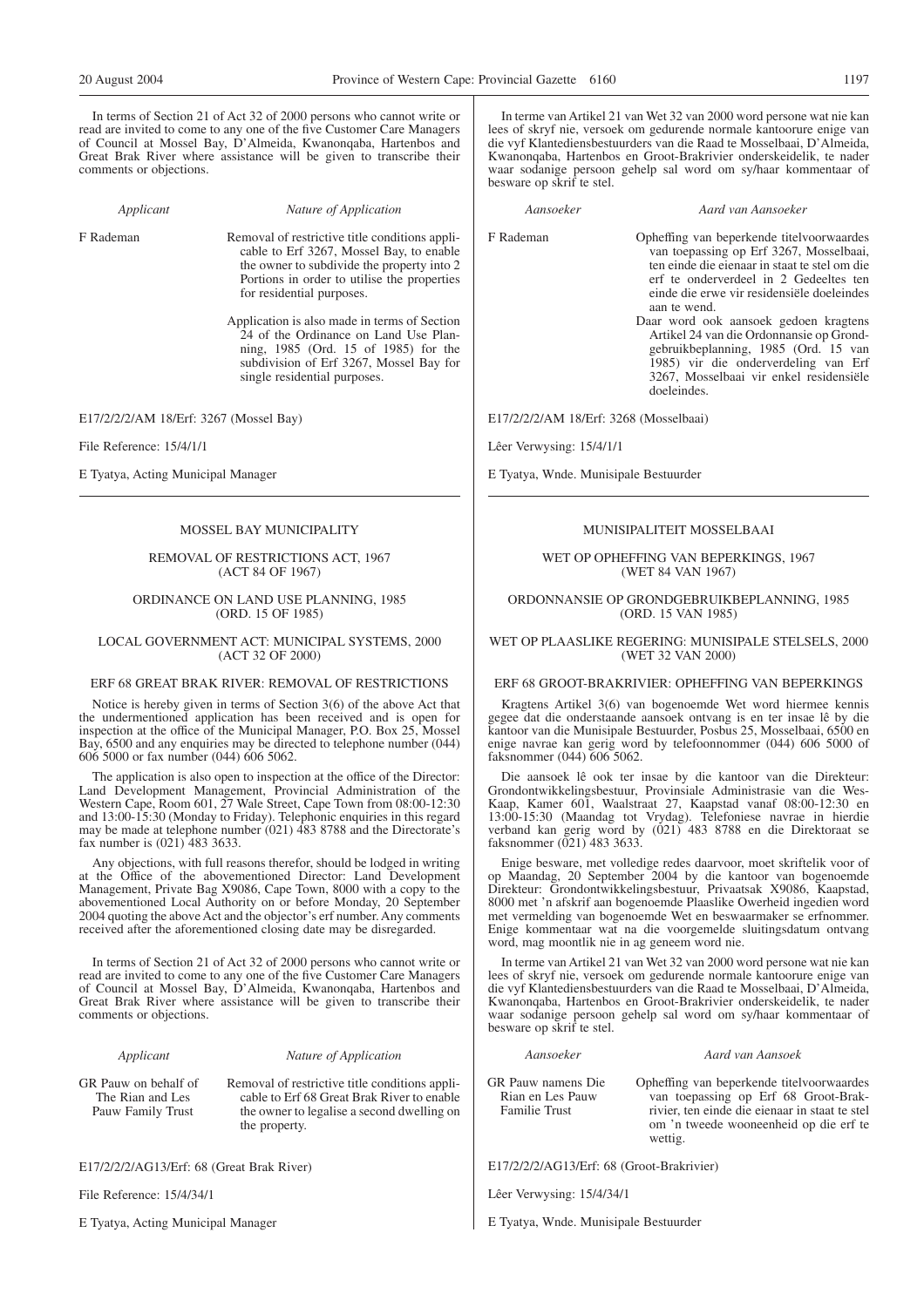In terms of Section 21 of Act 32 of 2000 persons who cannot write or read are invited to come to any one of the five Customer Care Managers of Council at Mossel Bay, D'Almeida, Kwanonqaba, Hartenbos and Great Brak River where assistance will be given to transcribe their comments or objections.

| *Applicant* | *Nature of Application* |
|---|---|
| F Rademan | Removal of restrictive title conditions applicable to Erf 3267, Mossel Bay, to enable the owner to subdivide the property into 2 Portions in order to utilise the properties for residential purposes. Application is also made in terms of Section 24 of the Ordinance on Land Use Planning, 1985 (Ord. 15 of 1985) for the subdivision of Erf 3267, Mossel Bay for single residential purposes. |

E17/2/2/2/AM 18/Erf: 3267 (Mossel Bay)

File Reference: 15/4/1/1

E Tyatya, Acting Municipal Manager

In terme van Artikel 21 van Wet 32 van 2000 word persone wat nie kan lees of skryf nie, versoek om gedurende normale kantoorure enige van die vyf Klantediensbestuurders van die Raad te Mosselbaai, D'Almeida, Kwanonqaba, Hartenbos en Groot-Brakrivier onderskeidelik, te nader waar sodanige persoon gehelp sal word om sy/haar kommentaar of besware op skrif te stel.

| *Aansoeker* | *Aard van Aansoeker* |
|---|---|
| F Rademan | Opheffing van beperkende titelvoorwaardes van toepassing op Erf 3267, Mosselbaai, ten einde die eienaar in staat te stel om die erf te onderverdeel in 2 Gedeeltes ten einde die erwe vir residensiële doeleindes aan te wend. Daar word ook aansoek gedoen kragtens Artikel 24 van die Ordonnansie op Grondgebruikbeplanning, 1985 (Ord. 15 van 1985) vir die onderverdeling van Erf 3267, Mosselbaai vir enkel residensiële doeleindes. |

E17/2/2/2/AM 18/Erf: 3268 (Mosselbaai)

Lêer Verwysing: 15/4/1/1

E Tyatya, Wnde. Munisipale Bestuurder

---

MOSSEL BAY MUNICIPALITY

REMOVAL OF RESTRICTIONS ACT, 1967 (ACT 84 OF 1967)

ORDINANCE ON LAND USE PLANNING, 1985 (ORD. 15 OF 1985)

LOCAL GOVERNMENT ACT: MUNICIPAL SYSTEMS, 2000 (ACT 32 OF 2000)

ERF 68 GREAT BRAK RIVER: REMOVAL OF RESTRICTIONS

Notice is hereby given in terms of Section 3(6) of the above Act that the undermentioned application has been received and is open for inspection at the office of the Municipal Manager, P.O. Box 25, Mossel Bay, 6500 and any enquiries may be directed to telephone number (044) 606 5000 or fax number (044) 606 5062.

The application is also open to inspection at the office of the Director: Land Development Management, Provincial Administration of the Western Cape, Room 601, 27 Wale Street, Cape Town from 08:00-12:30 and 13:00-15:30 (Monday to Friday). Telephonic enquiries in this regard may be made at telephone number (021) 483 8788 and the Directorate's fax number is (021) 483 3633.

Any objections, with full reasons therefor, should be lodged in writing at the Office of the abovementioned Director: Land Development Management, Private Bag X9086, Cape Town, 8000 with a copy to the abovementioned Local Authority on or before Monday, 20 September 2004 quoting the above Act and the objector's erf number. Any comments received after the aforementioned closing date may be disregarded.

In terms of Section 21 of Act 32 of 2000 persons who cannot write or read are invited to come to any one of the five Customer Care Managers of Council at Mossel Bay, D'Almeida, Kwanonqaba, Hartenbos and Great Brak River where assistance will be given to transcribe their comments or objections.

| *Applicant* | *Nature of Application* |
|---|---|
| GR Pauw on behalf of The Rian and Les Pauw Family Trust | Removal of restrictive title conditions applicable to Erf 68 Great Brak River to enable the owner to legalise a second dwelling on the property. |

E17/2/2/2/AG13/Erf: 68 (Great Brak River)

File Reference: 15/4/34/1

E Tyatya, Acting Municipal Manager

MUNISIPALITEIT MOSSELBAAI

WET OP OPHEFFING VAN BEPERKINGS, 1967 (WET 84 VAN 1967)

ORDONNANSIE OP GRONDGEBRUIKBEPLANNING, 1985 (ORD. 15 VAN 1985)

WET OP PLAASLIKE REGERING: MUNISIPALE STELSELS, 2000 (WET 32 VAN 2000)

ERF 68 GROOT-BRAKRIVIER: OPHEFFING VAN BEPERKINGS

Kragtens Artikel 3(6) van bogenoemde Wet word hiermee kennis gegee dat die onderstaande aansoek ontvang is en ter insae lê by die kantoor van die Munisipale Bestuurder, Posbus 25, Mosselbaai, 6500 en enige navrae kan gerig word by telefoonnommer (044) 606 5000 of faksnommer (044) 606 5062.

Die aansoek lê ook ter insae by die kantoor van die Direkteur: Grondontwikkelingsbestuur, Provinsiale Administrasie van die Wes-Kaap, Kamer 601, Waalstraat 27, Kaapstad vanaf 08:00-12:30 en 13:00-15:30 (Maandag tot Vrydag). Telefoniese navrae in hierdie verband kan gerig word by (021) 483 8788 en die Direktoraat se faksnommer (021) 483 3633.

Enige besware, met volledige redes daarvoor, moet skriftelik voor of op Maandag, 20 September 2004 by die kantoor van bogenoemde Direkteur: Grondontwikkelingsbestuur, Privaatsak X9086, Kaapstad, 8000 met 'n afskrif aan bogenoemde Plaaslike Owerheid ingedien word met vermelding van bogenoemde Wet en beswaarmaker se erfnommer. Enige kommentaar wat na die voorgemelde sluitingsdatum ontvang word, mag moontlik nie in ag geneem word nie.

In terme van Artikel 21 van Wet 32 van 2000 word persone wat nie kan lees of skryf nie, versoek om gedurende normale kantoorure enige van die vyf Klantediensbestuurders van die Raad te Mosselbaai, D'Almeida, Kwanonqaba, Hartenbos en Groot-Brakrivier onderskeidelik, te nader waar sodanige persoon gehelp sal word om sy/haar kommentaar of besware op skrif te stel.

| *Aansoeker* | *Aard van Aansoek* |
|---|---|
| GR Pauw namens Die Rian en Les Pauw Familie Trust | Opheffing van beperkende titelvoorwaardes van toepassing op Erf 68 Groot-Brakrivier, ten einde die eienaar in staat te stel om 'n tweede wooneenheid op die erf te wettig. |

E17/2/2/2/AG13/Erf: 68 (Groot-Brakrivier)

Lêer Verwysing: 15/4/34/1

E Tyatya, Wnde. Munisipale Bestuurder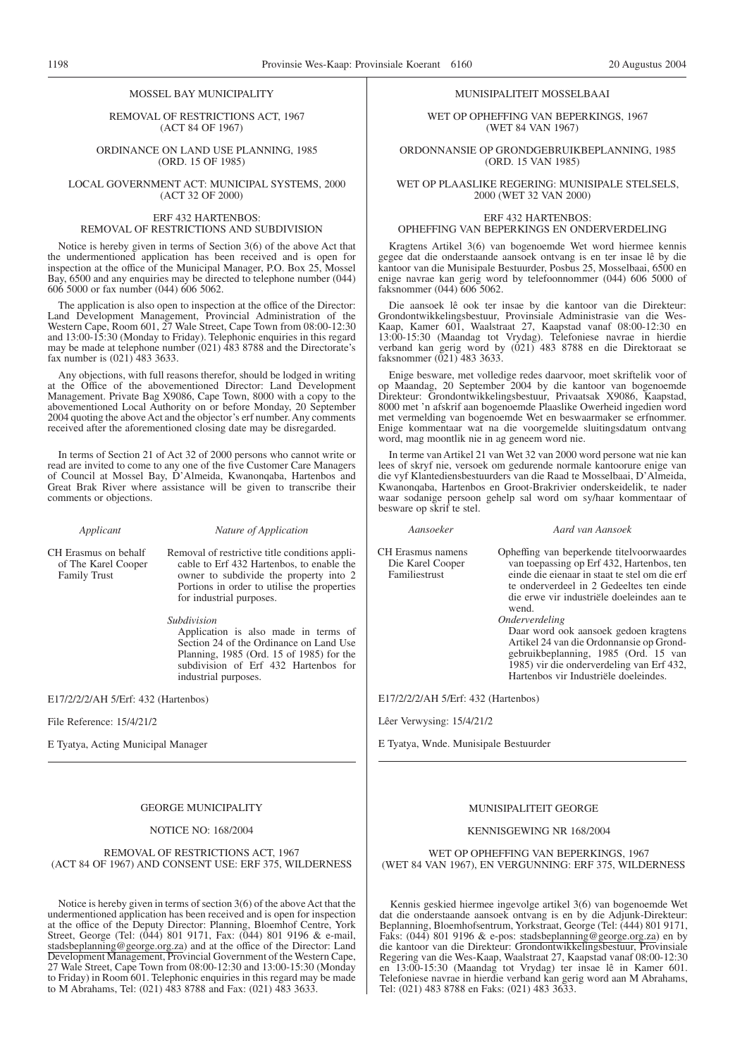MOSSEL BAY MUNICIPALITY

REMOVAL OF RESTRICTIONS ACT, 1967
(ACT 84 OF 1967)

ORDINANCE ON LAND USE PLANNING, 1985
(ORD. 15 OF 1985)

LOCAL GOVERNMENT ACT: MUNICIPAL SYSTEMS, 2000
(ACT 32 OF 2000)

ERF 432 HARTENBOS:
REMOVAL OF RESTRICTIONS AND SUBDIVISION

Notice is hereby given in terms of Section 3(6) of the above Act that the undermentioned application has been received and is open for inspection at the office of the Municipal Manager, P.O. Box 25, Mossel Bay, 6500 and any enquiries may be directed to telephone number (044) 606 5000 or fax number (044) 606 5062.

The application is also open to inspection at the office of the Director: Land Development Management, Provincial Administration of the Western Cape, Room 601, 27 Wale Street, Cape Town from 08:00-12:30 and 13:00-15:30 (Monday to Friday). Telephonic enquiries in this regard may be made at telephone number (021) 483 8788 and the Directorate's fax number is (021) 483 3633.

Any objections, with full reasons therefor, should be lodged in writing at the Office of the abovementioned Director: Land Development Management. Private Bag X9086, Cape Town, 8000 with a copy to the abovementioned Local Authority on or before Monday, 20 September 2004 quoting the above Act and the objector's erf number. Any comments received after the aforementioned closing date may be disregarded.

In terms of Section 21 of Act 32 of 2000 persons who cannot write or read are invited to come to any one of the five Customer Care Managers of Council at Mossel Bay, D'Almeida, Kwanonqaba, Hartenbos and Great Brak River where assistance will be given to transcribe their comments or objections.

| *Applicant* | *Nature of Application* |
|---|---|
| CH Erasmus on behalf of The Karel Cooper Family Trust | Removal of restrictive title conditions applicable to Erf 432 Hartenbos, to enable the owner to subdivide the property into 2 Portions in order to utilise the properties for industrial purposes.<br><br>*Subdivision*<br>Application is also made in terms of Section 24 of the Ordinance on Land Use Planning, 1985 (Ord. 15 of 1985) for the subdivision of Erf 432 Hartenbos for industrial purposes. |

E17/2/2/2/AH 5/Erf: 432 (Hartenbos)

File Reference: 15/4/21/2

E Tyatya, Acting Municipal Manager

---

MUNISIPALITEIT MOSSELBAAI

WET OP OPHEFFING VAN BEPERKINGS, 1967
(WET 84 VAN 1967)

ORDONNANSIE OP GRONDGEBRUIKBEPLANNING, 1985
(ORD. 15 VAN 1985)

WET OP PLAASLIKE REGERING: MUNISIPALE STELSELS, 2000 (WET 32 VAN 2000)

ERF 432 HARTENBOS:
OPHEFFING VAN BEPERKINGS EN ONDERVERDELING

Kragtens Artikel 3(6) van bogenoemde Wet word hiermee kennis gegee dat die onderstaande aansoek ontvang is en ter insae lê by die kantoor van die Munisipale Bestuurder, Posbus 25, Mosselbaai, 6500 en enige navrae kan gerig word by telefoonnommer (044) 606 5000 of faksnommer (044) 606 5062.

Die aansoek lê ook ter insae by die kantoor van die Direkteur: Grondontwikkelingsbestuur, Provinsiale Administrasie van die Wes-Kaap, Kamer 601, Waalstraat 27, Kaapstad vanaf 08:00-12:30 en 13:00-15:30 (Maandag tot Vrydag). Telefoniese navrae in hierdie verband kan gerig word by (021) 483 8788 en die Direktoraat se faksnommer (021) 483 3633.

Enige besware, met volledige redes daarvoor, moet skriftelik voor of op Maandag, 20 September 2004 by die kantoor van bogenoemde Direkteur: Grondontwikkelingsbestuur, Privaatsak X9086, Kaapstad, 8000 met 'n afskrif aan bogenoemde Plaaslike Owerheid ingedien word met vermelding van bogenoemde Wet en beswaarmaker se erfnommer. Enige kommentaar wat na die voorgemelde sluitingsdatum ontvang word, mag moontlik nie in ag geneem word nie.

In terme van Artikel 21 van Wet 32 van 2000 word persone wat nie kan lees of skryf nie, versoek om gedurende normale kantoorure enige van die vyf Klantediensbestuurders van die Raad te Mosselbaai, D'Almeida, Kwanonqaba, Hartenbos en Groot-Brakrivier onderskeidelik, te nader waar sodanige persoon gehelp sal word om sy/haar kommentaar of besware op skrif te stel.

| *Aansoeker* | *Aard van Aansoek* |
|---|---|
| CH Erasmus namens Die Karel Cooper Familiestrust | Opheffing van beperkende titelvoorwaardes van toepassing op Erf 432, Hartenbos, ten einde die eienaar in staat te stel om die erf te onderverdeel in 2 Gedeeltes ten einde die erwe vir industriële doeleindes aan te wend.<br>*Onderverdeling*<br>Daar word ook aansoek gedoen kragtens Artikel 24 van die Ordonnansie op Grondgebruikbeplanning, 1985 (Ord. 15 van 1985) vir die onderverdeling van Erf 432, Hartenbos vir Industriële doeleindes. |

E17/2/2/2/AH 5/Erf: 432 (Hartenbos)

Lêer Verwysing: 15/4/21/2

E Tyatya, Wnde. Munisipale Bestuurder

---

GEORGE MUNICIPALITY

NOTICE NO: 168/2004

REMOVAL OF RESTRICTIONS ACT, 1967
(ACT 84 OF 1967) AND CONSENT USE: ERF 375, WILDERNESS

Notice is hereby given in terms of section 3(6) of the above Act that the undermentioned application has been received and is open for inspection at the office of the Deputy Director: Planning, Bloemhof Centre, York Street, George (Tel: (044) 801 9171, Fax: (044) 801 9196 & e-mail, stadsbeplanning@george.org.za) and at the office of the Director: Land Development Management, Provincial Government of the Western Cape, 27 Wale Street, Cape Town from 08:00-12:30 and 13:00-15:30 (Monday to Friday) in Room 601. Telephonic enquiries in this regard may be made to M Abrahams, Tel: (021) 483 8788 and Fax: (021) 483 3633.

---

MUNISIPALITEIT GEORGE

KENNISGEWING NR 168/2004

WET OP OPHEFFING VAN BEPERKINGS, 1967
(WET 84 VAN 1967), EN VERGUNNING: ERF 375, WILDERNESS

Kennis geskied hiermee ingevolge artikel 3(6) van bogenoemde Wet dat die onderstaande aansoek ontvang is en by die Adjunk-Direkteur: Beplanning, Bloemhofsentrum, Yorkstraat, George (Tel: (444) 801 9171, Faks: (044) 801 9196 & e-pos: stadsbeplanning@george.org.za) en by die kantoor van die Direkteur: Grondontwikkelingsbestuur, Provinsiale Regering van die Wes-Kaap, Waalstraat 27, Kaapstad vanaf 08:00-12:30 en 13:00-15:30 (Maandag tot Vrydag) ter insae lê in Kamer 601. Telefoniese navrae in hierdie verband kan gerig word aan M Abrahams, Tel: (021) 483 8788 en Faks: (021) 483 3633.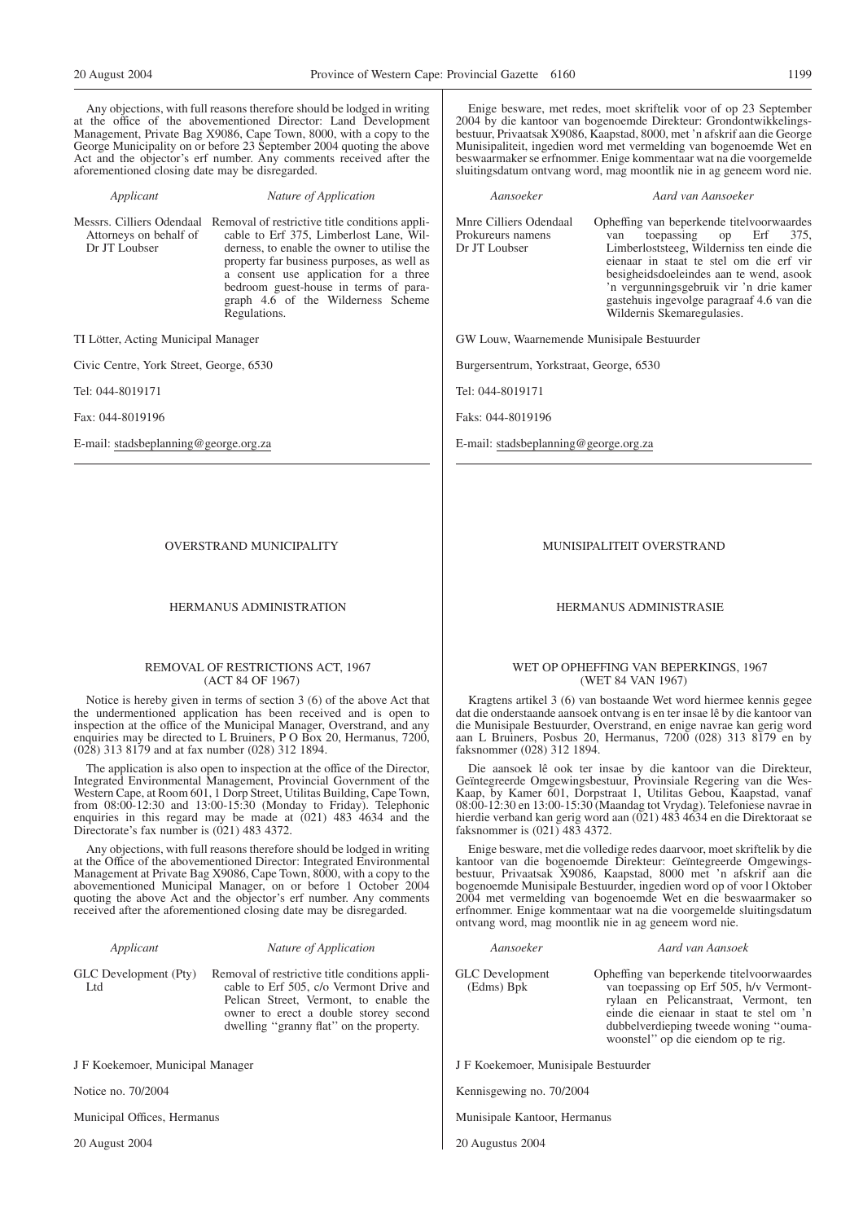Any objections, with full reasons therefore should be lodged in writing at the office of the abovementioned Director: Land Development Management, Private Bag X9086, Cape Town, 8000, with a copy to the George Municipality on or before 23 September 2004 quoting the above Act and the objector's erf number. Any comments received after the aforementioned closing date may be disregarded.

| *Applicant* | *Nature of Application* |
|---|---|
| Messrs. Cilliers Odendaal Attorneys on behalf of Dr JT Loubser | Removal of restrictive title conditions applicable to Erf 375, Limberlost Lane, Wilderness, to enable the owner to utilise the property far business purposes, as well as a consent use application for a three bedroom guest-house in terms of paragraph 4.6 of the Wilderness Scheme Regulations. |

TI Lötter, Acting Municipal Manager

Civic Centre, York Street, George, 6530

Tel: 044-8019171

Fax: 044-8019196

E-mail: stadsbeplanning@george.org.za

---

Enige besware, met redes, moet skriftelik voor of op 23 September 2004 by die kantoor van bogenoemde Direkteur: Grondontwikkelingsbestuur, Privaatsak X9086, Kaapstad, 8000, met 'n afskrif aan die George Munisipaliteit, ingedien word met vermelding van bogenoemde Wet en beswaarmaker se erfnommer. Enige kommentaar wat na die voorgemelde sluitingsdatum ontvang word, mag moontlik nie in ag geneem word nie.

| *Aansoeker* | *Aard van Aansoeker* |
|---|---|
| Mnre Cilliers Odendaal Prokureurs namens Dr JT Loubser | Opheffing van beperkende titelvoorwaardes van toepassing op Erf 375, Limberloststeeg, Wilderniss ten einde die eienaar in staat te stel om die erf vir besigheidsdoeleindes aan te wend, asook 'n vergunningsgebruik vir 'n drie kamer gastehuis ingevolge paragraaf 4.6 van die Wildernis Skemaregulasies. |

GW Louw, Waarnemende Munisipale Bestuurder

Burgersentrum, Yorkstraat, George, 6530

Tel: 044-8019171

Faks: 044-8019196

E-mail: stadsbeplanning@george.org.za

---

## OVERSTRAND MUNICIPALITY

### HERMANUS ADMINISTRATION

### REMOVAL OF RESTRICTIONS ACT, 1967 (ACT 84 OF 1967)

Notice is hereby given in terms of section 3 (6) of the above Act that the undermentioned application has been received and is open to inspection at the office of the Municipal Manager, Overstrand, and any enquiries may be directed to L Bruiners, P O Box 20, Hermanus, 7200, (028) 313 8179 and at fax number (028) 312 1894.

The application is also open to inspection at the office of the Director, Integrated Environmental Management, Provincial Government of the Western Cape, at Room 601, 1 Dorp Street, Utilitas Building, Cape Town, from 08:00-12:30 and 13:00-15:30 (Monday to Friday). Telephonic enquiries in this regard may be made at (021) 483 4634 and the Directorate's fax number is (021) 483 4372.

Any objections, with full reasons therefore should be lodged in writing at the Office of the abovementioned Director: Integrated Environmental Management at Private Bag X9086, Cape Town, 8000, with a copy to the abovementioned Municipal Manager, on or before 1 October 2004 quoting the above Act and the objector's erf number. Any comments received after the aforementioned closing date may be disregarded.

| *Applicant* | *Nature of Application* |
|---|---|
| GLC Development (Pty) Ltd | Removal of restrictive title conditions applicable to Erf 505, c/o Vermont Drive and Pelican Street, Vermont, to enable the owner to erect a double storey second dwelling "granny flat" on the property. |

J F Koekemoer, Municipal Manager

Notice no. 70/2004

Municipal Offices, Hermanus

20 August 2004

---

## MUNISIPALITEIT OVERSTRAND

### HERMANUS ADMINISTRASIE

### WET OP OPHEFFING VAN BEPERKINGS, 1967 (WET 84 VAN 1967)

Kragtens artikel 3 (6) van bostaande Wet word hiermee kennis gegee dat die onderstaande aansoek ontvang is en ter insae lê by die kantoor van die Munisipale Bestuurder, Overstrand, en enige navrae kan gerig word aan L Bruiners, Posbus 20, Hermanus, 7200 (028) 313 8179 en by faksnommer (028) 312 1894.

Die aansoek lê ook ter insae by die kantoor van die Direkteur, Geïntegreerde Omgewingsbestuur, Provinsiale Regering van die Wes-Kaap, by Kamer 601, Dorpstraat 1, Utilitas Gebou, Kaapstad, vanaf 08:00-12:30 en 13:00-15:30 (Maandag tot Vrydag). Telefoniese navrae in hierdie verband kan gerig word aan (021) 483 4634 en die Direktoraat se faksnommer is (021) 483 4372.

Enige besware, met die volledige redes daarvoor, moet skriftelik by die kantoor van die bogenoemde Direkteur: Geïntegreerde Omgewingsbestuur, Privaatsak X9086, Kaapstad, 8000 met 'n afskrif aan die bogenoemde Munisipale Bestuurder, ingedien word op of voor l Oktober 2004 met vermelding van bogenoemde Wet en die beswaarmaker so erfnommer. Enige kommentaar wat na die voorgemelde sluitingsdatum ontvang word, mag moontlik nie in ag geneem word nie.

| *Aansoeker* | *Aard van Aansoek* |
|---|---|
| GLC Development (Edms) Bpk | Opheffing van beperkende titelvoorwaardes van toepassing op Erf 505, h/v Vermontrylaan en Pelicanstraat, Vermont, ten einde die eienaar in staat te stel om 'n dubbelverdieping tweede woning "oumawoonstel" op die eiendom op te rig. |

J F Koekemoer, Munisipale Bestuurder

Kennisgewing no. 70/2004

Munisipale Kantoor, Hermanus

20 Augustus 2004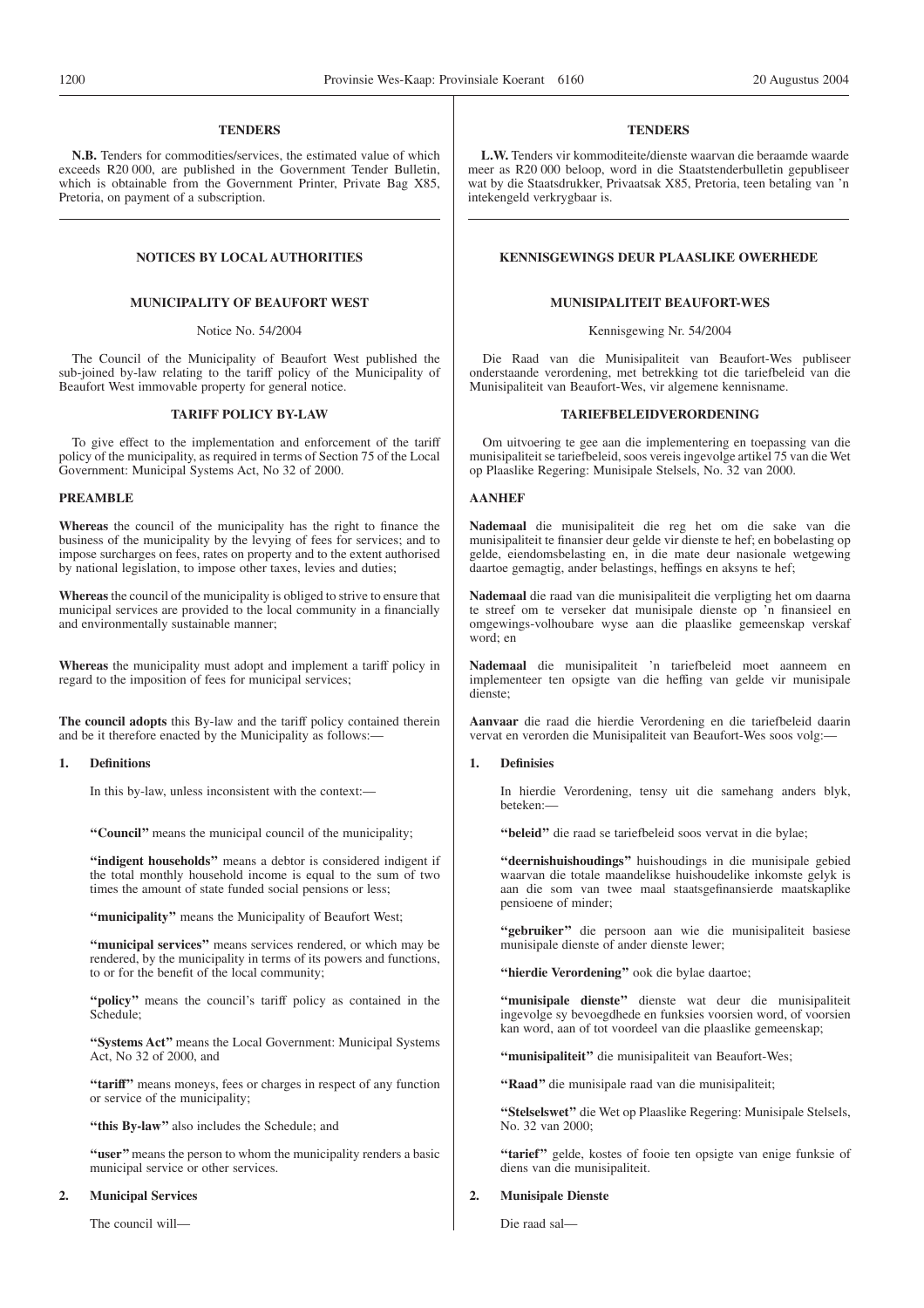## TENDERS

**N.B.** Tenders for commodities/services, the estimated value of which exceeds R20 000, are published in the Government Tender Bulletin, which is obtainable from the Government Printer, Private Bag X85, Pretoria, on payment of a subscription.

---

## NOTICES BY LOCAL AUTHORITIES

### MUNICIPALITY OF BEAUFORT WEST

Notice No. 54/2004

The Council of the Municipality of Beaufort West published the sub-joined by-law relating to the tariff policy of the Municipality of Beaufort West immovable property for general notice.

#### TARIFF POLICY BY-LAW

To give effect to the implementation and enforcement of the tariff policy of the municipality, as required in terms of Section 75 of the Local Government: Municipal Systems Act, No 32 of 2000.

**PREAMBLE**

**Whereas** the council of the municipality has the right to finance the business of the municipality by the levying of fees for services; and to impose surcharges on fees, rates on property and to the extent authorised by national legislation, to impose other taxes, levies and duties;

**Whereas** the council of the municipality is obliged to strive to ensure that municipal services are provided to the local community in a financially and environmentally sustainable manner;

**Whereas** the municipality must adopt and implement a tariff policy in regard to the imposition of fees for municipal services;

**The council adopts** this By-law and the tariff policy contained therein and be it therefore enacted by the Municipality as follows:—

**1. Definitions**

In this by-law, unless inconsistent with the context:—

**"Council"** means the municipal council of the municipality;

**"indigent households"** means a debtor is considered indigent if the total monthly household income is equal to the sum of two times the amount of state funded social pensions or less;

**"municipality"** means the Municipality of Beaufort West;

**"municipal services"** means services rendered, or which may be rendered, by the municipality in terms of its powers and functions, to or for the benefit of the local community;

**"policy"** means the council's tariff policy as contained in the Schedule;

**"Systems Act"** means the Local Government: Municipal Systems Act, No 32 of 2000, and

**"tariff"** means moneys, fees or charges in respect of any function or service of the municipality;

**"this By-law"** also includes the Schedule; and

**"user"** means the person to whom the municipality renders a basic municipal service or other services.

**2. Municipal Services**

The council will—

---

## TENDERS

**L.W.** Tenders vir kommoditeite/dienste waarvan die beraamde waarde meer as R20 000 beloop, word in die Staatstenderbulletin gepubliseer wat by die Staatsdrukker, Privaatsak X85, Pretoria, teen betaling van 'n intekengeld verkrygbaar is.

---

## KENNISGEWINGS DEUR PLAASLIKE OWERHEDE

### MUNISIPALITEIT BEAUFORT-WES

Kennisgewing Nr. 54/2004

Die Raad van die Munisipaliteit van Beaufort-Wes publiseer onderstaande verordening, met betrekking tot die tariefbeleid van die Munisipaliteit van Beaufort-Wes, vir algemene kennisname.

#### TARIEFBELEIDVERORDENING

Om uitvoering te gee aan die implementering en toepassing van die munisipaliteit se tariefbeleid, soos vereis ingevolge artikel 75 van die Wet op Plaaslike Regering: Munisipale Stelsels, No. 32 van 2000.

**AANHEF**

**Nademaal** die munisipaliteit die reg het om die sake van die munisipaliteit te finansier deur gelde vir dienste te hef; en bobelasting op gelde, eiendomsbelasting en, in die mate deur nasionale wetgewing daartoe gemagtig, ander belastings, heffings en aksyns te hef;

**Nademaal** die raad van die munisipaliteit die verpligting het om daarna te streef om te verseker dat munisipale dienste op 'n finansieel en omgewings-volhoubare wyse aan die plaaslike gemeenskap verskaf word; en

**Nademaal** die munisipaliteit 'n tariefbeleid moet aanneem en implementeer ten opsigte van die heffing van gelde vir munisipale dienste;

**Aanvaar** die raad die hierdie Verordening en die tariefbeleid daarin vervat en verorden die Munisipaliteit van Beaufort-Wes soos volg:—

**1. Definisies**

In hierdie Verordening, tensy uit die samehang anders blyk, beteken:—

**"beleid"** die raad se tariefbeleid soos vervat in die bylae;

**"deernishuishoudings"** huishoudings in die munisipale gebied waarvan die totale maandelikse huishoudelike inkomste gelyk is aan die som van twee maal staatsgefinansierde maatskaplike pensioene of minder;

**"gebruiker"** die persoon aan wie die munisipaliteit basiese munisipale dienste of ander dienste lewer;

**"hierdie Verordening"** ook die bylae daartoe;

**"munisipale dienste"** dienste wat deur die munisipaliteit ingevolge sy bevoegdhede en funksies voorsien word, of voorsien kan word, aan of tot voordeel van die plaaslike gemeenskap;

**"munisipaliteit"** die munisipaliteit van Beaufort-Wes;

**"Raad"** die munisipale raad van die munisipaliteit;

**"Stelselswet"** die Wet op Plaaslike Regering: Munisipale Stelsels, No. 32 van 2000;

**"tarief"** gelde, kostes of fooie ten opsigte van enige funksie of diens van die munisipaliteit.

**2. Munisipale Dienste**

Die raad sal—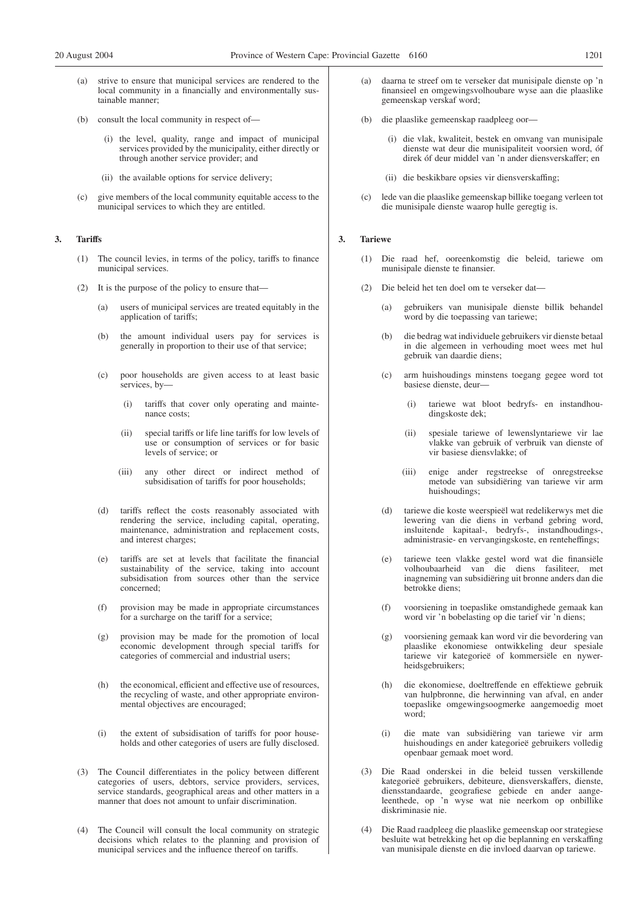(a) strive to ensure that municipal services are rendered to the local community in a financially and environmentally sustainable manner;

(b) consult the local community in respect of—

  (i) the level, quality, range and impact of municipal services provided by the municipality, either directly or through another service provider; and

  (ii) the available options for service delivery;

(c) give members of the local community equitable access to the municipal services to which they are entitled.

**3. Tariffs**

(1) The council levies, in terms of the policy, tariffs to finance municipal services.

(2) It is the purpose of the policy to ensure that—

  (a) users of municipal services are treated equitably in the application of tariffs;

  (b) the amount individual users pay for services is generally in proportion to their use of that service;

  (c) poor households are given access to at least basic services, by—

    (i) tariffs that cover only operating and maintenance costs;

    (ii) special tariffs or life line tariffs for low levels of use or consumption of services or for basic levels of service; or

    (iii) any other direct or indirect method of subsidisation of tariffs for poor households;

  (d) tariffs reflect the costs reasonably associated with rendering the service, including capital, operating, maintenance, administration and replacement costs, and interest charges;

  (e) tariffs are set at levels that facilitate the financial sustainability of the service, taking into account subsidisation from sources other than the service concerned;

  (f) provision may be made in appropriate circumstances for a surcharge on the tariff for a service;

  (g) provision may be made for the promotion of local economic development through special tariffs for categories of commercial and industrial users;

  (h) the economical, efficient and effective use of resources, the recycling of waste, and other appropriate environmental objectives are encouraged;

  (i) the extent of subsidisation of tariffs for poor households and other categories of users are fully disclosed.

(3) The Council differentiates in the policy between different categories of users, debtors, service providers, services, service standards, geographical areas and other matters in a manner that does not amount to unfair discrimination.

(4) The Council will consult the local community on strategic decisions which relates to the planning and provision of municipal services and the influence thereof on tariffs.

(a) daarna te streef om te verseker dat munisipale dienste op 'n finansieel en omgewingsvolhoubare wyse aan die plaaslike gemeenskap verskaf word;

(b) die plaaslike gemeenskap raadpleeg oor—

  (i) die vlak, kwaliteit, bestek en omvang van munisipale dienste wat deur die munisipaliteit voorsien word, óf direk óf deur middel van 'n ander diensverskaffer; en

  (ii) die beskikbare opsies vir diensverskaffing;

(c) lede van die plaaslike gemeenskap billike toegang verleen tot die munisipale dienste waarop hulle geregtig is.

**3. Tariewe**

(1) Die raad hef, ooreenkomstig die beleid, tariewe om munisipale dienste te finansier.

(2) Die beleid het ten doel om te verseker dat—

  (a) gebruikers van munisipale dienste billik behandel word by die toepassing van tariewe;

  (b) die bedrag wat individuele gebruikers vir dienste betaal in die algemeen in verhouding moet wees met hul gebruik van daardie diens;

  (c) arm huishoudings minstens toegang gegee word tot basiese dienste, deur—

    (i) tariewe wat bloot bedryfs- en instandhoudingskoste dek;

    (ii) spesiale tariewe of lewenslyntariewe vir lae vlakke van gebruik of verbruik van dienste of vir basiese diensvlakke; of

    (iii) enige ander regstreekse of onregstreekse metode van subsidiëring van tariewe vir arm huishoudings;

  (d) tariewe die koste weerspieël wat redelikerwys met die lewering van die diens in verband gebring word, insluitende kapitaal-, bedryfs-, instandhoudings-, administrasie- en vervangingskoste, en renteheffings;

  (e) tariewe teen vlakke gestel word wat die finansiële volhoubaarheid van die diens fasiliteer, met inagneming van subsidiëring uit bronne anders dan die betrokke diens;

  (f) voorsiening in toepaslike omstandighede gemaak kan word vir 'n bobelasting op die tarief vir 'n diens;

  (g) voorsiening gemaak kan word vir die bevordering van plaaslike ekonomiese ontwikkeling deur spesiale tariewe vir kategorieë of kommersiële en nywerheidsgebruikers;

  (h) die ekonomiese, doeltreffende en effektiewe gebruik van hulpbronne, die herwinning van afval, en ander toepaslike omgewingsoogmerke aangemoedig moet word;

  (i) die mate van subsidiëring van tariewe vir arm huishoudings en ander kategorieë gebruikers volledig openbaar gemaak moet word.

(3) Die Raad onderskei in die beleid tussen verskillende kategorieë gebruikers, debiteure, diensverskaffers, dienste, diensstandaarde, geografiese gebiede en ander aangeleenthede, op 'n wyse wat nie neerkom op onbillike diskriminasie nie.

(4) Die Raad raadpleeg die plaaslike gemeenskap oor strategiese besluite wat betrekking het op die beplanning en verskaffing van munisipale dienste en die invloed daarvan op tariewe.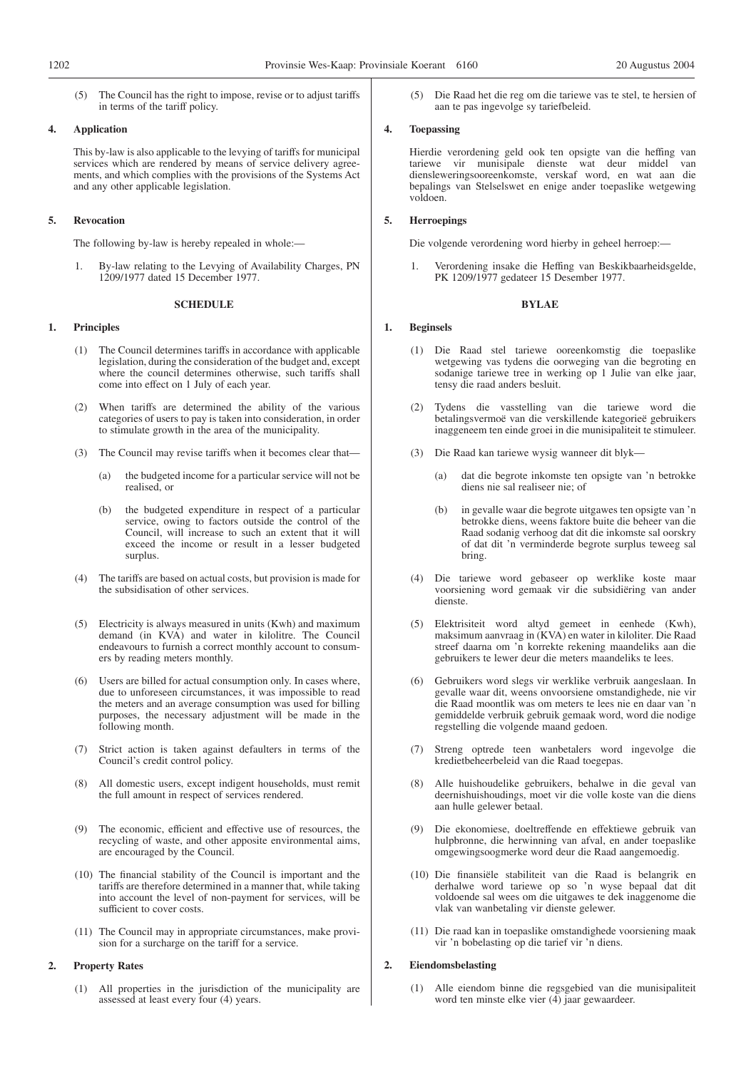(5) The Council has the right to impose, revise or to adjust tariffs in terms of the tariff policy.

**4. Application**

This by-law is also applicable to the levying of tariffs for municipal services which are rendered by means of service delivery agreements, and which complies with the provisions of the Systems Act and any other applicable legislation.

**5. Revocation**

The following by-law is hereby repealed in whole:—

1. By-law relating to the Levying of Availability Charges, PN 1209/1977 dated 15 December 1977.

**SCHEDULE**

**1. Principles**

(1) The Council determines tariffs in accordance with applicable legislation, during the consideration of the budget and, except where the council determines otherwise, such tariffs shall come into effect on 1 July of each year.

(2) When tariffs are determined the ability of the various categories of users to pay is taken into consideration, in order to stimulate growth in the area of the municipality.

(3) The Council may revise tariffs when it becomes clear that—

(a) the budgeted income for a particular service will not be realised, or

(b) the budgeted expenditure in respect of a particular service, owing to factors outside the control of the Council, will increase to such an extent that it will exceed the income or result in a lesser budgeted surplus.

(4) The tariffs are based on actual costs, but provision is made for the subsidisation of other services.

(5) Electricity is always measured in units (Kwh) and maximum demand (in KVA) and water in kilolitre. The Council endeavours to furnish a correct monthly account to consumers by reading meters monthly.

(6) Users are billed for actual consumption only. In cases where, due to unforeseen circumstances, it was impossible to read the meters and an average consumption was used for billing purposes, the necessary adjustment will be made in the following month.

(7) Strict action is taken against defaulters in terms of the Council's credit control policy.

(8) All domestic users, except indigent households, must remit the full amount in respect of services rendered.

(9) The economic, efficient and effective use of resources, the recycling of waste, and other apposite environmental aims, are encouraged by the Council.

(10) The financial stability of the Council is important and the tariffs are therefore determined in a manner that, while taking into account the level of non-payment for services, will be sufficient to cover costs.

(11) The Council may in appropriate circumstances, make provision for a surcharge on the tariff for a service.

**2. Property Rates**

(1) All properties in the jurisdiction of the municipality are assessed at least every four (4) years.

(5) Die Raad het die reg om die tariewe vas te stel, te hersien of aan te pas ingevolge sy tariefbeleid.

**4. Toepassing**

Hierdie verordening geld ook ten opsigte van die heffing van tariewe vir munisipale dienste wat deur middel van diensleweringsooreenkomste, verskaf word, en wat aan die bepalings van Stelselswet en enige ander toepaslike wetgewing voldoen.

**5. Herroepings**

Die volgende verordening word hierby in geheel herroep:—

1. Verordening insake die Heffing van Beskikbaarheidsgelde, PK 1209/1977 gedateer 15 Desember 1977.

**BYLAE**

**1. Beginsels**

(1) Die Raad stel tariewe ooreenkomstig die toepaslike wetgewing vas tydens die oorweging van die begroting en sodanige tariewe tree in werking op 1 Julie van elke jaar, tensy die raad anders besluit.

(2) Tydens die vasstelling van die tariewe word die betalingsvermoë van die verskillende kategorieë gebruikers inaggeneem ten einde groei in die munisipaliteit te stimuleer.

(3) Die Raad kan tariewe wysig wanneer dit blyk—

(a) dat die begrote inkomste ten opsigte van 'n betrokke diens nie sal realiseer nie; of

(b) in gevalle waar die begrote uitgawes ten opsigte van 'n betrokke diens, weens faktore buite die beheer van die Raad sodanig verhoog dat dit die inkomste sal oorskry of dat dit 'n verminderde begrote surplus teweeg sal bring.

(4) Die tariewe word gebaseer op werklike koste maar voorsiening word gemaak vir die subsidiëring van ander dienste.

(5) Elektrisiteit word altyd gemeet in eenhede (Kwh), maksimum aanvraag in (KVA) en water in kiloliter. Die Raad streef daarna om 'n korrekte rekening maandeliks aan die gebruikers te lewer deur die meters maandeliks te lees.

(6) Gebruikers word slegs vir werklike verbruik aangeslaan. In gevalle waar dit, weens onvoorsiene omstandighede, nie vir die Raad moontlik was om meters te lees nie en daar van 'n gemiddelde verbruik gebruik gemaak word, word die nodige regstelling die volgende maand gedoen.

(7) Streng optrede teen wanbetalers word ingevolge die kredietbeheerbeleid van die Raad toegepas.

(8) Alle huishoudelike gebruikers, behalwe in die geval van deernishuishoudings, moet vir die volle koste van die diens aan hulle gelewer betaal.

(9) Die ekonomiese, doeltreffende en effektiewe gebruik van hulpbronne, die herwinning van afval, en ander toepaslike omgewingsoogmerke word deur die Raad aangemoedig.

(10) Die finansiële stabiliteit van die Raad is belangrik en derhalwe word tariewe op so 'n wyse bepaal dat dit voldoende sal wees om die uitgawes te dek inaggenome die vlak van wanbetaling vir dienste gelewer.

(11) Die raad kan in toepaslike omstandighede voorsiening maak vir 'n bobelasting op die tarief vir 'n diens.

**2. Eiendomsbelasting**

(1) Alle eiendom binne die regsgebied van die munisipaliteit word ten minste elke vier (4) jaar gewaardeer.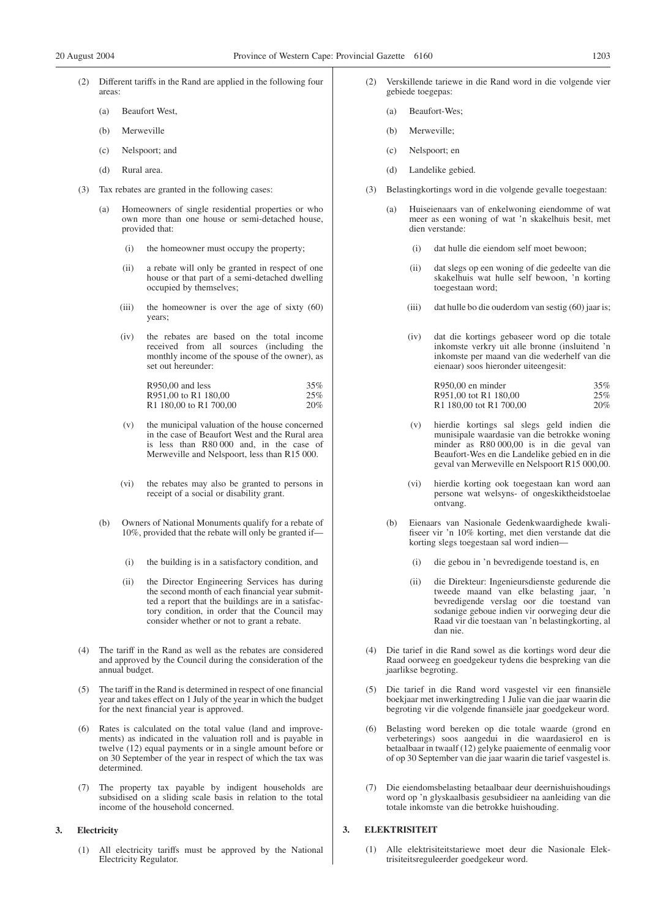(2) Different tariffs in the Rand are applied in the following four areas:

(a) Beaufort West,

(b) Merweville

(c) Nelspoort; and

(d) Rural area.

(3) Tax rebates are granted in the following cases:

(a) Homeowners of single residential properties or who own more than one house or semi-detached house, provided that:

(i) the homeowner must occupy the property;

(ii) a rebate will only be granted in respect of one house or that part of a semi-detached dwelling occupied by themselves;

(iii) the homeowner is over the age of sixty (60) years;

(iv) the rebates are based on the total income received from all sources (including the monthly income of the spouse of the owner), as set out hereunder:

| | |
|---|---|
| R950,00 and less | 35% |
| R951,00 to R1 180,00 | 25% |
| R1 180,00 to R1 700,00 | 20% |

(v) the municipal valuation of the house concerned in the case of Beaufort West and the Rural area is less than R80 000 and, in the case of Merweville and Nelspoort, less than R15 000.

(vi) the rebates may also be granted to persons in receipt of a social or disability grant.

(b) Owners of National Monuments qualify for a rebate of 10%, provided that the rebate will only be granted if—

(i) the building is in a satisfactory condition, and

(ii) the Director Engineering Services has during the second month of each financial year submitted a report that the buildings are in a satisfactory condition, in order that the Council may consider whether or not to grant a rebate.

(4) The tariff in the Rand as well as the rebates are considered and approved by the Council during the consideration of the annual budget.

(5) The tariff in the Rand is determined in respect of one financial year and takes effect on 1 July of the year in which the budget for the next financial year is approved.

(6) Rates is calculated on the total value (land and improvements) as indicated in the valuation roll and is payable in twelve (12) equal payments or in a single amount before or on 30 September of the year in respect of which the tax was determined.

(7) The property tax payable by indigent households are subsidised on a sliding scale basis in relation to the total income of the household concerned.

**3. Electricity**

(1) All electricity tariffs must be approved by the National Electricity Regulator.

(2) Verskillende tariewe in die Rand word in die volgende vier gebiede toegepas:

(a) Beaufort-Wes;

(b) Merweville;

(c) Nelspoort; en

(d) Landelike gebied.

(3) Belastingkortings word in die volgende gevalle toegestaan:

(a) Huiseienaars van of enkelwoning eiendomme of wat meer as een woning of wat 'n skakelhuis besit, met dien verstande:

(i) dat hulle die eiendom self moet bewoon;

(ii) dat slegs op een woning of die gedeelte van die skakelhuis wat hulle self bewoon, 'n korting toegestaan word;

(iii) dat hulle bo die ouderdom van sestig (60) jaar is;

(iv) dat die kortings gebaseer word op die totale inkomste verkry uit alle bronne (insluitend 'n inkomste per maand van die wederhelf van die eienaar) soos hieronder uiteengesit:

| | |
|---|---|
| R950,00 en minder | 35% |
| R951,00 tot R1 180,00 | 25% |
| R1 180,00 tot R1 700,00 | 20% |

(v) hierdie kortings sal slegs geld indien die munisipale waardasie van die betrokke woning minder as R80 000,00 is in die geval van Beaufort-Wes en die Landelike gebied en in die geval van Merweville en Nelspoort R15 000,00.

(vi) hierdie korting ook toegestaan kan word aan persone wat welsyns- of ongeskiktheidstoelae ontvang.

(b) Eienaars van Nasionale Gedenkwaardighede kwalifiseer vir 'n 10% korting, met dien verstande dat die korting slegs toegestaan sal word indien—

(i) die gebou in 'n bevredigende toestand is, en

(ii) die Direkteur: Ingenieursdienste gedurende die tweede maand van elke belasting jaar, 'n bevredigende verslag oor die toestand van sodanige geboue indien vir oorweging deur die Raad vir die toestaan van 'n belastingkorting, al dan nie.

(4) Die tarief in die Rand sowel as die kortings word deur die Raad oorweeg en goedgekeur tydens die bespreking van die jaarlikse begroting.

(5) Die tarief in die Rand word vasgestel vir een finansiële boekjaar met inwerkingtreding 1 Julie van die jaar waarin die begroting vir die volgende finansiële jaar goedgekeur word.

(6) Belasting word bereken op die totale waarde (grond en verbeterings) soos aangedui in die waardasierol en is betaalbaar in twaalf (12) gelyke paaiemente of eenmalig voor of op 30 September van die jaar waarin die tarief vasgestel is.

(7) Die eiendomsbelasting betaalbaar deur deernishuishoudings word op 'n glyskaalbasis gesubsidieer na aanleiding van die totale inkomste van die betrokke huishouding.

**3. ELEKTRISITEIT**

(1) Alle elektrisiteitstariewe moet deur die Nasionale Elektrisiteitsreguleerder goedgekeur word.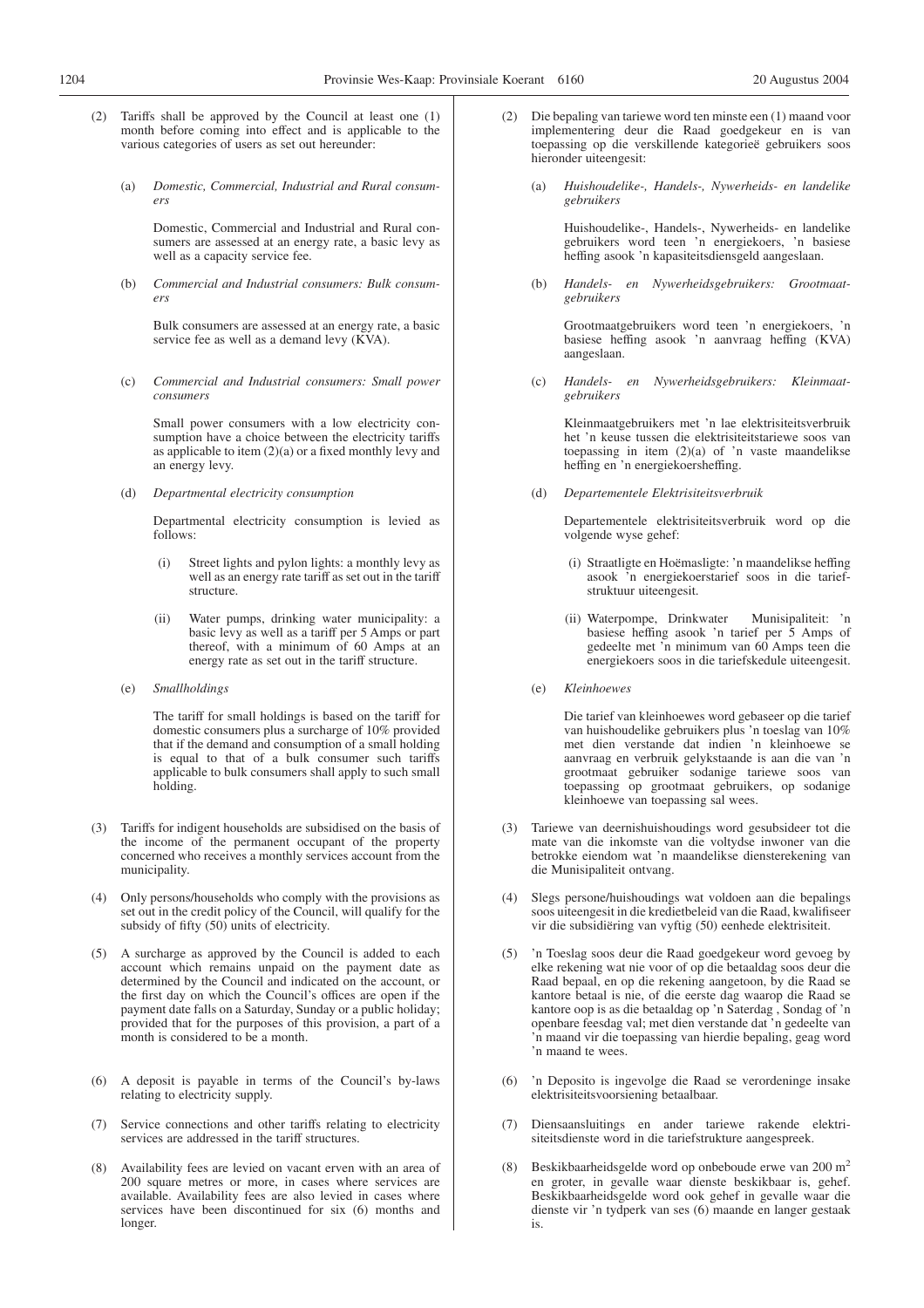(2) Tariffs shall be approved by the Council at least one (1) month before coming into effect and is applicable to the various categories of users as set out hereunder:

(a) *Domestic, Commercial, Industrial and Rural consumers*

Domestic, Commercial and Industrial and Rural consumers are assessed at an energy rate, a basic levy as well as a capacity service fee.

(b) *Commercial and Industrial consumers: Bulk consumers*

Bulk consumers are assessed at an energy rate, a basic service fee as well as a demand levy (KVA).

(c) *Commercial and Industrial consumers: Small power consumers*

Small power consumers with a low electricity consumption have a choice between the electricity tariffs as applicable to item (2)(a) or a fixed monthly levy and an energy levy.

(d) *Departmental electricity consumption*

Departmental electricity consumption is levied as follows:

(i) Street lights and pylon lights: a monthly levy as well as an energy rate tariff as set out in the tariff structure.

(ii) Water pumps, drinking water municipality: a basic levy as well as a tariff per 5 Amps or part thereof, with a minimum of 60 Amps at an energy rate as set out in the tariff structure.

(e) *Smallholdings*

The tariff for small holdings is based on the tariff for domestic consumers plus a surcharge of 10% provided that if the demand and consumption of a small holding is equal to that of a bulk consumer such tariffs applicable to bulk consumers shall apply to such small holding.

(3) Tariffs for indigent households are subsidised on the basis of the income of the permanent occupant of the property concerned who receives a monthly services account from the municipality.

(4) Only persons/households who comply with the provisions as set out in the credit policy of the Council, will qualify for the subsidy of fifty (50) units of electricity.

(5) A surcharge as approved by the Council is added to each account which remains unpaid on the payment date as determined by the Council and indicated on the account, or the first day on which the Council's offices are open if the payment date falls on a Saturday, Sunday or a public holiday; provided that for the purposes of this provision, a part of a month is considered to be a month.

(6) A deposit is payable in terms of the Council's by-laws relating to electricity supply.

(7) Service connections and other tariffs relating to electricity services are addressed in the tariff structures.

(8) Availability fees are levied on vacant erven with an area of 200 square metres or more, in cases where services are available. Availability fees are also levied in cases where services have been discontinued for six (6) months and longer.

(2) Die bepaling van tariewe word ten minste een (1) maand voor implementering deur die Raad goedgekeur en is van toepassing op die verskillende kategorieë gebruikers soos hieronder uiteengesit:

(a) *Huishoudelike-, Handels-, Nywerheids- en landelike gebruikers*

Huishoudelike-, Handels-, Nywerheids- en landelike gebruikers word teen 'n energiekoers, 'n basiese heffing asook 'n kapasiteitsdiensgeld aangeslaan.

(b) *Handels- en Nywerheidsgebruikers: Grootmaatgebruikers*

Grootmaatgebruikers word teen 'n energiekoers, 'n basiese heffing asook 'n aanvraag heffing (KVA) aangeslaan.

(c) *Handels- en Nywerheidsgebruikers: Kleinmaatgebruikers*

Kleinmaatgebruikers met 'n lae elektrisiteitsverbruik het 'n keuse tussen die elektrisiteitstariewe soos van toepassing in item (2)(a) of 'n vaste maandelikse heffing en 'n energiekoersheffing.

(d) *Departementele Elektrisiteitsverbruik*

Departementele elektrisiteitsverbruik word op die volgende wyse gehef:

(i) Straatligte en Hoëmasligte: 'n maandelikse heffing asook 'n energiekoerstarief soos in die tariefstruktuur uiteengesit.

(ii) Waterpompe, Drinkwater Munisipaliteit: 'n basiese heffing asook 'n tarief per 5 Amps of gedeelte met 'n minimum van 60 Amps teen die energiekoers soos in die tariefskedule uiteengesit.

(e) *Kleinhoewes*

Die tarief van kleinhoewes word gebaseer op die tarief van huishoudelike gebruikers plus 'n toeslag van 10% met dien verstande dat indien 'n kleinhoewe se aanvraag en verbruik gelykstaande is aan die van 'n grootmaat gebruiker sodanige tariewe soos van toepassing op grootmaat gebruikers, op sodanige kleinhoewe van toepassing sal wees.

(3) Tariewe van deernishuishoudings word gesubsideer tot die mate van die inkomste van die voltydse inwoner van die betrokke eiendom wat 'n maandelikse diensterekening van die Munisipaliteit ontvang.

(4) Slegs persone/huishoudings wat voldoen aan die bepalings soos uiteengesit in die kredietbeleid van die Raad, kwalifiseer vir die subsidiëring van vyftig (50) eenhede elektrisiteit.

(5) 'n Toeslag soos deur die Raad goedgekeur word gevoeg by elke rekening wat nie voor of op die betaaldag soos deur die Raad bepaal, en op die rekening aangetoon, by die Raad se kantore betaal is nie, of die eerste dag waarop die Raad se kantore oop is as die betaaldag op 'n Saterdag , Sondag of 'n openbare feesdag val; met dien verstande dat 'n gedeelte van 'n maand vir die toepassing van hierdie bepaling, geag word 'n maand te wees.

(6) 'n Deposito is ingevolge die Raad se verordeninge insake elektrisiteitsvoorsiening betaalbaar.

(7) Diensaansluitings en ander tariewe rakende elektrisiteitsdienste word in die tariefstrukture aangespreek.

(8) Beskikbaarheidsgelde word op onbeboude erwe van 200 $m^2$ en groter, in gevalle waar dienste beskikbaar is, gehef. Beskikbaarheidsgelde word ook gehef in gevalle waar die dienste vir 'n tydperk van ses (6) maande en langer gestaak is.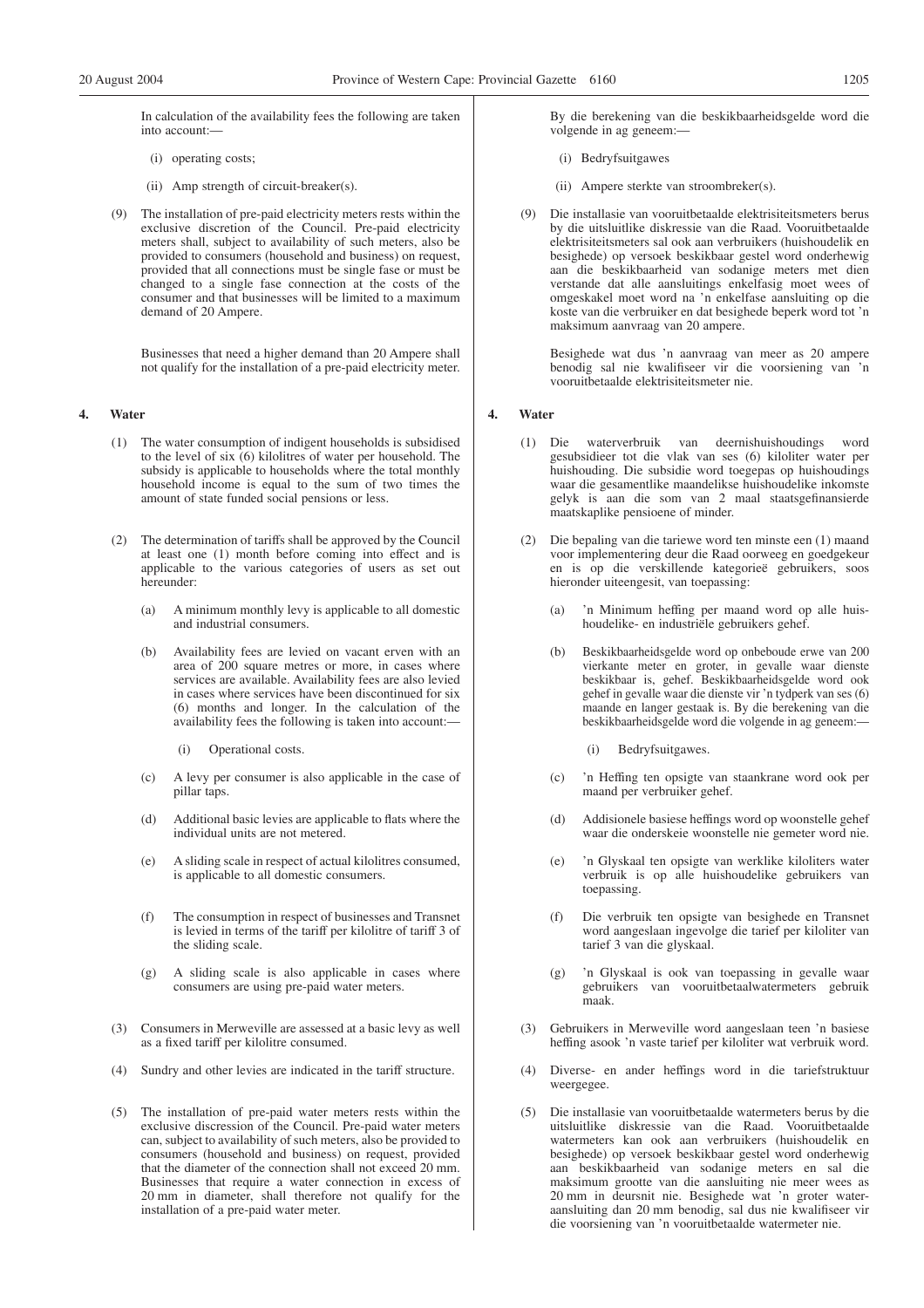In calculation of the availability fees the following are taken into account:—

(i) operating costs;

(ii) Amp strength of circuit-breaker(s).

(9) The installation of pre-paid electricity meters rests within the exclusive discretion of the Council. Pre-paid electricity meters shall, subject to availability of such meters, also be provided to consumers (household and business) on request, provided that all connections must be single fase or must be changed to a single fase connection at the costs of the consumer and that businesses will be limited to a maximum demand of 20 Ampere.

Businesses that need a higher demand than 20 Ampere shall not qualify for the installation of a pre-paid electricity meter.

**4. Water**

(1) The water consumption of indigent households is subsidised to the level of six (6) kilolitres of water per household. The subsidy is applicable to households where the total monthly household income is equal to the sum of two times the amount of state funded social pensions or less.

(2) The determination of tariffs shall be approved by the Council at least one (1) month before coming into effect and is applicable to the various categories of users as set out hereunder:

(a) A minimum monthly levy is applicable to all domestic and industrial consumers.

(b) Availability fees are levied on vacant erven with an area of 200 square metres or more, in cases where services are available. Availability fees are also levied in cases where services have been discontinued for six (6) months and longer. In the calculation of the availability fees the following is taken into account:—

(i) Operational costs.

(c) A levy per consumer is also applicable in the case of pillar taps.

(d) Additional basic levies are applicable to flats where the individual units are not metered.

(e) A sliding scale in respect of actual kilolitres consumed, is applicable to all domestic consumers.

(f) The consumption in respect of businesses and Transnet is levied in terms of the tariff per kilolitre of tariff 3 of the sliding scale.

(g) A sliding scale is also applicable in cases where consumers are using pre-paid water meters.

(3) Consumers in Merweville are assessed at a basic levy as well as a fixed tariff per kilolitre consumed.

(4) Sundry and other levies are indicated in the tariff structure.

(5) The installation of pre-paid water meters rests within the exclusive discression of the Council. Pre-paid water meters can, subject to availability of such meters, also be provided to consumers (household and business) on request, provided that the diameter of the connection shall not exceed 20 mm. Businesses that require a water connection in excess of 20 mm in diameter, shall therefore not qualify for the installation of a pre-paid water meter.

By die berekening van die beskikbaarheidsgelde word die volgende in ag geneem:—

(i) Bedryfsuitgawes

(ii) Ampere sterkte van stroombreker(s).

(9) Die installasie van vooruitbetaalde elektrisiteitsmeters berus by die uitsluitlike diskressie van die Raad. Vooruitbetaalde elektrisiteitsmeters sal ook aan verbruikers (huishoudelik en besighede) op versoek beskikbaar gestel word onderhewig aan die beskikbaarheid van sodanige meters met dien verstande dat alle aansluitings enkelfasig moet wees of omgeskakel moet word na 'n enkelfase aansluiting op die koste van die verbruiker en dat besighede beperk word tot 'n maksimum aanvraag van 20 ampere.

Besighede wat dus 'n aanvraag van meer as 20 ampere benodig sal nie kwalifiseer vir die voorsiening van 'n vooruitbetaalde elektrisiteitsmeter nie.

**4. Water**

(1) Die waterverbruik van deernishuishoudings word gesubsidieer tot die vlak van ses (6) kiloliter water per huishouding. Die subsidie word toegepas op huishoudings waar die gesamentlike maandelikse huishoudelike inkomste gelyk is aan die som van 2 maal staatsgefinansierde maatskaplike pensioene of minder.

(2) Die bepaling van die tariewe word ten minste een (1) maand voor implementering deur die Raad oorweeg en goedgekeur en is op die verskillende kategorieë gebruikers, soos hieronder uiteengesit, van toepassing:

(a) 'n Minimum heffing per maand word op alle huishoudelike- en industriële gebruikers gehef.

(b) Beskikbaarheidsgelde word op onbeboude erwe van 200 vierkante meter en groter, in gevalle waar dienste beskikbaar is, gehef. Beskikbaarheidsgelde word ook gehef in gevalle waar die dienste vir 'n tydperk van ses (6) maande en langer gestaak is. By die berekening van die beskikbaarheidsgelde word die volgende in ag geneem:—

(i) Bedryfsuitgawes.

(c) 'n Heffing ten opsigte van staankrane word ook per maand per verbruiker gehef.

(d) Addisionele basiese heffings word op woonstelle gehef waar die onderskeie woonstelle nie gemeter word nie.

(e) 'n Glyskaal ten opsigte van werklike kiloliters water verbruik is op alle huishoudelike gebruikers van toepassing.

(f) Die verbruik ten opsigte van besighede en Transnet word aangeslaan ingevolge die tarief per kiloliter van tarief 3 van die glyskaal.

(g) 'n Glyskaal is ook van toepassing in gevalle waar gebruikers van vooruitbetaalwatermeters gebruik maak.

(3) Gebruikers in Merweville word aangeslaan teen 'n basiese heffing asook 'n vaste tarief per kiloliter wat verbruik word.

(4) Diverse- en ander heffings word in die tariefstruktuur weergegee.

(5) Die installasie van vooruitbetaalde watermeters berus by die uitsluitlike diskressie van die Raad. Vooruitbetaalde watermeters kan ook aan verbruikers (huishoudelik en besighede) op versoek beskikbaar gestel word onderhewig aan beskikbaarheid van sodanige meters en sal die maksimum grootte van die aansluiting nie meer wees as 20 mm in deursnit nie. Besighede wat 'n groter wateraansluiting dan 20 mm benodig, sal dus nie kwalifiseer vir die voorsiening van 'n vooruitbetaalde watermeter nie.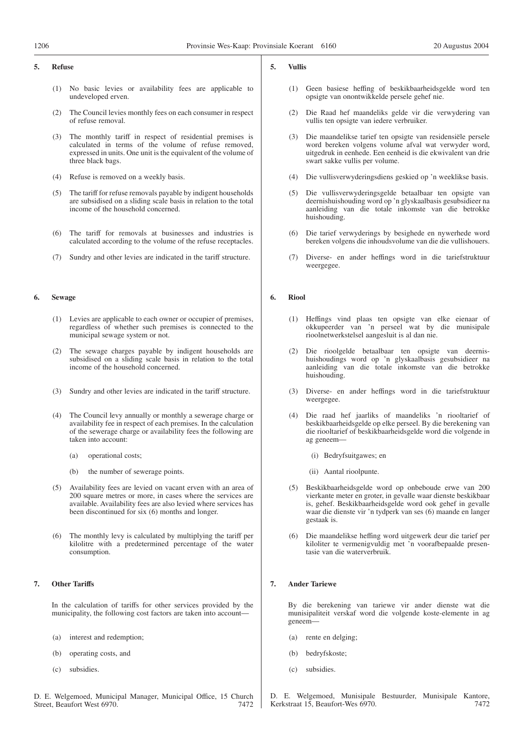## 5. Refuse

(1) No basic levies or availability fees are applicable to undeveloped erven.

(2) The Council levies monthly fees on each consumer in respect of refuse removal.

(3) The monthly tariff in respect of residential premises is calculated in terms of the volume of refuse removed, expressed in units. One unit is the equivalent of the volume of three black bags.

(4) Refuse is removed on a weekly basis.

(5) The tariff for refuse removals payable by indigent households are subsidised on a sliding scale basis in relation to the total income of the household concerned.

(6) The tariff for removals at businesses and industries is calculated according to the volume of the refuse receptacles.

(7) Sundry and other levies are indicated in the tariff structure.

## 6. Sewage

(1) Levies are applicable to each owner or occupier of premises, regardless of whether such premises is connected to the municipal sewage system or not.

(2) The sewage charges payable by indigent households are subsidised on a sliding scale basis in relation to the total income of the household concerned.

(3) Sundry and other levies are indicated in the tariff structure.

(4) The Council levy annually or monthly a sewerage charge or availability fee in respect of each premises. In the calculation of the sewerage charge or availability fees the following are taken into account:

- (a) operational costs;
- (b) the number of sewerage points.

(5) Availability fees are levied on vacant erven with an area of 200 square metres or more, in cases where the services are available. Availability fees are also levied where services has been discontinued for six (6) months and longer.

(6) The monthly levy is calculated by multiplying the tariff per kilolitre with a predetermined percentage of the water consumption.

## 7. Other Tariffs

In the calculation of tariffs for other services provided by the municipality, the following cost factors are taken into account—

- (a) interest and redemption;
- (b) operating costs, and
- (c) subsidies.

D. E. Welgemoed, Municipal Manager, Municipal Office, 15 Church Street, Beaufort West 6970. 7472

## 5. Vullis

(1) Geen basiese heffing of beskikbaarheidsgelde word ten opsigte van onontwikkelde persele gehef nie.

(2) Die Raad hef maandeliks gelde vir die verwydering van vullis ten opsigte van iedere verbruiker.

(3) Die maandelikse tarief ten opsigte van residensiële persele word bereken volgens volume afval wat verwyder word, uitgedruk in eenhede. Een eenheid is die ekwivalent van drie swart sakke vullis per volume.

(4) Die vullisverwyderingsdiens geskied op 'n weeklikse basis.

(5) Die vullisverwyderingsgelde betaalbaar ten opsigte van deernishuishouding word op 'n glyskaalbasis gesubsidieer na aanleiding van die totale inkomste van die betrokke huishouding.

(6) Die tarief verwyderings by besighede en nywerhede word bereken volgens die inhoudsvolume van die die vullishouers.

(7) Diverse- en ander heffings word in die tariefstruktuur weergegee.

## 6. Riool

(1) Heffings vind plaas ten opsigte van elke eienaar of okkupeerder van 'n perseel wat by die munisipale rioolnetwerkstelsel aangesluit is al dan nie.

(2) Die rioolgelde betaalbaar ten opsigte van deernishuishoudings word op 'n glyskaalbasis gesubsidieer na aanleiding van die totale inkomste van die betrokke huishouding.

(3) Diverse- en ander heffings word in die tariefstruktuur weergegee.

(4) Die raad hef jaarliks of maandeliks 'n riooltarief of beskikbaarheidsgelde op elke perseel. By die berekening van die riooltarief of beskikbaarheidsgelde word die volgende in ag geneem—

- (i) Bedryfsuitgawes; en
- (ii) Aantal rioolpunte.

(5) Beskikbaarheidsgelde word op onbeboude erwe van 200 vierkante meter en groter, in gevalle waar dienste beskikbaar is, gehef. Beskikbaarheidsgelde word ook gehef in gevalle waar die dienste vir 'n tydperk van ses (6) maande en langer gestaak is.

(6) Die maandelikse heffing word uitgewerk deur die tarief per kiloliter te vermenigvuldig met 'n voorafbepaalde presentasie van die waterverbruik.

## 7. Ander Tariewe

By die berekening van tariewe vir ander dienste wat die munisipaliteit verskaf word die volgende koste-elemente in ag geneem—

- (a) rente en delging;
- (b) bedryfskoste;
- (c) subsidies.

D. E. Welgemoed, Munisipale Bestuurder, Munisipale Kantore, Kerkstraat 15, Beaufort-Wes 6970. 7472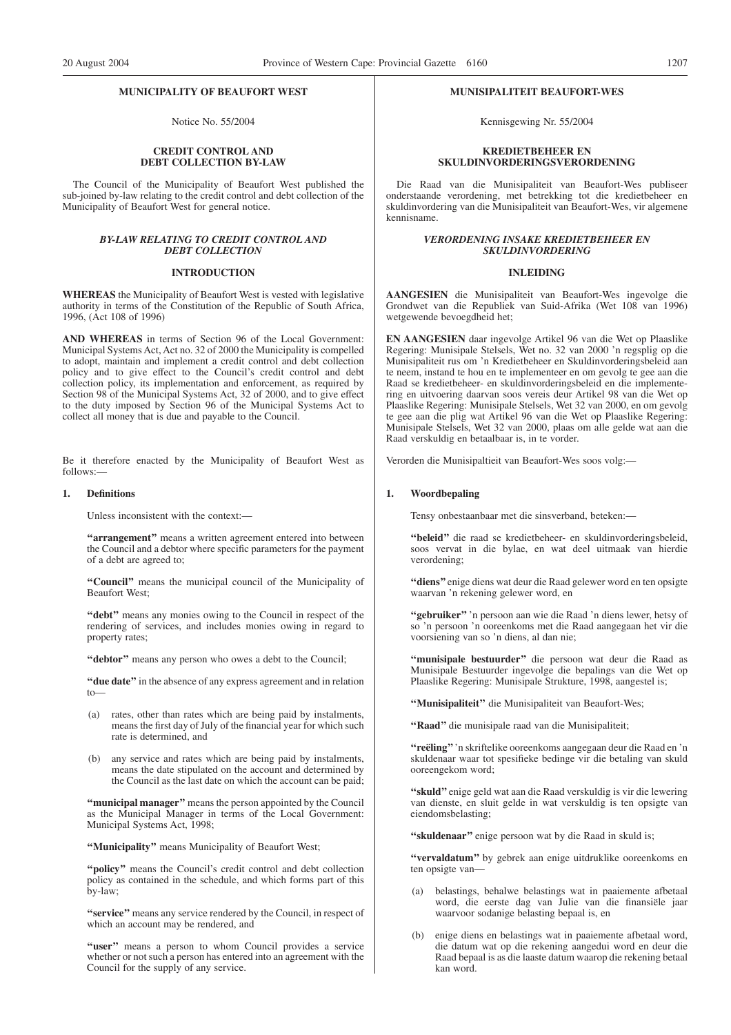**MUNICIPALITY OF BEAUFORT WEST**

Notice No. 55/2004

**CREDIT CONTROL AND DEBT COLLECTION BY-LAW**

The Council of the Municipality of Beaufort West published the sub-joined by-law relating to the credit control and debt collection of the Municipality of Beaufort West for general notice.

***BY-LAW RELATING TO CREDIT CONTROL AND DEBT COLLECTION***

**INTRODUCTION**

**WHEREAS** the Municipality of Beaufort West is vested with legislative authority in terms of the Constitution of the Republic of South Africa, 1996, (Act 108 of 1996)

**AND WHEREAS** in terms of Section 96 of the Local Government: Municipal Systems Act, Act no. 32 of 2000 the Municipality is compelled to adopt, maintain and implement a credit control and debt collection policy and to give effect to the Council's credit control and debt collection policy, its implementation and enforcement, as required by Section 98 of the Municipal Systems Act, 32 of 2000, and to give effect to the duty imposed by Section 96 of the Municipal Systems Act to collect all money that is due and payable to the Council.

Be it therefore enacted by the Municipality of Beaufort West as follows:—

**1. Definitions**

Unless inconsistent with the context:—

**"arrangement"** means a written agreement entered into between the Council and a debtor where specific parameters for the payment of a debt are agreed to;

**"Council"** means the municipal council of the Municipality of Beaufort West;

**"debt"** means any monies owing to the Council in respect of the rendering of services, and includes monies owing in regard to property rates;

**"debtor"** means any person who owes a debt to the Council;

**"due date"** in the absence of any express agreement and in relation to—

(a) rates, other than rates which are being paid by instalments, means the first day of July of the financial year for which such rate is determined, and

(b) any service and rates which are being paid by instalments, means the date stipulated on the account and determined by the Council as the last date on which the account can be paid;

**"municipal manager"** means the person appointed by the Council as the Municipal Manager in terms of the Local Government: Municipal Systems Act, 1998;

**"Municipality"** means Municipality of Beaufort West;

**"policy"** means the Council's credit control and debt collection policy as contained in the schedule, and which forms part of this by-law;

**"service"** means any service rendered by the Council, in respect of which an account may be rendered, and

**"user"** means a person to whom Council provides a service whether or not such a person has entered into an agreement with the Council for the supply of any service.

**MUNISIPALITEIT BEAUFORT-WES**

Kennisgewing Nr. 55/2004

**KREDIETBEHEER EN SKULDINVORDERINGSVERORDENING**

Die Raad van die Munisipaliteit van Beaufort-Wes publiseer onderstaande verordening, met betrekking tot die kredietbeheer en skuldinvordering van die Munisipaliteit van Beaufort-Wes, vir algemene kennisname.

***VERORDENING INSAKE KREDIETBEHEER EN SKULDINVORDERING***

**INLEIDING**

**AANGESIEN** die Munisipaliteit van Beaufort-Wes ingevolge die Grondwet van die Republiek van Suid-Afrika (Wet 108 van 1996) wetgewende bevoegdheid het;

**EN AANGESIEN** daar ingevolge Artikel 96 van die Wet op Plaaslike Regering: Munisipale Stelsels, Wet no. 32 van 2000 'n regsplig op die Munisipaliteit rus om 'n Kredietbeheer en Skuldinvorderingsbeleid aan te neem, instand te hou en te implementeer en om gevolg te gee aan die Raad se kredietbeheer- en skuldinvorderingsbeleid en die implementering en uitvoering daarvan soos vereis deur Artikel 98 van die Wet op Plaaslike Regering: Munisipale Stelsels, Wet 32 van 2000, en om gevolg te gee aan die plig wat Artikel 96 van die Wet op Plaaslike Regering: Munisipale Stelsels, Wet 32 van 2000, plaas om alle gelde wat aan die Raad verskuldig en betaalbaar is, in te vorder.

Verorden die Munisipaltieit van Beaufort-Wes soos volg:—

**1. Woordbepaling**

Tensy onbestaanbaar met die sinsverband, beteken:—

**"beleid"** die raad se kredietbeheer- en skuldinvorderingsbeleid, soos vervat in die bylae, en wat deel uitmaak van hierdie verordening;

**"diens"** enige diens wat deur die Raad gelewer word en ten opsigte waarvan 'n rekening gelewer word, en

**"gebruiker"** 'n persoon aan wie die Raad 'n diens lewer, hetsy of so 'n persoon 'n ooreenkoms met die Raad aangegaan het vir die voorsiening van so 'n diens, al dan nie;

**"munisipale bestuurder"** die persoon wat deur die Raad as Munisipale Bestuurder ingevolge die bepalings van die Wet op Plaaslike Regering: Munisipale Strukture, 1998, aangestel is;

**"Munisipaliteit"** die Munisipaliteit van Beaufort-Wes;

**"Raad"** die munisipale raad van die Munisipaliteit;

**"reëling"** 'n skriftelike ooreenkoms aangegaan deur die Raad en 'n skuldenaar waar tot spesifieke bedinge vir die betaling van skuld ooreengekom word;

**"skuld"** enige geld wat aan die Raad verskuldig is vir die lewering van dienste, en sluit gelde in wat verskuldig is ten opsigte van eiendomsbelasting;

**"skuldenaar"** enige persoon wat by die Raad in skuld is;

**"vervaldatum"** by gebrek aan enige uitdruklike ooreenkoms en ten opsigte van—

(a) belastings, behalwe belastings wat in paaiemente afbetaal word, die eerste dag van Julie van die finansiële jaar waarvoor sodanige belasting bepaal is, en

(b) enige diens en belastings wat in paaiemente afbetaal word, die datum wat op die rekening aangedui word en deur die Raad bepaal is as die laaste datum waarop die rekening betaal kan word.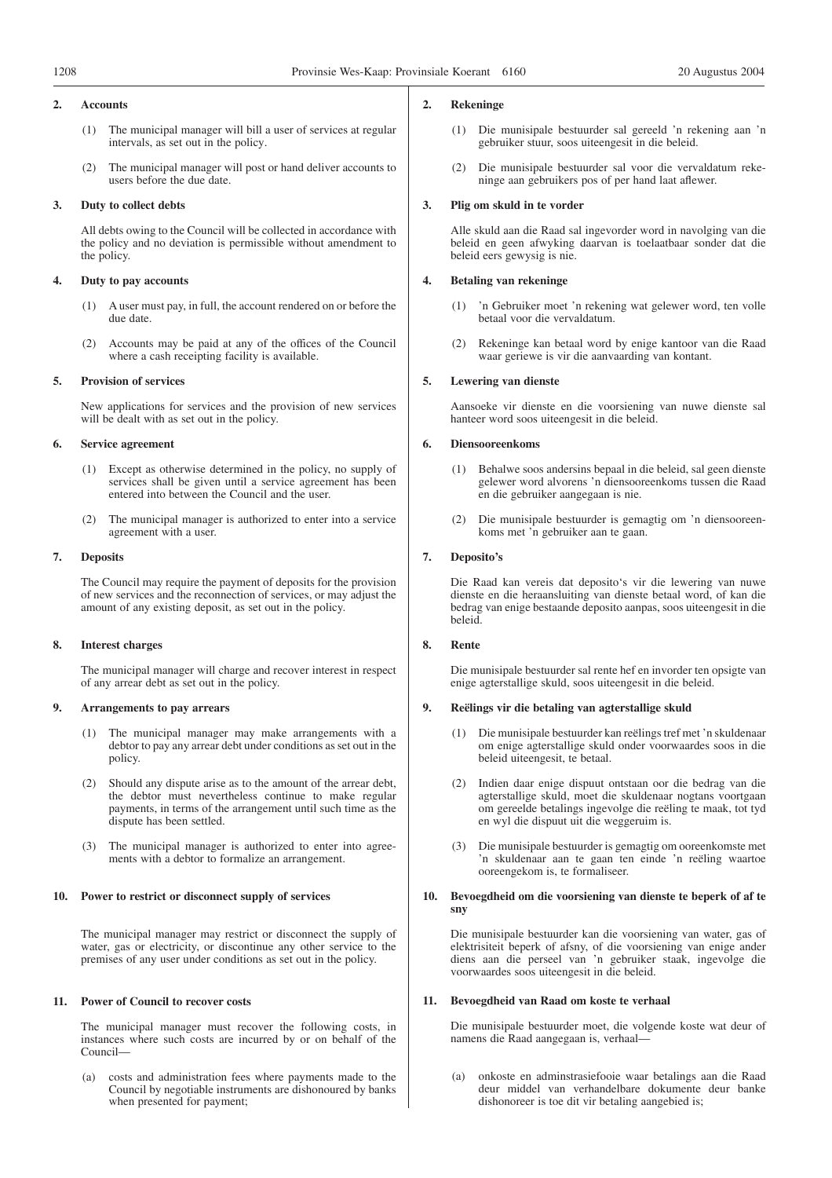**2. Accounts**

(1) The municipal manager will bill a user of services at regular intervals, as set out in the policy.

(2) The municipal manager will post or hand deliver accounts to users before the due date.

**3. Duty to collect debts**

All debts owing to the Council will be collected in accordance with the policy and no deviation is permissible without amendment to the policy.

**4. Duty to pay accounts**

(1) A user must pay, in full, the account rendered on or before the due date.

(2) Accounts may be paid at any of the offices of the Council where a cash receipting facility is available.

**5. Provision of services**

New applications for services and the provision of new services will be dealt with as set out in the policy.

**6. Service agreement**

(1) Except as otherwise determined in the policy, no supply of services shall be given until a service agreement has been entered into between the Council and the user.

(2) The municipal manager is authorized to enter into a service agreement with a user.

**7. Deposits**

The Council may require the payment of deposits for the provision of new services and the reconnection of services, or may adjust the amount of any existing deposit, as set out in the policy.

**8. Interest charges**

The municipal manager will charge and recover interest in respect of any arrear debt as set out in the policy.

**9. Arrangements to pay arrears**

(1) The municipal manager may make arrangements with a debtor to pay any arrear debt under conditions as set out in the policy.

(2) Should any dispute arise as to the amount of the arrear debt, the debtor must nevertheless continue to make regular payments, in terms of the arrangement until such time as the dispute has been settled.

(3) The municipal manager is authorized to enter into agreements with a debtor to formalize an arrangement.

**10. Power to restrict or disconnect supply of services**

The municipal manager may restrict or disconnect the supply of water, gas or electricity, or discontinue any other service to the premises of any user under conditions as set out in the policy.

**11. Power of Council to recover costs**

The municipal manager must recover the following costs, in instances where such costs are incurred by or on behalf of the Council—

(a) costs and administration fees where payments made to the Council by negotiable instruments are dishonoured by banks when presented for payment;

**2. Rekeninge**

(1) Die munisipale bestuurder sal gereeld 'n rekening aan 'n gebruiker stuur, soos uiteengesit in die beleid.

(2) Die munisipale bestuurder sal voor die vervaldatum rekeninge aan gebruikers pos of per hand laat aflewer.

**3. Plig om skuld in te vorder**

Alle skuld aan die Raad sal ingevorder word in navolging van die beleid en geen afwyking daarvan is toelaatbaar sonder dat die beleid eers gewysig is nie.

**4. Betaling van rekeninge**

(1) 'n Gebruiker moet 'n rekening wat gelewer word, ten volle betaal voor die vervaldatum.

(2) Rekeninge kan betaal word by enige kantoor van die Raad waar geriewe is vir die aanvaarding van kontant.

**5. Lewering van dienste**

Aansoeke vir dienste en die voorsiening van nuwe dienste sal hanteer word soos uiteengesit in die beleid.

**6. Diensooreenkoms**

(1) Behalwe soos andersins bepaal in die beleid, sal geen dienste gelewer word alvorens 'n diensooreenkoms tussen die Raad en die gebruiker aangegaan is nie.

(2) Die munisipale bestuurder is gemagtig om 'n diensooreenkoms met 'n gebruiker aan te gaan.

**7. Deposito's**

Die Raad kan vereis dat deposito's vir die lewering van nuwe dienste en die heraansluiting van dienste betaal word, of kan die bedrag van enige bestaande deposito aanpas, soos uiteengesit in die beleid.

**8. Rente**

Die munisipale bestuurder sal rente hef en invorder ten opsigte van enige agterstallige skuld, soos uiteengesit in die beleid.

**9. Reëlings vir die betaling van agterstallige skuld**

(1) Die munisipale bestuurder kan reëlings tref met 'n skuldenaar om enige agterstallige skuld onder voorwaardes soos in die beleid uiteengesit, te betaal.

(2) Indien daar enige dispuut ontstaan oor die bedrag van die agterstallige skuld, moet die skuldenaar nogtans voortgaan om gereelde betalings ingevolge die reëling te maak, tot tyd en wyl die dispuut uit die weggeruim is.

(3) Die munisipale bestuurder is gemagtig om ooreenkomste met 'n skuldenaar aan te gaan ten einde 'n reëling waartoe ooreengekom is, te formaliseer.

**10. Bevoegdheid om die voorsiening van dienste te beperk of af te sny**

Die munisipale bestuurder kan die voorsiening van water, gas of elektrisiteit beperk of afsny, of die voorsiening van enige ander diens aan die perseel van 'n gebruiker staak, ingevolge die voorwaardes soos uiteengesit in die beleid.

**11. Bevoegdheid van Raad om koste te verhaal**

Die munisipale bestuurder moet, die volgende koste wat deur of namens die Raad aangegaan is, verhaal—

(a) onkoste en adminstrasiefooie waar betalings aan die Raad deur middel van verhandelbare dokumente deur banke dishonoreer is toe dit vir betaling aangebied is;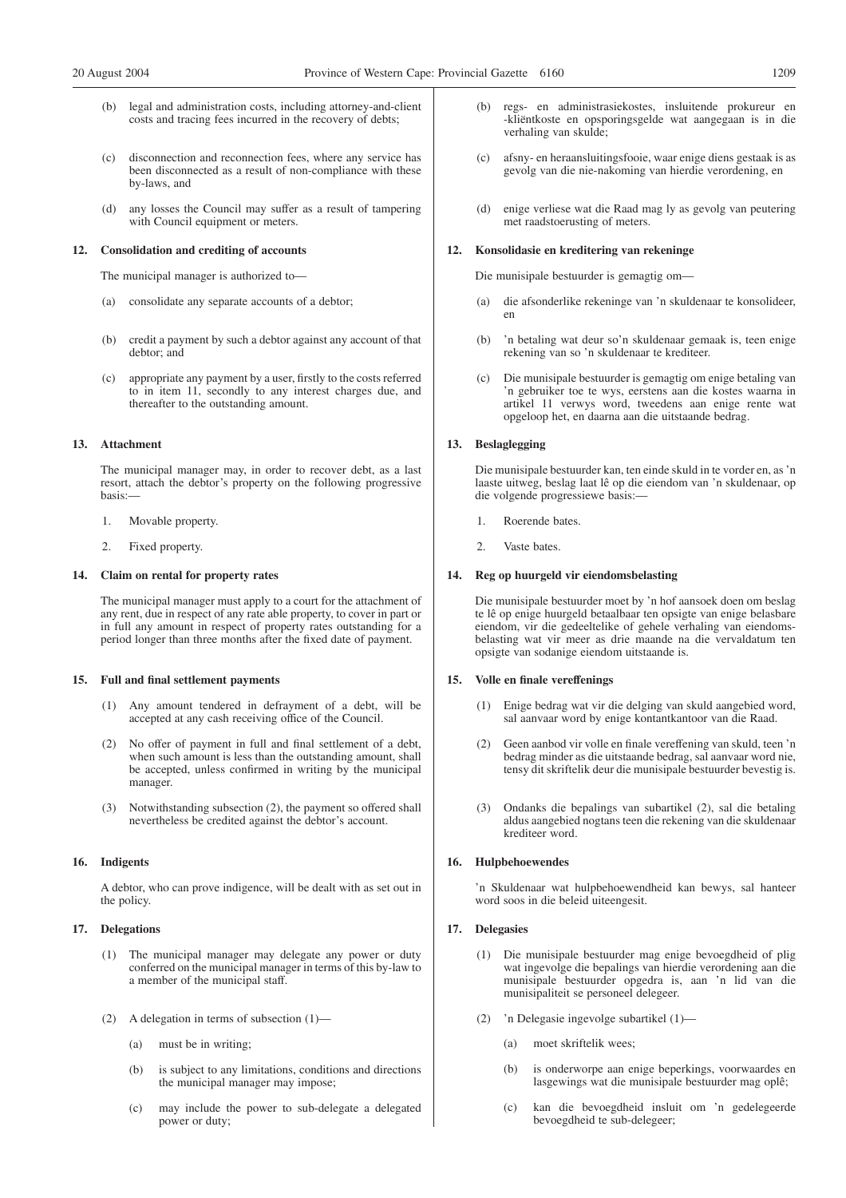(b) legal and administration costs, including attorney-and-client costs and tracing fees incurred in the recovery of debts;

(c) disconnection and reconnection fees, where any service has been disconnected as a result of non-compliance with these by-laws, and

(d) any losses the Council may suffer as a result of tampering with Council equipment or meters.

**12. Consolidation and crediting of accounts**

The municipal manager is authorized to—

(a) consolidate any separate accounts of a debtor;

(b) credit a payment by such a debtor against any account of that debtor; and

(c) appropriate any payment by a user, firstly to the costs referred to in item 11, secondly to any interest charges due, and thereafter to the outstanding amount.

**13. Attachment**

The municipal manager may, in order to recover debt, as a last resort, attach the debtor's property on the following progressive basis:—

1. Movable property.
2. Fixed property.

**14. Claim on rental for property rates**

The municipal manager must apply to a court for the attachment of any rent, due in respect of any rate able property, to cover in part or in full any amount in respect of property rates outstanding for a period longer than three months after the fixed date of payment.

**15. Full and final settlement payments**

(1) Any amount tendered in defrayment of a debt, will be accepted at any cash receiving office of the Council.

(2) No offer of payment in full and final settlement of a debt, when such amount is less than the outstanding amount, shall be accepted, unless confirmed in writing by the municipal manager.

(3) Notwithstanding subsection (2), the payment so offered shall nevertheless be credited against the debtor's account.

**16. Indigents**

A debtor, who can prove indigence, will be dealt with as set out in the policy.

**17. Delegations**

(1) The municipal manager may delegate any power or duty conferred on the municipal manager in terms of this by-law to a member of the municipal staff.

(2) A delegation in terms of subsection (1)—

(a) must be in writing;

(b) is subject to any limitations, conditions and directions the municipal manager may impose;

(c) may include the power to sub-delegate a delegated power or duty;

(b) regs- en administrasiekostes, insluitende prokureur en -kliëntkoste en opsporingsgelde wat aangegaan is in die verhaling van skulde;

(c) afsny- en heraansluitingsfooie, waar enige diens gestaak is as gevolg van die nie-nakoming van hierdie verordening, en

(d) enige verliese wat die Raad mag ly as gevolg van peutering met raadstoerusting of meters.

**12. Konsolidasie en kreditering van rekeninge**

Die munisipale bestuurder is gemagtig om—

(a) die afsonderlike rekeninge van 'n skuldenaar te konsolideer, en

(b) 'n betaling wat deur so'n skuldenaar gemaak is, teen enige rekening van so 'n skuldenaar te krediteer.

(c) Die munisipale bestuurder is gemagtig om enige betaling van 'n gebruiker toe te wys, eerstens aan die kostes waarna in artikel 11 verwys word, tweedens aan enige rente wat opgeloop het, en daarna aan die uitstaande bedrag.

**13. Beslaglegging**

Die munisipale bestuurder kan, ten einde skuld in te vorder en, as 'n laaste uitweg, beslag laat lê op die eiendom van 'n skuldenaar, op die volgende progressiewe basis:—

1. Roerende bates.
2. Vaste bates.

**14. Reg op huurgeld vir eiendomsbelasting**

Die munisipale bestuurder moet by 'n hof aansoek doen om beslag te lê op enige huurgeld betaalbaar ten opsigte van enige belasbare eiendom, vir die gedeeltelike of gehele verhaling van eiendomsbelasting wat vir meer as drie maande na die vervaldatum ten opsigte van sodanige eiendom uitstaande is.

**15. Volle en finale vereffenings**

(1) Enige bedrag wat vir die delging van skuld aangebied word, sal aanvaar word by enige kontantkantoor van die Raad.

(2) Geen aanbod vir volle en finale vereffening van skuld, teen 'n bedrag minder as die uitstaande bedrag, sal aanvaar word nie, tensy dit skriftelik deur die munisipale bestuurder bevestig is.

(3) Ondanks die bepalings van subartikel (2), sal die betaling aldus aangebied nogtans teen die rekening van die skuldenaar krediteer word.

**16. Hulpbehoewendes**

'n Skuldenaar wat hulpbehoewendheid kan bewys, sal hanteer word soos in die beleid uiteengesit.

**17. Delegasies**

(1) Die munisipale bestuurder mag enige bevoegdheid of plig wat ingevolge die bepalings van hierdie verordening aan die munisipale bestuurder opgedra is, aan 'n lid van die munisipaliteit se personeel delegeer.

(2) 'n Delegasie ingevolge subartikel (1)—

(a) moet skriftelik wees;

(b) is onderworpe aan enige beperkings, voorwaardes en lasgewings wat die munisipale bestuurder mag oplê;

(c) kan die bevoegdheid insluit om 'n gedelegeerde bevoegdheid te sub-delegeer;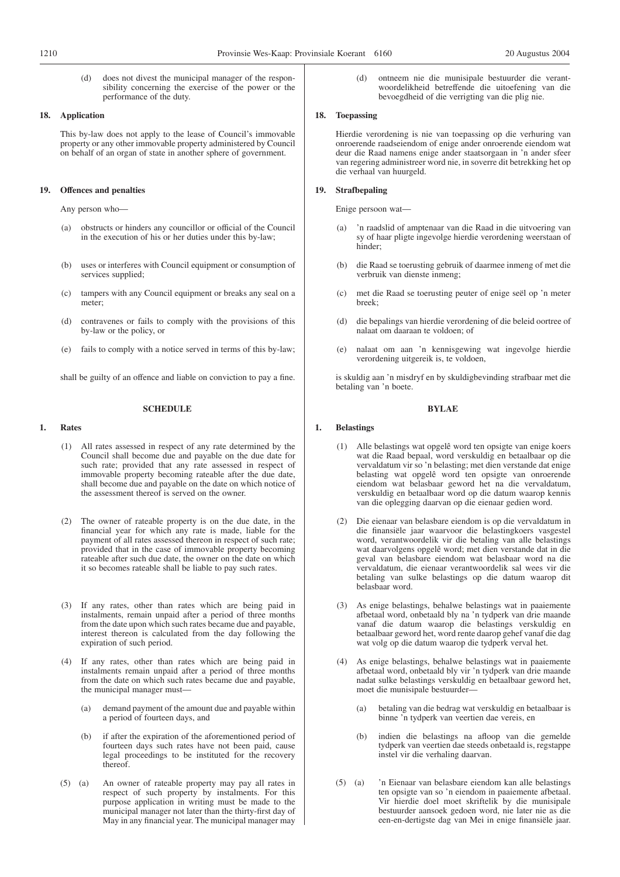(d) does not divest the municipal manager of the responsibility concerning the exercise of the power or the performance of the duty.

**18. Application**

This by-law does not apply to the lease of Council's immovable property or any other immovable property administered by Council on behalf of an organ of state in another sphere of government.

**19. Offences and penalties**

Any person who—

(a) obstructs or hinders any councillor or official of the Council in the execution of his or her duties under this by-law;

(b) uses or interferes with Council equipment or consumption of services supplied;

(c) tampers with any Council equipment or breaks any seal on a meter;

(d) contravenes or fails to comply with the provisions of this by-law or the policy, or

(e) fails to comply with a notice served in terms of this by-law;

shall be guilty of an offence and liable on conviction to pay a fine.

**SCHEDULE**

**1. Rates**

(1) All rates assessed in respect of any rate determined by the Council shall become due and payable on the due date for such rate; provided that any rate assessed in respect of immovable property becoming rateable after the due date, shall become due and payable on the date on which notice of the assessment thereof is served on the owner.

(2) The owner of rateable property is on the due date, in the financial year for which any rate is made, liable for the payment of all rates assessed thereon in respect of such rate; provided that in the case of immovable property becoming rateable after such due date, the owner on the date on which it so becomes rateable shall be liable to pay such rates.

(3) If any rates, other than rates which are being paid in instalments, remain unpaid after a period of three months from the date upon which such rates became due and payable, interest thereon is calculated from the day following the expiration of such period.

(4) If any rates, other than rates which are being paid in instalments remain unpaid after a period of three months from the date on which such rates became due and payable, the municipal manager must—

(a) demand payment of the amount due and payable within a period of fourteen days, and

(b) if after the expiration of the aforementioned period of fourteen days such rates have not been paid, cause legal proceedings to be instituted for the recovery thereof.

(5) (a) An owner of rateable property may pay all rates in respect of such property by instalments. For this purpose application in writing must be made to the municipal manager not later than the thirty-first day of May in any financial year. The municipal manager may

(d) ontneem nie die munisipale bestuurder die verantwoordelikheid betreffende die uitoefening van die bevoegdheid of die verrigting van die plig nie.

**18. Toepassing**

Hierdie verordening is nie van toepassing op die verhuring van onroerende raadseiendom of enige ander onroerende eiendom wat deur die Raad namens enige ander staatsorgaan in 'n ander sfeer van regering administreer word nie, in soverre dit betrekking het op die verhaal van huurgeld.

**19. Strafbepaling**

Enige persoon wat—

(a) 'n raadslid of amptenaar van die Raad in die uitvoering van sy of haar pligte ingevolge hierdie verordening weerstaan of hinder;

(b) die Raad se toerusting gebruik of daarmee inmeng of met die verbruik van dienste inmeng;

(c) met die Raad se toerusting peuter of enige seël op 'n meter breek;

(d) die bepalings van hierdie verordening of die beleid oortree of nalaat om daaraan te voldoen; of

(e) nalaat om aan 'n kennisgewing wat ingevolge hierdie verordening uitgereik is, te voldoen,

is skuldig aan 'n misdryf en by skuldigbevinding strafbaar met die betaling van 'n boete.

**BYLAE**

**1. Belastings**

(1) Alle belastings wat opgelê word ten opsigte van enige koers wat die Raad bepaal, word verskuldig en betaalbaar op die vervaldatum vir so 'n belasting; met dien verstande dat enige belasting wat opgelê word ten opsigte van onroerende eiendom wat belasbaar geword het na die vervaldatum, verskuldig en betaalbaar word op die datum waarop kennis van die oplegging daarvan op die eienaar gedien word.

(2) Die eienaar van belasbare eiendom is op die vervaldatum in die finansiële jaar waarvoor die belastingkoers vasgestel word, verantwoordelik vir die betaling van alle belastings wat daarvolgens opgelê word; met dien verstande dat in die geval van belasbare eiendom wat belasbaar word na die vervaldatum, die eienaar verantwoordelik sal wees vir die betaling van sulke belastings op die datum waarop dit belasbaar word.

(3) As enige belastings, behalwe belastings wat in paaiemente afbetaal word, onbetaald bly na 'n tydperk van drie maande vanaf die datum waarop die belastings verskuldig en betaalbaar geword het, word rente daarop gehef vanaf die dag wat volg op die datum waarop die tydperk verval het.

(4) As enige belastings, behalwe belastings wat in paaiemente afbetaal word, onbetaald bly vir 'n tydperk van drie maande nadat sulke belastings verskuldig en betaalbaar geword het, moet die munisipale bestuurder—

(a) betaling van die bedrag wat verskuldig en betaalbaar is binne 'n tydperk van veertien dae vereis, en

(b) indien die belastings na afloop van die gemelde tydperk van veertien dae steeds onbetaald is, regstappe instel vir die verhaling daarvan.

(5) (a) 'n Eienaar van belasbare eiendom kan alle belastings ten opsigte van so 'n eiendom in paaiemente afbetaal. Vir hierdie doel moet skriftelik by die munisipale bestuurder aansoek gedoen word, nie later nie as die een-en-dertigste dag van Mei in enige finansiële jaar.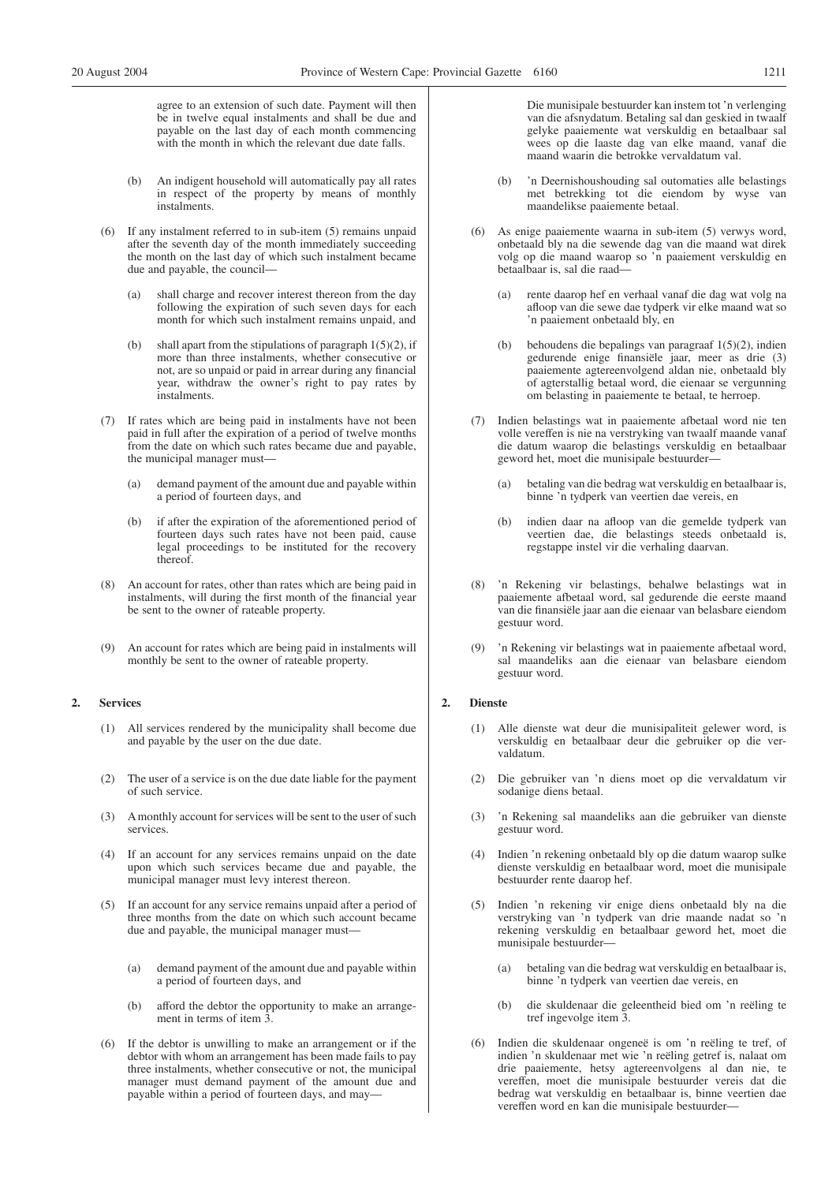agree to an extension of such date. Payment will then be in twelve equal instalments and shall be due and payable on the last day of each month commencing with the month in which the relevant due date falls.

(b) An indigent household will automatically pay all rates in respect of the property by means of monthly instalments.

(6) If any instalment referred to in sub-item (5) remains unpaid after the seventh day of the month immediately succeeding the month on the last day of which such instalment became due and payable, the council—

(a) shall charge and recover interest thereon from the day following the expiration of such seven days for each month for which such instalment remains unpaid, and

(b) shall apart from the stipulations of paragraph 1(5)(2), if more than three instalments, whether consecutive or not, are so unpaid or paid in arrear during any financial year, withdraw the owner's right to pay rates by instalments.

(7) If rates which are being paid in instalments have not been paid in full after the expiration of a period of twelve months from the date on which such rates became due and payable, the municipal manager must—

(a) demand payment of the amount due and payable within a period of fourteen days, and

(b) if after the expiration of the aforementioned period of fourteen days such rates have not been paid, cause legal proceedings to be instituted for the recovery thereof.

(8) An account for rates, other than rates which are being paid in instalments, will during the first month of the financial year be sent to the owner of rateable property.

(9) An account for rates which are being paid in instalments will monthly be sent to the owner of rateable property.

**2. Services**

(1) All services rendered by the municipality shall become due and payable by the user on the due date.

(2) The user of a service is on the due date liable for the payment of such service.

(3) A monthly account for services will be sent to the user of such services.

(4) If an account for any services remains unpaid on the date upon which such services became due and payable, the municipal manager must levy interest thereon.

(5) If an account for any service remains unpaid after a period of three months from the date on which such account became due and payable, the municipal manager must—

(a) demand payment of the amount due and payable within a period of fourteen days, and

(b) afford the debtor the opportunity to make an arrangement in terms of item 3.

(6) If the debtor is unwilling to make an arrangement or if the debtor with whom an arrangement has been made fails to pay three instalments, whether consecutive or not, the municipal manager must demand payment of the amount due and payable within a period of fourteen days, and may—

Die munisipale bestuurder kan instem tot 'n verlenging van die afsnydatum. Betaling sal dan geskied in twaalf gelyke paaiemente wat verskuldig en betaalbaar sal wees op die laaste dag van elke maand, vanaf die maand waarin die betrokke vervaldatum val.

(b) 'n Deernishoushouding sal outomaties alle belastings met betrekking tot die eiendom by wyse van maandelikse paaiemente betaal.

(6) As enige paaiemente waarna in sub-item (5) verwys word, onbetaald bly na die sewende dag van die maand wat direk volg op die maand waarop so 'n paaiement verskuldig en betaalbaar is, sal die raad—

(a) rente daarop hef en verhaal vanaf die dag wat volg na afloop van die sewe dae tydperk vir elke maand wat so 'n paaiement onbetaald bly, en

(b) behoudens die bepalings van paragraaf 1(5)(2), indien gedurende enige finansiële jaar, meer as drie (3) paaiemente agtereenvolgend aldan nie, onbetaald bly of agterstallig betaal word, die eienaar se vergunning om belasting in paaiemente te betaal, te herroep.

(7) Indien belastings wat in paaiemente afbetaal word nie ten volle vereffen is nie na verstryking van twaalf maande vanaf die datum waarop die belastings verskuldig en betaalbaar geword het, moet die munisipale bestuurder—

(a) betaling van die bedrag wat verskuldig en betaalbaar is, binne 'n tydperk van veertien dae vereis, en

(b) indien daar na afloop van die gemelde tydperk van veertien dae, die belastings steeds onbetaald is, regstappe instel vir die verhaling daarvan.

(8) 'n Rekening vir belastings, behalwe belastings wat in paaiemente afbetaal word, sal gedurende die eerste maand van die finansiële jaar aan die eienaar van belasbare eiendom gestuur word.

(9) 'n Rekening vir belastings wat in paaiemente afbetaal word, sal maandeliks aan die eienaar van belasbare eiendom gestuur word.

**2. Dienste**

(1) Alle dienste wat deur die munisipaliteit gelewer word, is verskuldig en betaalbaar deur die gebruiker op die vervaldatum.

(2) Die gebruiker van 'n diens moet op die vervaldatum vir sodanige diens betaal.

(3) 'n Rekening sal maandeliks aan die gebruiker van dienste gestuur word.

(4) Indien 'n rekening onbetaald bly op die datum waarop sulke dienste verskuldig en betaalbaar word, moet die munisipale bestuurder rente daarop hef.

(5) Indien 'n rekening vir enige diens onbetaald bly na die verstryking van 'n tydperk van drie maande nadat so 'n rekening verskuldig en betaalbaar geword het, moet die munisipale bestuurder—

(a) betaling van die bedrag wat verskuldig en betaalbaar is, binne 'n tydperk van veertien dae vereis, en

(b) die skuldenaar die geleentheid bied om 'n reëling te tref ingevolge item 3.

(6) Indien die skuldenaar ongeneë is om 'n reëling te tref, of indien 'n skuldenaar met wie 'n reëling getref is, nalaat om drie paaiemente, hetsy agtereenvolgens al dan nie, te vereffen, moet die munisipale bestuurder vereis dat die bedrag wat verskuldig en betaalbaar is, binne veertien dae vereffen word en kan die munisipale bestuurder—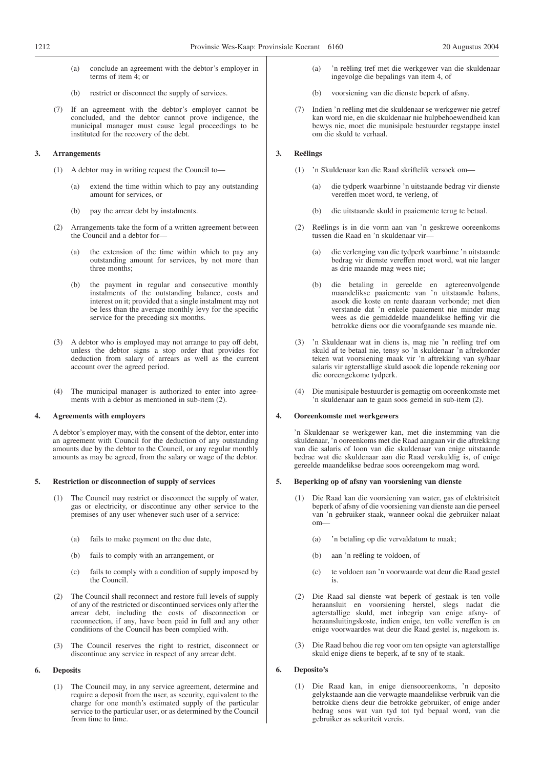(a) conclude an agreement with the debtor's employer in terms of item 4; or

(b) restrict or disconnect the supply of services.

(7) If an agreement with the debtor's employer cannot be concluded, and the debtor cannot prove indigence, the municipal manager must cause legal proceedings to be instituted for the recovery of the debt.

## 3. Arrangements

(1) A debtor may in writing request the Council to—

(a) extend the time within which to pay any outstanding amount for services, or

(b) pay the arrear debt by instalments.

(2) Arrangements take the form of a written agreement between the Council and a debtor for—

(a) the extension of the time within which to pay any outstanding amount for services, by not more than three months;

(b) the payment in regular and consecutive monthly instalments of the outstanding balance, costs and interest on it; provided that a single instalment may not be less than the average monthly levy for the specific service for the preceding six months.

(3) A debtor who is employed may not arrange to pay off debt, unless the debtor signs a stop order that provides for deduction from salary of arrears as well as the current account over the agreed period.

(4) The municipal manager is authorized to enter into agreements with a debtor as mentioned in sub-item (2).

## 4. Agreements with employers

A debtor's employer may, with the consent of the debtor, enter into an agreement with Council for the deduction of any outstanding amounts due by the debtor to the Council, or any regular monthly amounts as may be agreed, from the salary or wage of the debtor.

## 5. Restriction or disconnection of supply of services

(1) The Council may restrict or disconnect the supply of water, gas or electricity, or discontinue any other service to the premises of any user whenever such user of a service:

(a) fails to make payment on the due date,

(b) fails to comply with an arrangement, or

(c) fails to comply with a condition of supply imposed by the Council.

(2) The Council shall reconnect and restore full levels of supply of any of the restricted or discontinued services only after the arrear debt, including the costs of disconnection or reconnection, if any, have been paid in full and any other conditions of the Council has been complied with.

(3) The Council reserves the right to restrict, disconnect or discontinue any service in respect of any arrear debt.

## 6. Deposits

(1) The Council may, in any service agreement, determine and require a deposit from the user, as security, equivalent to the charge for one month's estimated supply of the particular service to the particular user, or as determined by the Council from time to time.

---

(a) 'n reëling tref met die werkgewer van die skuldenaar ingevolge die bepalings van item 4, of

(b) voorsiening van die dienste beperk of afsny.

(7) Indien 'n reëling met die skuldenaar se werkgewer nie getref kan word nie, en die skuldenaar nie hulpbehoewendheid kan bewys nie, moet die munisipale bestuurder regstappe instel om die skuld te verhaal.

## 3. Reëlings

(1) 'n Skuldenaar kan die Raad skriftelik versoek om—

(a) die tydperk waarbinne 'n uitstaande bedrag vir dienste vereffen moet word, te verleng, of

(b) die uitstaande skuld in paaiemente terug te betaal.

(2) Reëlings is in die vorm aan van 'n geskrewe ooreenkoms tussen die Raad en 'n skuldenaar vir—

(a) die verlenging van die tydperk waarbinne 'n uitstaande bedrag vir dienste vereffen moet word, wat nie langer as drie maande mag wees nie;

(b) die betaling in gereelde en agtereenvolgende maandelikse paaiemente van 'n uitstaande balans, asook die koste en rente daaraan verbonde; met dien verstande dat 'n enkele paaiement nie minder mag wees as die gemiddelde maandelikse heffing vir die betrokke diens oor die voorafgaande ses maande nie.

(3) 'n Skuldenaar wat in diens is, mag nie 'n reëling tref om skuld af te betaal nie, tensy so 'n skuldenaar 'n aftrekorder teken wat voorsiening maak vir 'n aftrekking van sy/haar salaris vir agterstallige skuld asook die lopende rekening oor die ooreengekome tydperk.

(4) Die munisipale bestuurder is gemagtig om ooreenkomste met 'n skuldenaar aan te gaan soos gemeld in sub-item (2).

## 4. Ooreenkomste met werkgewers

'n Skuldenaar se werkgewer kan, met die instemming van die skuldenaar, 'n ooreenkoms met die Raad aangaan vir die aftrekking van die salaris of loon van die skuldenaar van enige uitstaande bedrae wat die skuldenaar aan die Raad verskuldig is, of enige gereelde maandelikse bedrae soos ooreengekom mag word.

## 5. Beperking op of afsny van voorsiening van dienste

(1) Die Raad kan die voorsiening van water, gas of elektrisiteit beperk of afsny of die voorsiening van enige dienste aan die perseel van 'n gebruiker staak, wanneer ookal die gebruiker nalaat om—

(a) 'n betaling op die vervaldatum te maak;

(b) aan 'n reëling te voldoen, of

(c) te voldoen aan 'n voorwaarde wat deur die Raad gestel is.

(2) Die Raad sal dienste wat beperk of gestaak is ten volle heraansluit en voorsiening herstel, slegs nadat die agterstallige skuld, met inbegrip van enige afsny- of heraansluitingskoste, indien enige, ten volle vereffen is en enige voorwaardes wat deur die Raad gestel is, nagekom is.

(3) Die Raad behou die reg voor om ten opsigte van agterstallige skuld enige diens te beperk, af te sny of te staak.

## 6. Deposito's

(1) Die Raad kan, in enige diensooreenkoms, 'n deposito gelykstaande aan die verwagte maandelikse verbruik van die betrokke diens deur die betrokke gebruiker, of enige ander bedrag soos wat van tyd tot tyd bepaal word, van die gebruiker as sekuriteit vereis.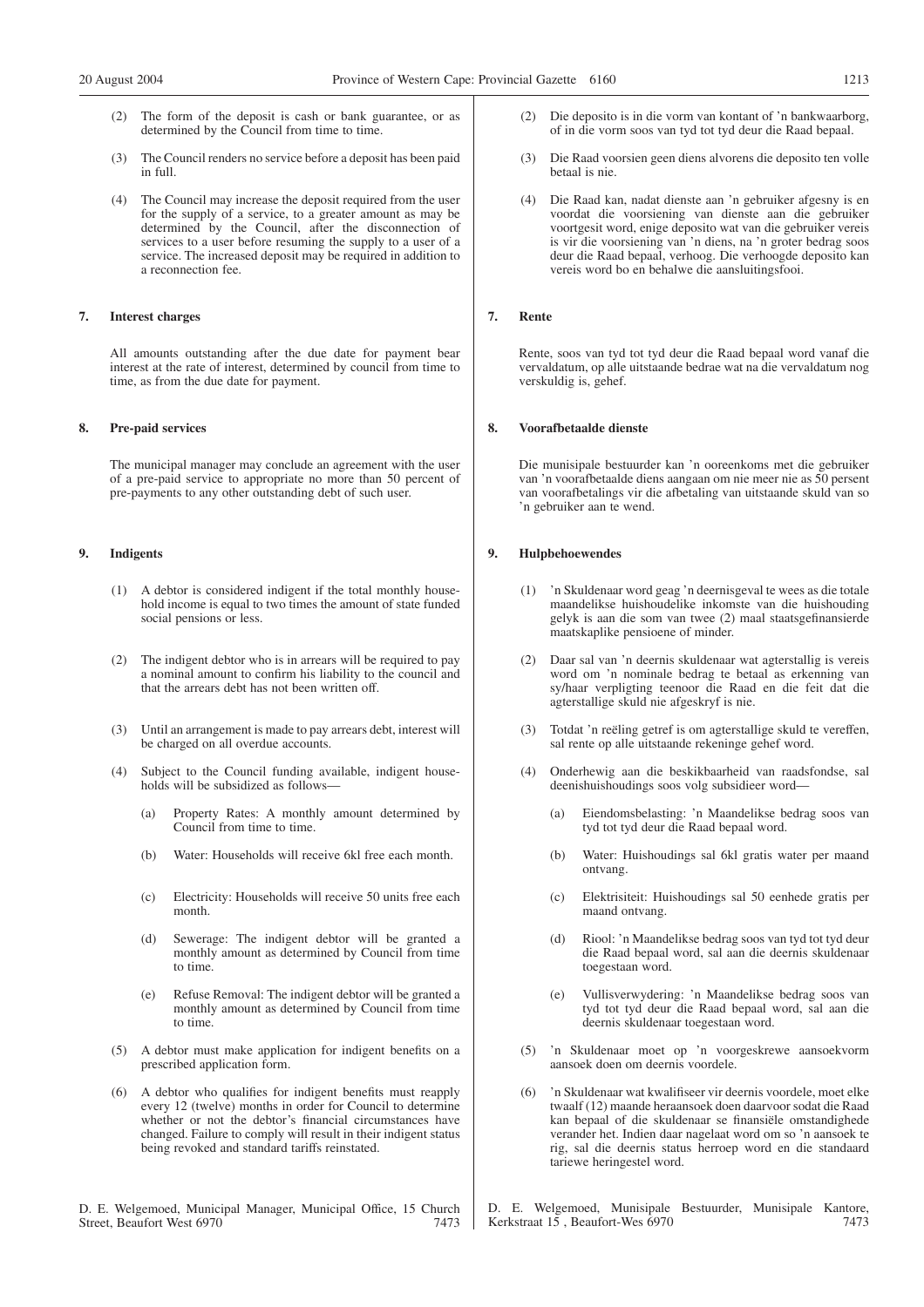(2) The form of the deposit is cash or bank guarantee, or as determined by the Council from time to time.

(3) The Council renders no service before a deposit has been paid in full.

(4) The Council may increase the deposit required from the user for the supply of a service, to a greater amount as may be determined by the Council, after the disconnection of services to a user before resuming the supply to a user of a service. The increased deposit may be required in addition to a reconnection fee.

**7. Interest charges**

All amounts outstanding after the due date for payment bear interest at the rate of interest, determined by council from time to time, as from the due date for payment.

**8. Pre-paid services**

The municipal manager may conclude an agreement with the user of a pre-paid service to appropriate no more than 50 percent of pre-payments to any other outstanding debt of such user.

**9. Indigents**

(1) A debtor is considered indigent if the total monthly household income is equal to two times the amount of state funded social pensions or less.

(2) The indigent debtor who is in arrears will be required to pay a nominal amount to confirm his liability to the council and that the arrears debt has not been written off.

(3) Until an arrangement is made to pay arrears debt, interest will be charged on all overdue accounts.

(4) Subject to the Council funding available, indigent households will be subsidized as follows—

(a) Property Rates: A monthly amount determined by Council from time to time.

(b) Water: Households will receive 6kl free each month.

(c) Electricity: Households will receive 50 units free each month.

(d) Sewerage: The indigent debtor will be granted a monthly amount as determined by Council from time to time.

(e) Refuse Removal: The indigent debtor will be granted a monthly amount as determined by Council from time to time.

(5) A debtor must make application for indigent benefits on a prescribed application form.

(6) A debtor who qualifies for indigent benefits must reapply every 12 (twelve) months in order for Council to determine whether or not the debtor's financial circumstances have changed. Failure to comply will result in their indigent status being revoked and standard tariffs reinstated.

D. E. Welgemoed, Municipal Manager, Municipal Office, 15 Church Street, Beaufort West 6970 7473

(2) Die deposito is in die vorm van kontant of 'n bankwaarborg, of in die vorm soos van tyd tot tyd deur die Raad bepaal.

(3) Die Raad voorsien geen diens alvorens die deposito ten volle betaal is nie.

(4) Die Raad kan, nadat dienste aan 'n gebruiker afgesny is en voordat die voorsiening van dienste aan die gebruiker voortgesit word, enige deposito wat van die gebruiker vereis is vir die voorsiening van 'n diens, na 'n groter bedrag soos deur die Raad bepaal, verhoog. Die verhoogde deposito kan vereis word bo en behalwe die aansluitingsfooi.

**7. Rente**

Rente, soos van tyd tot tyd deur die Raad bepaal word vanaf die vervaldatum, op alle uitstaande bedrae wat na die vervaldatum nog verskuldig is, gehef.

**8. Voorafbetaalde dienste**

Die munisipale bestuurder kan 'n ooreenkoms met die gebruiker van 'n voorafbetaalde diens aangaan om nie meer nie as 50 persent van voorafbetalings vir die afbetaling van uitstaande skuld van so 'n gebruiker aan te wend.

**9. Hulpbehoewendes**

(1) 'n Skuldenaar word geag 'n deernisgeval te wees as die totale maandelikse huishoudelike inkomste van die huishouding gelyk is aan die som van twee (2) maal staatsgefinansierde maatskaplike pensioene of minder.

(2) Daar sal van 'n deernis skuldenaar wat agterstallig is vereis word om 'n nominale bedrag te betaal as erkenning van sy/haar verpligting teenoor die Raad en die feit dat die agterstallige skuld nie afgeskryf is nie.

(3) Totdat 'n reëling getref is om agterstallige skuld te vereffen, sal rente op alle uitstaande rekeninge gehef word.

(4) Onderhewig aan die beskikbaarheid van raadsfondse, sal deenishuishoudings soos volg subsidieer word—

(a) Eiendomsbelasting: 'n Maandelikse bedrag soos van tyd tot tyd deur die Raad bepaal word.

(b) Water: Huishoudings sal 6kl gratis water per maand ontvang.

(c) Elektrisiteit: Huishoudings sal 50 eenhede gratis per maand ontvang.

(d) Riool: 'n Maandelikse bedrag soos van tyd tot tyd deur die Raad bepaal word, sal aan die deernis skuldenaar toegestaan word.

(e) Vullisverwydering: 'n Maandelikse bedrag soos van tyd tot tyd deur die Raad bepaal word, sal aan die deernis skuldenaar toegestaan word.

(5) 'n Skuldenaar moet op 'n voorgeskrewe aansoekvorm aansoek doen om deernis voordele.

(6) 'n Skuldenaar wat kwalifiseer vir deernis voordele, moet elke twaalf (12) maande heraansoek doen daarvoor sodat die Raad kan bepaal of die skuldenaar se finansiële omstandighede verander het. Indien daar nagelaat word om so 'n aansoek te rig, sal die deernis status herroep word en die standaard tariewe heringestel word.

D. E. Welgemoed, Munisipale Bestuurder, Munisipale Kantore, Kerkstraat 15 , Beaufort-Wes 6970 7473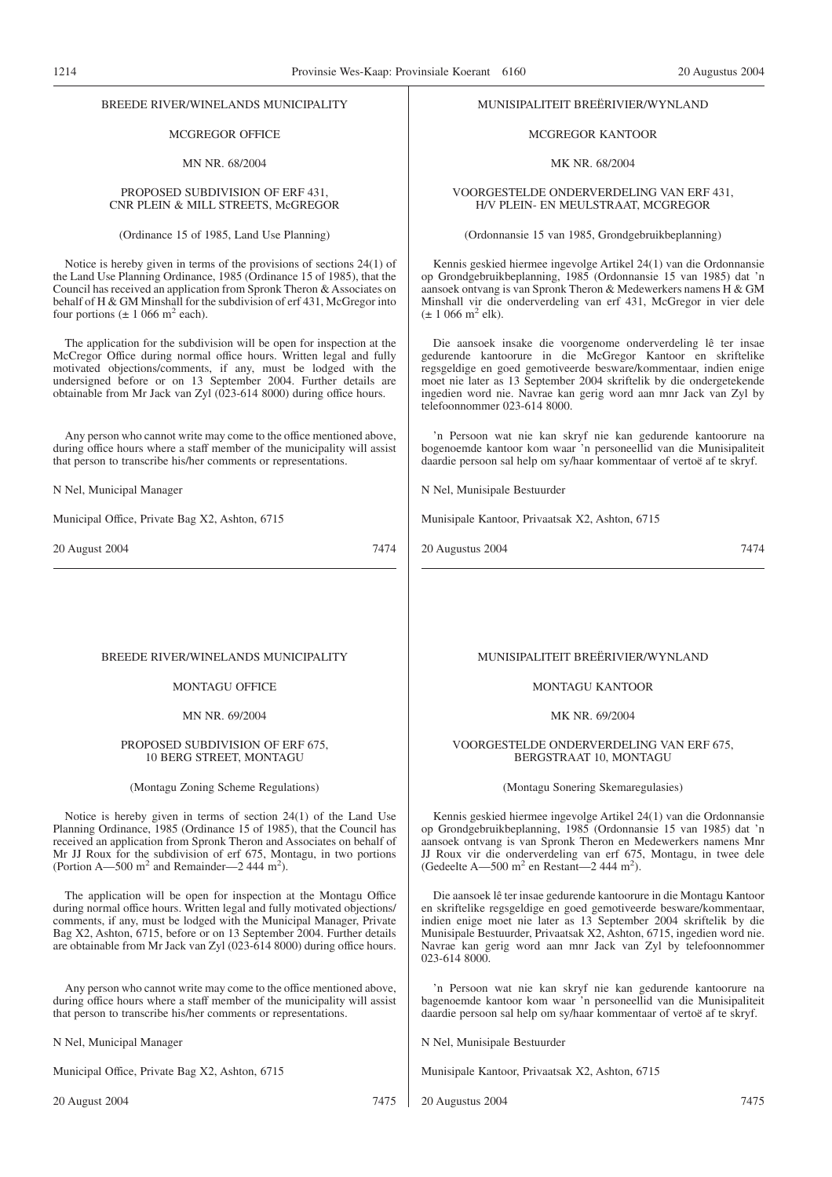BREEDE RIVER/WINELANDS MUNICIPALITY

MCGREGOR OFFICE

MN NR. 68/2004

PROPOSED SUBDIVISION OF ERF 431, CNR PLEIN & MILL STREETS, McGREGOR

(Ordinance 15 of 1985, Land Use Planning)

Notice is hereby given in terms of the provisions of sections 24(1) of the Land Use Planning Ordinance, 1985 (Ordinance 15 of 1985), that the Council has received an application from Spronk Theron & Associates on behalf of H & GM Minshall for the subdivision of erf 431, McGregor into four portions (± 1 066 $m^2$ each).

The application for the subdivision will be open for inspection at the McCregor Office during normal office hours. Written legal and fully motivated objections/comments, if any, must be lodged with the undersigned before or on 13 September 2004. Further details are obtainable from Mr Jack van Zyl (023-614 8000) during office hours.

Any person who cannot write may come to the office mentioned above, during office hours where a staff member of the municipality will assist that person to transcribe his/her comments or representations.

N Nel, Municipal Manager

Municipal Office, Private Bag X2, Ashton, 6715

20 August 2004 7474

---

MUNISIPALITEIT BREËRIVIER/WYNLAND

MCGREGOR KANTOOR

MK NR. 68/2004

VOORGESTELDE ONDERVERDELING VAN ERF 431, H/V PLEIN- EN MEULSTRAAT, MCGREGOR

(Ordonnansie 15 van 1985, Grondgebruikbeplanning)

Kennis geskied hiermee ingevolge Artikel 24(1) van die Ordonnansie op Grondgebruikbeplanning, 1985 (Ordonnansie 15 van 1985) dat 'n aansoek ontvang is van Spronk Theron & Medewerkers namens H & GM Minshall vir die onderverdeling van erf 431, McGregor in vier dele (± 1 066 $m^2$ elk).

Die aansoek insake die voorgenome onderverdeling lê ter insae gedurende kantoorure in die McGregor Kantoor en skriftelike regsgeldige en goed gemotiveerde besware/kommentaar, indien enige moet nie later as 13 September 2004 skriftelik by die ondergetekende ingedien word nie. Navrae kan gerig word aan mnr Jack van Zyl by telefoonnommer 023-614 8000.

'n Persoon wat nie kan skryf nie kan gedurende kantoorure na bogenoemde kantoor kom waar 'n personeellid van die Munisipaliteit daardie persoon sal help om sy/haar kommentaar of vertoë af te skryf.

N Nel, Munisipale Bestuurder

Munisipale Kantoor, Privaatsak X2, Ashton, 6715

20 Augustus 2004 7474

---

BREEDE RIVER/WINELANDS MUNICIPALITY

MONTAGU OFFICE

MN NR. 69/2004

PROPOSED SUBDIVISION OF ERF 675, 10 BERG STREET, MONTAGU

(Montagu Zoning Scheme Regulations)

Notice is hereby given in terms of section 24(1) of the Land Use Planning Ordinance, 1985 (Ordinance 15 of 1985), that the Council has received an application from Spronk Theron and Associates on behalf of Mr JJ Roux for the subdivision of erf 675, Montagu, in two portions (Portion A—500 $m^2$ and Remainder—2 444 $m^2$).

The application will be open for inspection at the Montagu Office during normal office hours. Written legal and fully motivated objections/comments, if any, must be lodged with the Municipal Manager, Private Bag X2, Ashton, 6715, before or on 13 September 2004. Further details are obtainable from Mr Jack van Zyl (023-614 8000) during office hours.

Any person who cannot write may come to the office mentioned above, during office hours where a staff member of the municipality will assist that person to transcribe his/her comments or representations.

N Nel, Municipal Manager

Municipal Office, Private Bag X2, Ashton, 6715

20 August 2004 7475

---

MUNISIPALITEIT BREËRIVIER/WYNLAND

MONTAGU KANTOOR

MK NR. 69/2004

VOORGESTELDE ONDERVERDELING VAN ERF 675, BERGSTRAAT 10, MONTAGU

(Montagu Sonering Skemaregulasies)

Kennis geskied hiermee ingevolge Artikel 24(1) van die Ordonnansie op Grondgebruikbeplanning, 1985 (Ordonnansie 15 van 1985) dat 'n aansoek ontvang is van Spronk Theron en Medewerkers namens Mnr JJ Roux vir die onderverdeling van erf 675, Montagu, in twee dele (Gedeelte A—500 $m^2$ en Restant—2 444 $m^2$).

Die aansoek lê ter insae gedurende kantoorure in die Montagu Kantoor en skriftelike regsgeldige en goed gemotiveerde besware/kommentaar, indien enige moet nie later as 13 September 2004 skriftelik by die Munisipale Bestuurder, Privaatsak X2, Ashton, 6715, ingedien word nie. Navrae kan gerig word aan mnr Jack van Zyl by telefoonnommer 023-614 8000.

'n Persoon wat nie kan skryf nie kan gedurende kantoorure na bagenoemde kantoor kom waar 'n personeellid van die Munisipaliteit daardie persoon sal help om sy/haar kommentaar of vertoë af te skryf.

N Nel, Munisipale Bestuurder

Munisipale Kantoor, Privaatsak X2, Ashton, 6715

20 Augustus 2004 7475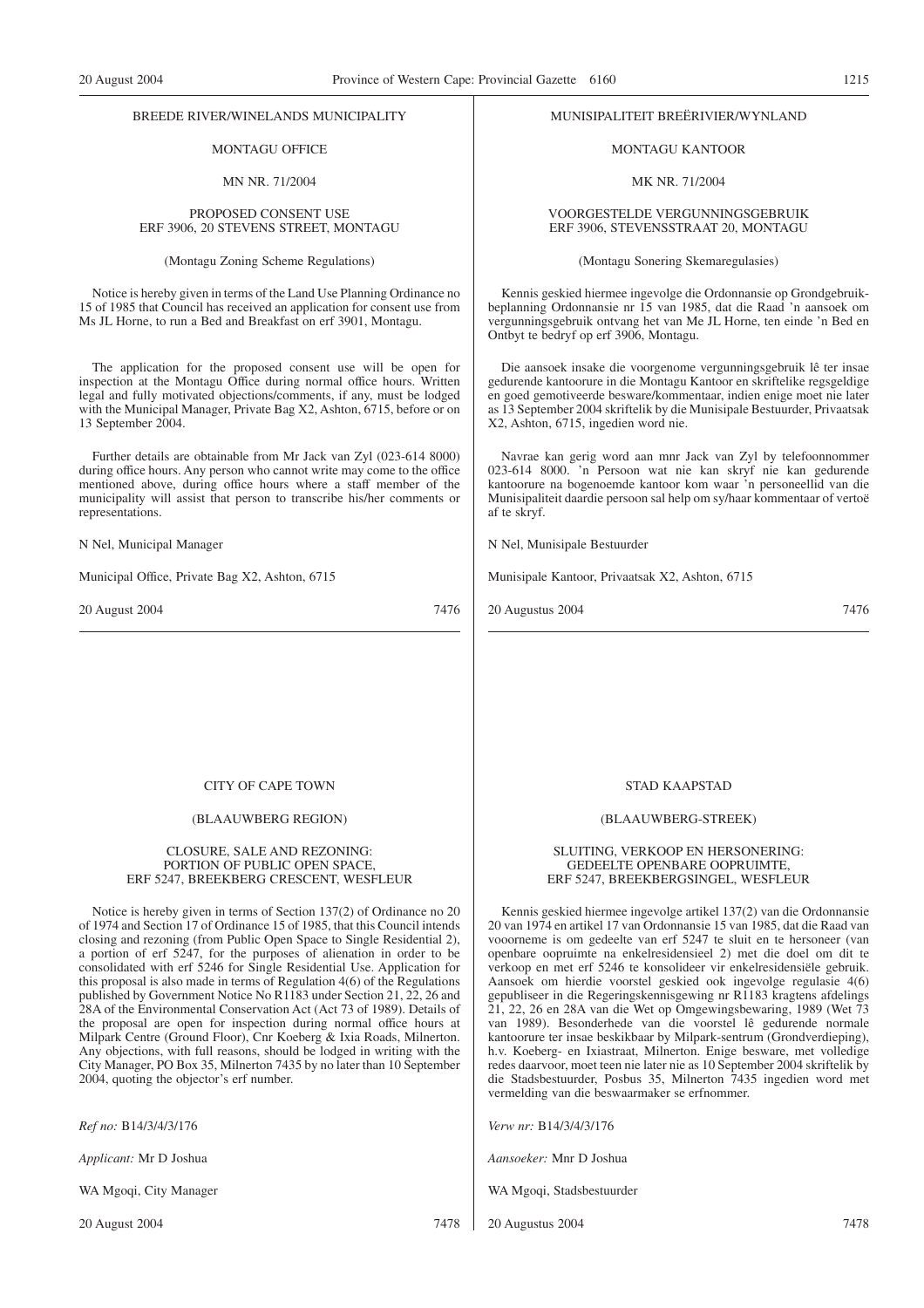BREEDE RIVER/WINELANDS MUNICIPALITY

MONTAGU OFFICE

MN NR. 71/2004

PROPOSED CONSENT USE
ERF 3906, 20 STEVENS STREET, MONTAGU

(Montagu Zoning Scheme Regulations)

Notice is hereby given in terms of the Land Use Planning Ordinance no 15 of 1985 that Council has received an application for consent use from Ms JL Horne, to run a Bed and Breakfast on erf 3901, Montagu.

The application for the proposed consent use will be open for inspection at the Montagu Office during normal office hours. Written legal and fully motivated objections/comments, if any, must be lodged with the Municipal Manager, Private Bag X2, Ashton, 6715, before or on 13 September 2004.

Further details are obtainable from Mr Jack van Zyl (023-614 8000) during office hours. Any person who cannot write may come to the office mentioned above, during office hours where a staff member of the municipality will assist that person to transcribe his/her comments or representations.

N Nel, Municipal Manager

Municipal Office, Private Bag X2, Ashton, 6715

20 August 2004 7476

---

MUNISIPALITEIT BREËRIVIER/WYNLAND

MONTAGU KANTOOR

MK NR. 71/2004

VOORGESTELDE VERGUNNINGSGEBRUIK
ERF 3906, STEVENSSTRAAT 20, MONTAGU

(Montagu Sonering Skemaregulasies)

Kennis geskied hiermee ingevolge die Ordonnansie op Grondgebruikbeplanning Ordonnansie nr 15 van 1985, dat die Raad 'n aansoek om vergunningsgebruik ontvang het van Me JL Horne, ten einde 'n Bed en Ontbyt te bedryf op erf 3906, Montagu.

Die aansoek insake die voorgenome vergunningsgebruik lê ter insae gedurende kantoorure in die Montagu Kantoor en skriftelike regsgeldige en goed gemotiveerde besware/kommentaar, indien enige moet nie later as 13 September 2004 skriftelik by die Munisipale Bestuurder, Privaatsak X2, Ashton, 6715, ingedien word nie.

Navrae kan gerig word aan mnr Jack van Zyl by telefoonnommer 023-614 8000. 'n Persoon wat nie kan skryf nie kan gedurende kantoorure na bogenoemde kantoor kom waar 'n personeellid van die Munisipaliteit daardie persoon sal help om sy/haar kommentaar of vertoë af te skryf.

N Nel, Munisipale Bestuurder

Munisipale Kantoor, Privaatsak X2, Ashton, 6715

20 Augustus 2004 7476

---

CITY OF CAPE TOWN

(BLAAUWBERG REGION)

CLOSURE, SALE AND REZONING:
PORTION OF PUBLIC OPEN SPACE,
ERF 5247, BREEKBERG CRESCENT, WESFLEUR

Notice is hereby given in terms of Section 137(2) of Ordinance no 20 of 1974 and Section 17 of Ordinance 15 of 1985, that this Council intends closing and rezoning (from Public Open Space to Single Residential 2), a portion of erf 5247, for the purposes of alienation in order to be consolidated with erf 5246 for Single Residential Use. Application for this proposal is also made in terms of Regulation 4(6) of the Regulations published by Government Notice No R1183 under Section 21, 22, 26 and 28A of the Environmental Conservation Act (Act 73 of 1989). Details of the proposal are open for inspection during normal office hours at Milpark Centre (Ground Floor), Cnr Koeberg & Ixia Roads, Milnerton. Any objections, with full reasons, should be lodged in writing with the City Manager, PO Box 35, Milnerton 7435 by no later than 10 September 2004, quoting the objector's erf number.

*Ref no:* B14/3/4/3/176

*Applicant:* Mr D Joshua

WA Mgoqi, City Manager

20 August 2004 7478

---

STAD KAAPSTAD

(BLAAUWBERG-STREEK)

SLUITING, VERKOOP EN HERSONERING:
GEDEELTE OPENBARE OOPRUIMTE,
ERF 5247, BREEKBERGSINGEL, WESFLEUR

Kennis geskied hiermee ingevolge artikel 137(2) van die Ordonnansie 20 van 1974 en artikel 17 van Ordonnansie 15 van 1985, dat die Raad van vooorneme is om gedeelte van erf 5247 te sluit en te hersoneer (van openbare oopruimte na enkelresidensieel 2) met die doel om dit te verkoop en met erf 5246 te konsolideer vir enkelresidensiële gebruik. Aansoek om hierdie voorstel geskied ook ingevolge regulasie 4(6) gepubliseer in die Regeringskennisgewing nr R1183 kragtens afdelings 21, 22, 26 en 28A van die Wet op Omgewingsbewaring, 1989 (Wet 73 van 1989). Besonderhede van die voorstel lê gedurende normale kantoorure ter insae beskikbaar by Milpark-sentrum (Grondverdieping), h.v. Koeberg- en Ixiastraat, Milnerton. Enige besware, met volledige redes daarvoor, moet teen nie later nie as 10 September 2004 skriftelik by die Stadsbestuurder, Posbus 35, Milnerton 7435 ingedien word met vermelding van die beswaarmaker se erfnommer.

*Verw nr:* B14/3/4/3/176

*Aansoeker:* Mnr D Joshua

WA Mgoqi, Stadsbestuurder

20 Augustus 2004 7478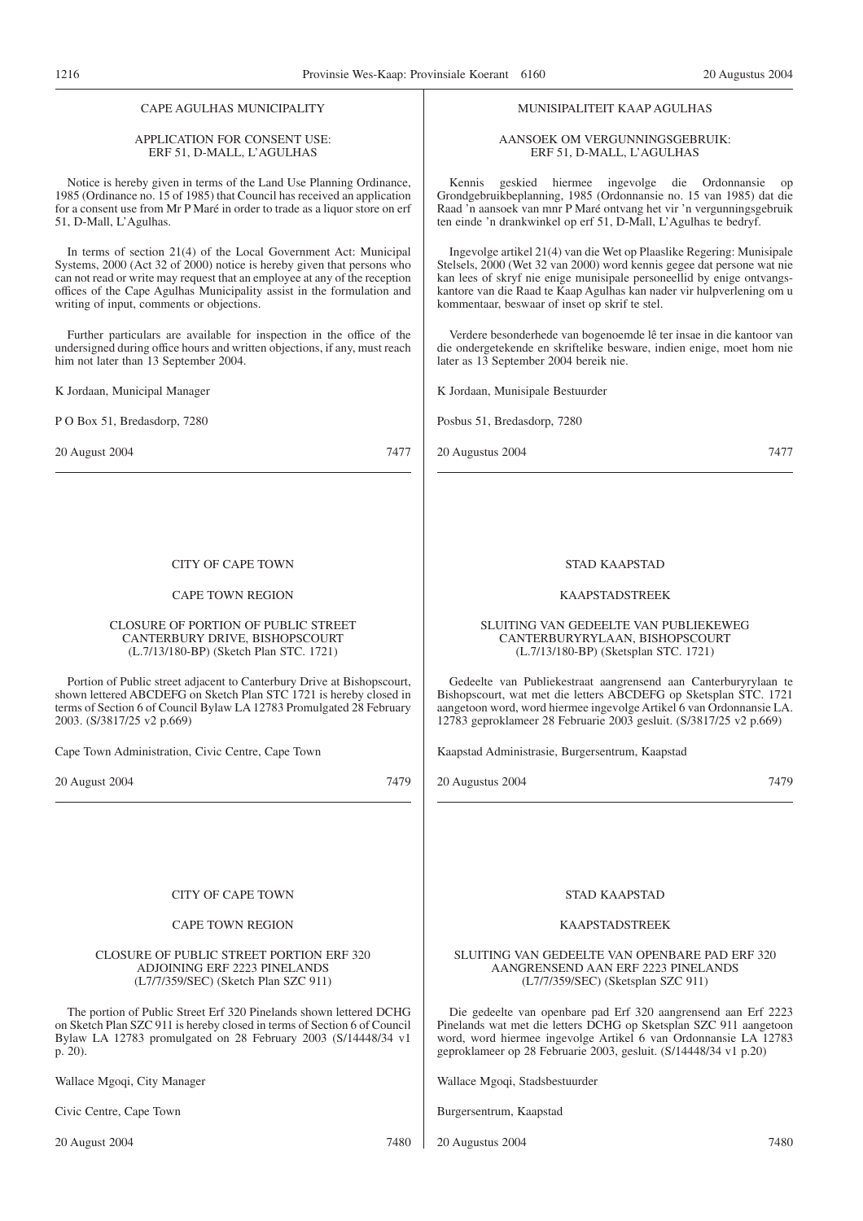CAPE AGULHAS MUNICIPALITY

APPLICATION FOR CONSENT USE:
ERF 51, D-MALL, L'AGULHAS

Notice is hereby given in terms of the Land Use Planning Ordinance, 1985 (Ordinance no. 15 of 1985) that Council has received an application for a consent use from Mr P Maré in order to trade as a liquor store on erf 51, D-Mall, L'Agulhas.

In terms of section 21(4) of the Local Government Act: Municipal Systems, 2000 (Act 32 of 2000) notice is hereby given that persons who can not read or write may request that an employee at any of the reception offices of the Cape Agulhas Municipality assist in the formulation and writing of input, comments or objections.

Further particulars are available for inspection in the office of the undersigned during office hours and written objections, if any, must reach him not later than 13 September 2004.

K Jordaan, Municipal Manager

P O Box 51, Bredasdorp, 7280

20 August 2004 7477

---

MUNISIPALITEIT KAAP AGULHAS

AANSOEK OM VERGUNNINGSGEBRUIK:
ERF 51, D-MALL, L'AGULHAS

Kennis geskied hiermee ingevolge die Ordonnansie op Grondgebruikbeplanning, 1985 (Ordonnansie no. 15 van 1985) dat die Raad 'n aansoek van mnr P Maré ontvang het vir 'n vergunningsgebruik ten einde 'n drankwinkel op erf 51, D-Mall, L'Agulhas te bedryf.

Ingevolge artikel 21(4) van die Wet op Plaaslike Regering: Munisipale Stelsels, 2000 (Wet 32 van 2000) word kennis gegee dat persone wat nie kan lees of skryf nie enige munisipale personeellid by enige ontvangskantore van die Raad te Kaap Agulhas kan nader vir hulpverlening om u kommentaar, beswaar of inset op skrif te stel.

Verdere besonderhede van bogenoemde lê ter insae in die kantoor van die ondergetekende en skriftelike besware, indien enige, moet hom nie later as 13 September 2004 bereik nie.

K Jordaan, Munisipale Bestuurder

Posbus 51, Bredasdorp, 7280

20 Augustus 2004 7477

---

CITY OF CAPE TOWN

CAPE TOWN REGION

CLOSURE OF PORTION OF PUBLIC STREET
CANTERBURY DRIVE, BISHOPSCOURT
(L.7/13/180-BP) (Sketch Plan STC. 1721)

Portion of Public street adjacent to Canterbury Drive at Bishopscourt, shown lettered ABCDEFG on Sketch Plan STC 1721 is hereby closed in terms of Section 6 of Council Bylaw LA 12783 Promulgated 28 February 2003. (S/3817/25 v2 p.669)

Cape Town Administration, Civic Centre, Cape Town

20 August 2004 7479

---

STAD KAAPSTAD

KAAPSTADSTREEK

SLUITING VAN GEDEELTE VAN PUBLIEKEWEG
CANTERBURYRYLAAN, BISHOPSCOURT
(L.7/13/180-BP) (Sketsplan STC. 1721)

Gedeelte van Publiekestraat aangrensend aan Canterburyrylaan te Bishopscourt, wat met die letters ABCDEFG op Sketsplan STC. 1721 aangetoon word, word hiermee ingevolge Artikel 6 van Ordonnansie LA. 12783 geproklameer 28 Februarie 2003 gesluit. (S/3817/25 v2 p.669)

Kaapstad Administrasie, Burgersentrum, Kaapstad

20 Augustus 2004 7479

---

CITY OF CAPE TOWN

CAPE TOWN REGION

CLOSURE OF PUBLIC STREET PORTION ERF 320
ADJOINING ERF 2223 PINELANDS
(L7/7/359/SEC) (Sketch Plan SZC 911)

The portion of Public Street Erf 320 Pinelands shown lettered DCHG on Sketch Plan SZC 911 is hereby closed in terms of Section 6 of Council Bylaw LA 12783 promulgated on 28 February 2003 (S/14448/34 v1 p. 20).

Wallace Mgoqi, City Manager

Civic Centre, Cape Town

20 August 2004 7480

---

STAD KAAPSTAD

KAAPSTADSTREEK

SLUITING VAN GEDEELTE VAN OPENBARE PAD ERF 320
AANGRENSEND AAN ERF 2223 PINELANDS
(L7/7/359/SEC) (Sketsplan SZC 911)

Die gedeelte van openbare pad Erf 320 aangrensend aan Erf 2223 Pinelands wat met die letters DCHG op Sketsplan SZC 911 aangetoon word, word hiermee ingevolge Artikel 6 van Ordonnansie LA 12783 geproklameer op 28 Februarie 2003, gesluit. (S/14448/34 v1 p.20)

Wallace Mgoqi, Stadsbestuurder

Burgersentrum, Kaapstad

20 Augustus 2004 7480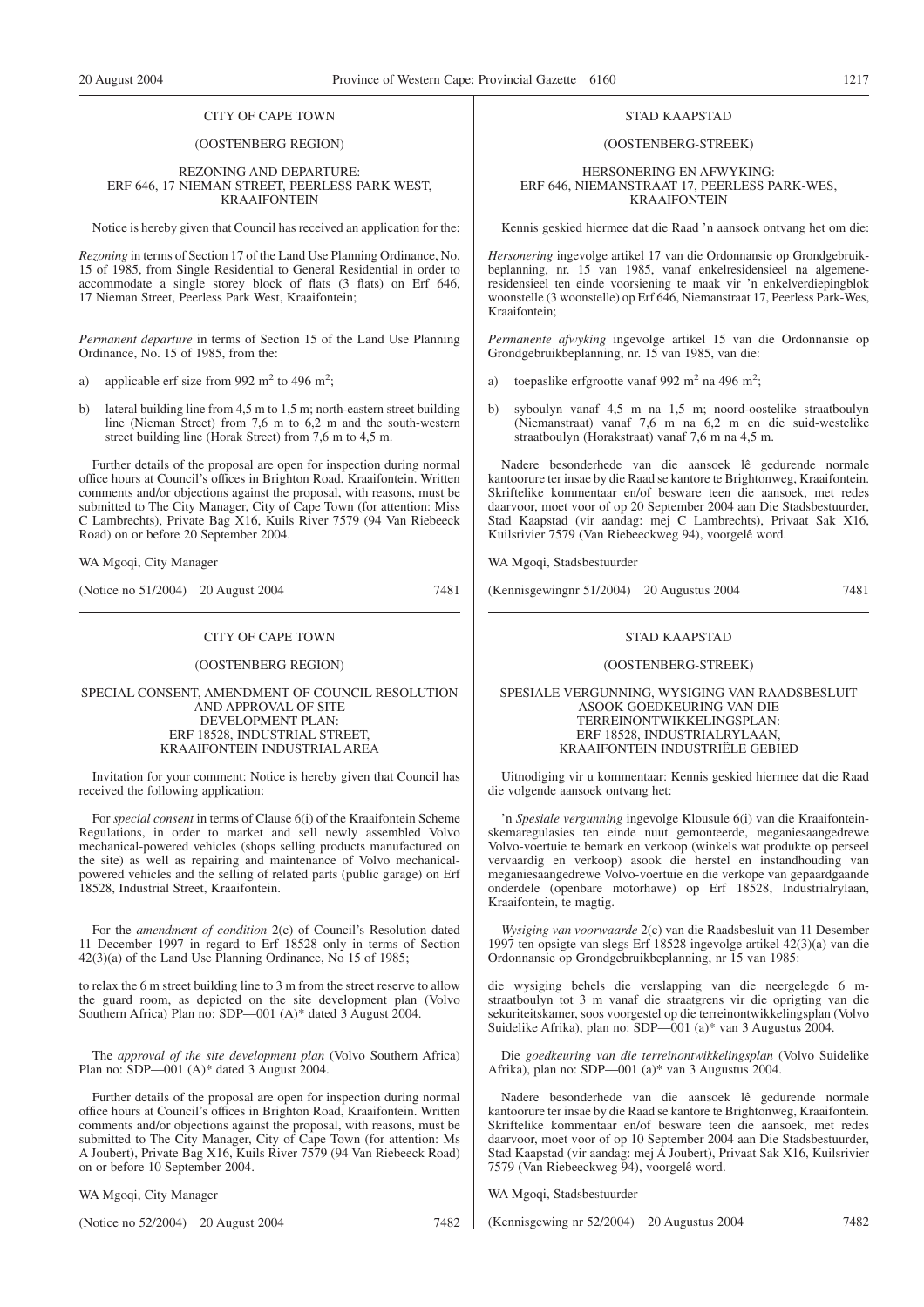CITY OF CAPE TOWN

(OOSTENBERG REGION)

REZONING AND DEPARTURE:
ERF 646, 17 NIEMAN STREET, PEERLESS PARK WEST, KRAAIFONTEIN

Notice is hereby given that Council has received an application for the:

*Rezoning* in terms of Section 17 of the Land Use Planning Ordinance, No. 15 of 1985, from Single Residential to General Residential in order to accommodate a single storey block of flats (3 flats) on Erf 646, 17 Nieman Street, Peerless Park West, Kraaifontein;

*Permanent departure* in terms of Section 15 of the Land Use Planning Ordinance, No. 15 of 1985, from the:

a) applicable erf size from 992 $m^2$ to 496 $m^2$;

b) lateral building line from 4,5 m to 1,5 m; north-eastern street building line (Nieman Street) from 7,6 m to 6,2 m and the south-western street building line (Horak Street) from 7,6 m to 4,5 m.

Further details of the proposal are open for inspection during normal office hours at Council's offices in Brighton Road, Kraaifontein. Written comments and/or objections against the proposal, with reasons, must be submitted to The City Manager, City of Cape Town (for attention: Miss C Lambrechts), Private Bag X16, Kuils River 7579 (94 Van Riebeeck Road) on or before 20 September 2004.

WA Mgoqi, City Manager

(Notice no 51/2004) 20 August 2004 7481

---

STAD KAAPSTAD

(OOSTENBERG-STREEK)

HERSONERING EN AFWYKING:
ERF 646, NIEMANSTRAAT 17, PEERLESS PARK-WES, KRAAIFONTEIN

Kennis geskied hiermee dat die Raad 'n aansoek ontvang het om die:

*Hersonering* ingevolge artikel 17 van die Ordonnansie op Grondgebruikbeplanning, nr. 15 van 1985, vanaf enkelresidensieel na algemeneresidensieel ten einde voorsiening te maak vir 'n enkelverdiepingblok woonstelle (3 woonstelle) op Erf 646, Niemanstraat 17, Peerless Park-Wes, Kraaifontein;

*Permanente afwyking* ingevolge artikel 15 van die Ordonnansie op Grondgebruikbeplanning, nr. 15 van 1985, van die:

a) toepaslike erfgrootte vanaf 992 $m^2$ na 496 $m^2$;

b) syboulyn vanaf 4,5 m na 1,5 m; noord-oostelike straatboulyn (Niemanstraat) vanaf 7,6 m na 6,2 m en die suid-westelike straatboulyn (Horakstraat) vanaf 7,6 m na 4,5 m.

Nadere besonderhede van die aansoek lê gedurende normale kantoorure ter insae by die Raad se kantore te Brightonweg, Kraaifontein. Skriftelike kommentaar en/of besware teen die aansoek, met redes daarvoor, moet voor of op 20 September 2004 aan Die Stadsbestuurder, Stad Kaapstad (vir aandag: mej C Lambrechts), Privaat Sak X16, Kuilsrivier 7579 (Van Riebeeckweg 94), voorgelê word.

WA Mgoqi, Stadsbestuurder

(Kennisgewingnr 51/2004) 20 Augustus 2004 7481

---

CITY OF CAPE TOWN

(OOSTENBERG REGION)

SPECIAL CONSENT, AMENDMENT OF COUNCIL RESOLUTION AND APPROVAL OF SITE DEVELOPMENT PLAN:
ERF 18528, INDUSTRIAL STREET, KRAAIFONTEIN INDUSTRIAL AREA

Invitation for your comment: Notice is hereby given that Council has received the following application:

For *special consent* in terms of Clause 6(i) of the Kraaifontein Scheme Regulations, in order to market and sell newly assembled Volvo mechanical-powered vehicles (shops selling products manufactured on the site) as well as repairing and maintenance of Volvo mechanical-powered vehicles and the selling of related parts (public garage) on Erf 18528, Industrial Street, Kraaifontein.

For the *amendment of condition* 2(c) of Council's Resolution dated 11 December 1997 in regard to Erf 18528 only in terms of Section 42(3)(a) of the Land Use Planning Ordinance, No 15 of 1985;

to relax the 6 m street building line to 3 m from the street reserve to allow the guard room, as depicted on the site development plan (Volvo Southern Africa) Plan no: SDP—001 (A)* dated 3 August 2004.

The *approval of the site development plan* (Volvo Southern Africa) Plan no: SDP—001 (A)* dated 3 August 2004.

Further details of the proposal are open for inspection during normal office hours at Council's offices in Brighton Road, Kraaifontein. Written comments and/or objections against the proposal, with reasons, must be submitted to The City Manager, City of Cape Town (for attention: Ms A Joubert), Private Bag X16, Kuils River 7579 (94 Van Riebeeck Road) on or before 10 September 2004.

WA Mgoqi, City Manager

(Notice no 52/2004) 20 August 2004 7482

---

STAD KAAPSTAD

(OOSTENBERG-STREEK)

SPESIALE VERGUNNING, WYSIGING VAN RAADSBESLUIT ASOOK GOEDKEURING VAN DIE TERREINONTWIKKELINGSPLAN:
ERF 18528, INDUSTRIALRYLAAN, KRAAIFONTEIN INDUSTRIËLE GEBIED

Uitnodiging vir u kommentaar: Kennis geskied hiermee dat die Raad die volgende aansoek ontvang het:

'n *Spesiale vergunning* ingevolge Klousule 6(i) van die Kraaifonteinskemaregulasies ten einde nuut gemonteerde, meganiesaangedrewe Volvo-voertuie te bemark en verkoop (winkels wat produkte op perseel vervaardig en verkoop) asook die herstel en instandhouding van meganiesaangedrewe Volvo-voertuie en die verkope van gepaardgaande onderdele (openbare motorhawe) op Erf 18528, Industrialrylaan, Kraaifontein, te magtig.

*Wysiging van voorwaarde* 2(c) van die Raadsbesluit van 11 Desember 1997 ten opsigte van slegs Erf 18528 ingevolge artikel 42(3)(a) van die Ordonnansie op Grondgebruikbeplanning, nr 15 van 1985:

die wysiging behels die verslapping van die neergelegde 6 m-straatboulyn tot 3 m vanaf die straatgrens vir die oprigting van die sekuriteitskamer, soos voorgestel op die terreinontwikkelingsplan (Volvo Suidelike Afrika), plan no: SDP—001 (a)* van 3 Augustus 2004.

Die *goedkeuring van die terreinontwikkelingsplan* (Volvo Suidelike Afrika), plan no: SDP—001 (a)* van 3 Augustus 2004.

Nadere besonderhede van die aansoek lê gedurende normale kantoorure ter insae by die Raad se kantore te Brightonweg, Kraaifontein. Skriftelike kommentaar en/of besware teen die aansoek, met redes daarvoor, moet voor of op 10 September 2004 aan Die Stadsbestuurder, Stad Kaapstad (vir aandag: mej A Joubert), Privaat Sak X16, Kuilsrivier 7579 (Van Riebeeckweg 94), voorgelê word.

WA Mgoqi, Stadsbestuurder

(Kennisgewing nr 52/2004) 20 Augustus 2004 7482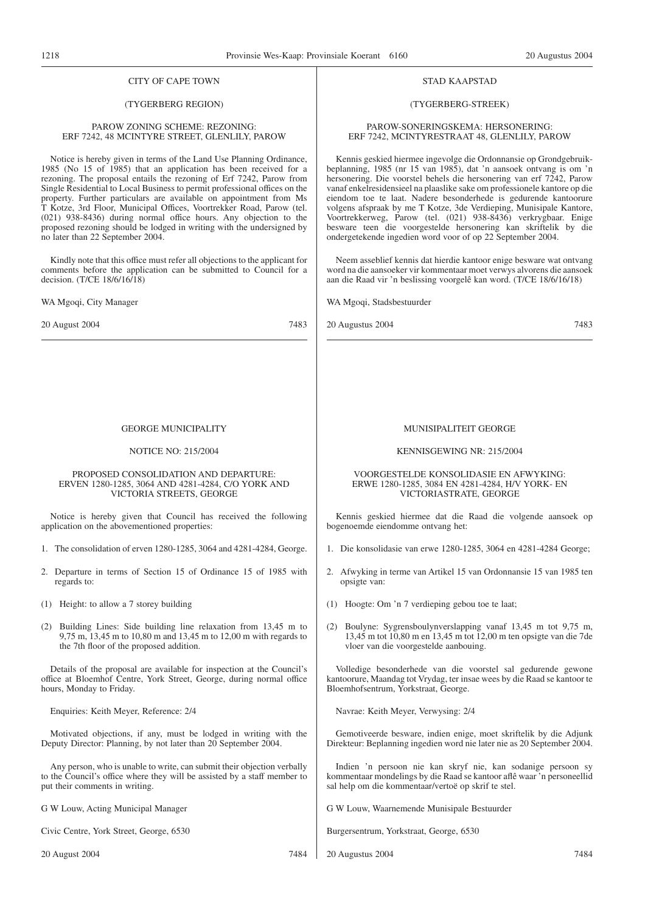CITY OF CAPE TOWN

(TYGERBERG REGION)

PAROW ZONING SCHEME: REZONING: ERF 7242, 48 MCINTYRE STREET, GLENLILY, PAROW

Notice is hereby given in terms of the Land Use Planning Ordinance, 1985 (No 15 of 1985) that an application has been received for a rezoning. The proposal entails the rezoning of Erf 7242, Parow from Single Residential to Local Business to permit professional offices on the property. Further particulars are available on appointment from Ms T Kotze, 3rd Floor, Municipal Offices, Voortrekker Road, Parow (tel. (021) 938-8436) during normal office hours. Any objection to the proposed rezoning should be lodged in writing with the undersigned by no later than 22 September 2004.

Kindly note that this office must refer all objections to the applicant for comments before the application can be submitted to Council for a decision. (T/CE 18/6/16/18)

WA Mgoqi, City Manager

20 August 2004 7483

STAD KAAPSTAD

(TYGERBERG-STREEK)

PAROW-SONERINGSKEMA: HERSONERING: ERF 7242, MCINTYRESTRAAT 48, GLENLILY, PAROW

Kennis geskied hiermee ingevolge die Ordonnansie op Grondgebruikbeplanning, 1985 (nr 15 van 1985), dat 'n aansoek ontvang is om 'n hersonering. Die voorstel behels die hersonering van erf 7242, Parow vanaf enkelresidensieel na plaaslike sake om professionele kantore op die eiendom toe te laat. Nadere besonderhede is gedurende kantoorure volgens afspraak by me T Kotze, 3de Verdieping, Munisipale Kantore, Voortrekkerweg, Parow (tel. (021) 938-8436) verkrygbaar. Enige besware teen die voorgestelde hersonering kan skriftelik by die ondergetekende ingedien word voor of op 22 September 2004.

Neem asseblief kennis dat hierdie kantoor enige besware wat ontvang word na die aansoeker vir kommentaar moet verwys alvorens die aansoek aan die Raad vir 'n beslissing voorgelê kan word. (T/CE 18/6/16/18)

WA Mgoqi, Stadsbestuurder

20 Augustus 2004 7483

GEORGE MUNICIPALITY

NOTICE NO: 215/2004

PROPOSED CONSOLIDATION AND DEPARTURE: ERVEN 1280-1285, 3064 AND 4281-4284, C/O YORK AND VICTORIA STREETS, GEORGE

Notice is hereby given that Council has received the following application on the abovementioned properties:

1. The consolidation of erven 1280-1285, 3064 and 4281-4284, George.

2. Departure in terms of Section 15 of Ordinance 15 of 1985 with regards to:

(1) Height: to allow a 7 storey building

(2) Building Lines: Side building line relaxation from 13,45 m to 9,75 m, 13,45 m to 10,80 m and 13,45 m to 12,00 m with regards to the 7th floor of the proposed addition.

Details of the proposal are available for inspection at the Council's office at Bloemhof Centre, York Street, George, during normal office hours, Monday to Friday.

Enquiries: Keith Meyer, Reference: 2/4

Motivated objections, if any, must be lodged in writing with the Deputy Director: Planning, by not later than 20 September 2004.

Any person, who is unable to write, can submit their objection verbally to the Council's office where they will be assisted by a staff member to put their comments in writing.

G W Louw, Acting Municipal Manager

Civic Centre, York Street, George, 6530

20 August 2004 7484

MUNISIPALITEIT GEORGE

KENNISGEWING NR: 215/2004

VOORGESTELDE KONSOLIDASIE EN AFWYKING: ERWE 1280-1285, 3084 EN 4281-4284, H/V YORK- EN VICTORIASTRATE, GEORGE

Kennis geskied hiermee dat die Raad die volgende aansoek op bogenoemde eiendomme ontvang het:

1. Die konsolidasie van erwe 1280-1285, 3064 en 4281-4284 George;

2. Afwyking in terme van Artikel 15 van Ordonnansie 15 van 1985 ten opsigte van:

(1) Hoogte: Om 'n 7 verdieping gebou toe te laat;

(2) Boulyne: Sygrensboulynverslapping vanaf 13,45 m tot 9,75 m, 13,45 m tot 10,80 m en 13,45 m tot 12,00 m ten opsigte van die 7de vloer van die voorgestelde aanbouing.

Volledige besonderhede van die voorstel sal gedurende gewone kantoorure, Maandag tot Vrydag, ter insae wees by die Raad se kantoor te Bloemhofsentrum, Yorkstraat, George.

Navrae: Keith Meyer, Verwysing: 2/4

Gemotiveerde besware, indien enige, moet skriftelik by die Adjunk Direkteur: Beplanning ingedien word nie later nie as 20 September 2004.

Indien 'n persoon nie kan skryf nie, kan sodanige persoon sy kommentaar mondelings by die Raad se kantoor aflê waar 'n personeellid sal help om die kommentaar/vertoë op skrif te stel.

G W Louw, Waarnemende Munisipale Bestuurder

Burgersentrum, Yorkstraat, George, 6530

20 Augustus 2004 7484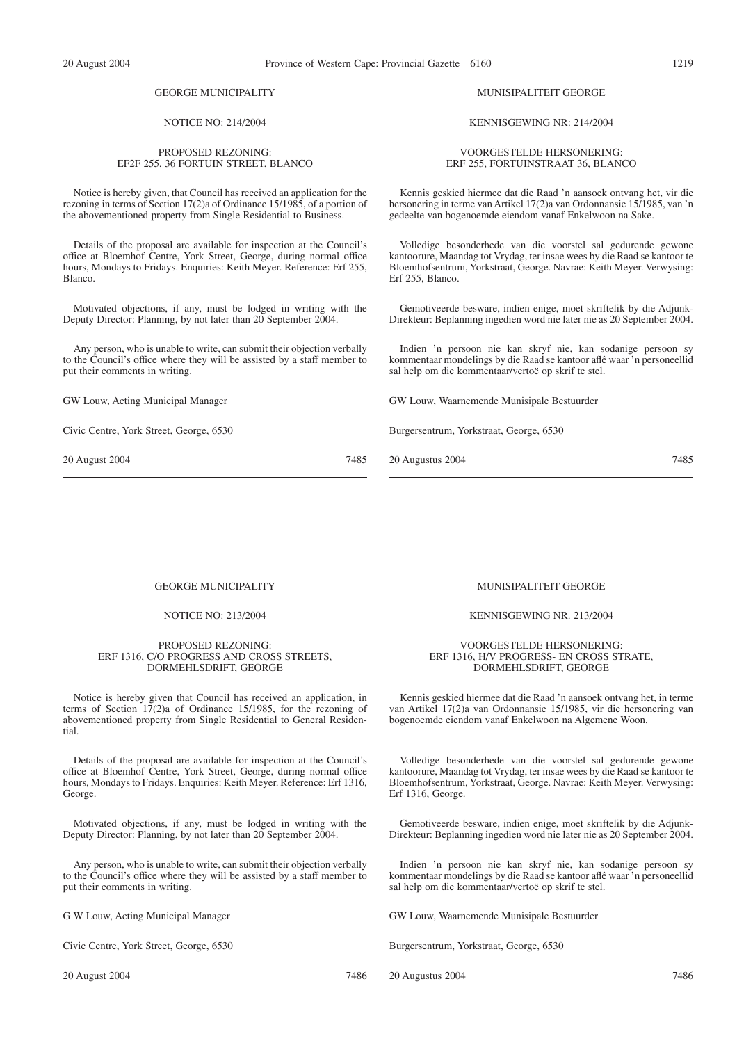GEORGE MUNICIPALITY

NOTICE NO: 214/2004

PROPOSED REZONING:
EF2F 255, 36 FORTUIN STREET, BLANCO

Notice is hereby given, that Council has received an application for the rezoning in terms of Section 17(2)a of Ordinance 15/1985, of a portion of the abovementioned property from Single Residential to Business.

Details of the proposal are available for inspection at the Council's office at Bloemhof Centre, York Street, George, during normal office hours, Mondays to Fridays. Enquiries: Keith Meyer. Reference: Erf 255, Blanco.

Motivated objections, if any, must be lodged in writing with the Deputy Director: Planning, by not later than 20 September 2004.

Any person, who is unable to write, can submit their objection verbally to the Council's office where they will be assisted by a staff member to put their comments in writing.

GW Louw, Acting Municipal Manager

Civic Centre, York Street, George, 6530

20 August 2004 7485

---

MUNISIPALITEIT GEORGE

KENNISGEWING NR: 214/2004

VOORGESTELDE HERSONERING:
ERF 255, FORTUINSTRAAT 36, BLANCO

Kennis geskied hiermee dat die Raad 'n aansoek ontvang het, vir die hersonering in terme van Artikel 17(2)a van Ordonnansie 15/1985, van 'n gedeelte van bogenoemde eiendom vanaf Enkelwoon na Sake.

Volledige besonderhede van die voorstel sal gedurende gewone kantoorure, Maandag tot Vrydag, ter insae wees by die Raad se kantoor te Bloemhofsentrum, Yorkstraat, George. Navrae: Keith Meyer. Verwysing: Erf 255, Blanco.

Gemotiveerde besware, indien enige, moet skriftelik by die Adjunk-Direkteur: Beplanning ingedien word nie later nie as 20 September 2004.

Indien 'n persoon nie kan skryf nie, kan sodanige persoon sy kommentaar mondelings by die Raad se kantoor aflê waar 'n personeellid sal help om die kommentaar/vertoë op skrif te stel.

GW Louw, Waarnemende Munisipale Bestuurder

Burgersentrum, Yorkstraat, George, 6530

20 Augustus 2004 7485

---

GEORGE MUNICIPALITY

NOTICE NO: 213/2004

PROPOSED REZONING:
ERF 1316, C/O PROGRESS AND CROSS STREETS, DORMEHLSDRIFT, GEORGE

Notice is hereby given that Council has received an application, in terms of Section 17(2)a of Ordinance 15/1985, for the rezoning of abovementioned property from Single Residential to General Residential.

Details of the proposal are available for inspection at the Council's office at Bloemhof Centre, York Street, George, during normal office hours, Mondays to Fridays. Enquiries: Keith Meyer. Reference: Erf 1316, George.

Motivated objections, if any, must be lodged in writing with the Deputy Director: Planning, by not later than 20 September 2004.

Any person, who is unable to write, can submit their objection verbally to the Council's office where they will be assisted by a staff member to put their comments in writing.

G W Louw, Acting Municipal Manager

Civic Centre, York Street, George, 6530

20 August 2004 7486

---

MUNISIPALITEIT GEORGE

KENNISGEWING NR. 213/2004

VOORGESTELDE HERSONERING:
ERF 1316, H/V PROGRESS- EN CROSS STRATE, DORMEHLSDRIFT, GEORGE

Kennis geskied hiermee dat die Raad 'n aansoek ontvang het, in terme van Artikel 17(2)a van Ordonnansie 15/1985, vir die hersonering van bogenoemde eiendom vanaf Enkelwoon na Algemene Woon.

Volledige besonderhede van die voorstel sal gedurende gewone kantoorure, Maandag tot Vrydag, ter insae wees by die Raad se kantoor te Bloemhofsentrum, Yorkstraat, George. Navrae: Keith Meyer. Verwysing: Erf 1316, George.

Gemotiveerde besware, indien enige, moet skriftelik by die Adjunk-Direkteur: Beplanning ingedien word nie later nie as 20 September 2004.

Indien 'n persoon nie kan skryf nie, kan sodanige persoon sy kommentaar mondelings by die Raad se kantoor aflê waar 'n personeellid sal help om die kommentaar/vertoë op skrif te stel.

GW Louw, Waarnemende Munisipale Bestuurder

Burgersentrum, Yorkstraat, George, 6530

20 Augustus 2004 7486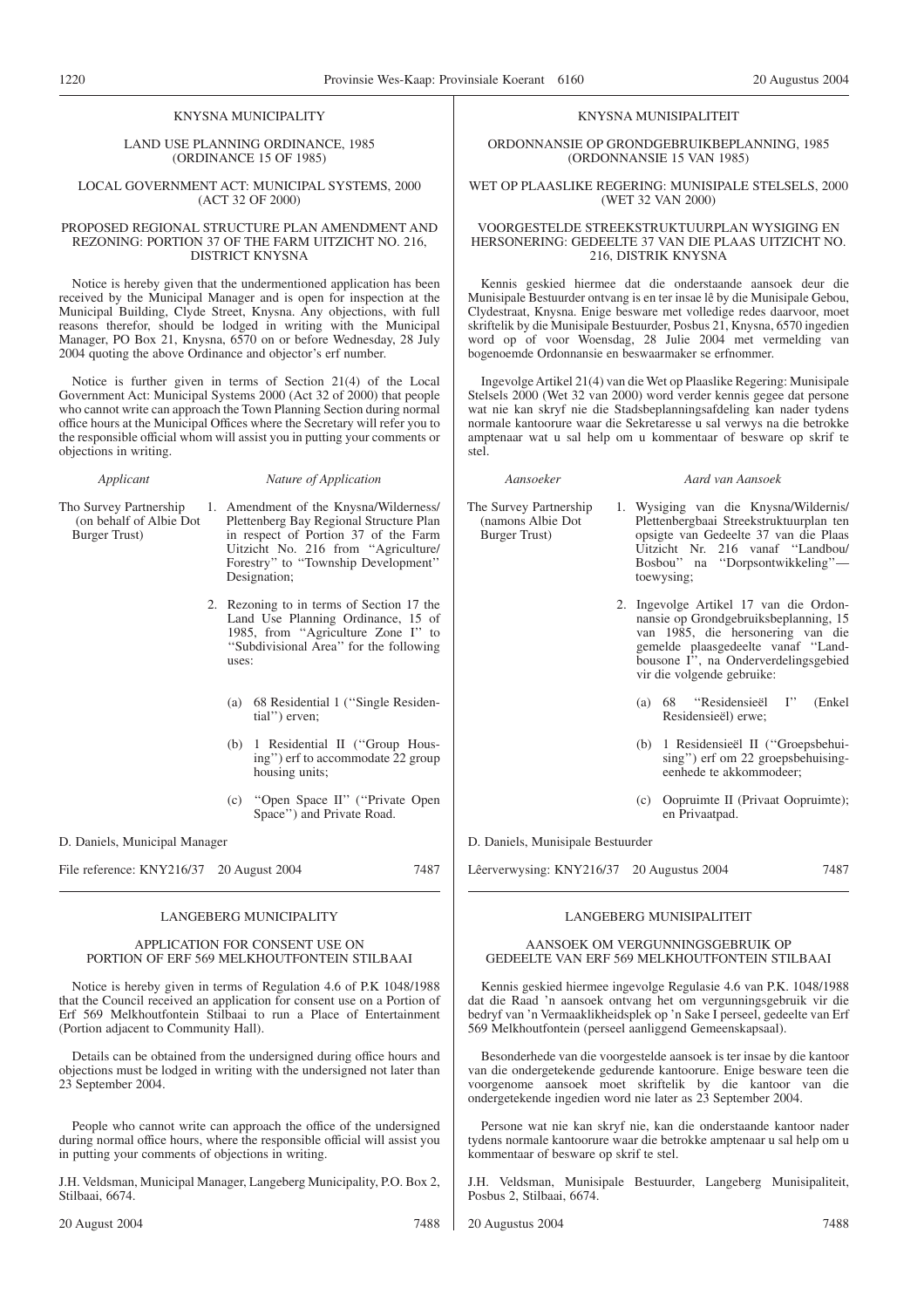## KNYSNA MUNICIPALITY

LAND USE PLANNING ORDINANCE, 1985 (ORDINANCE 15 OF 1985)

LOCAL GOVERNMENT ACT: MUNICIPAL SYSTEMS, 2000 (ACT 32 OF 2000)

PROPOSED REGIONAL STRUCTURE PLAN AMENDMENT AND REZONING: PORTION 37 OF THE FARM UITZICHT NO. 216, DISTRICT KNYSNA

Notice is hereby given that the undermentioned application has been received by the Municipal Manager and is open for inspection at the Municipal Building, Clyde Street, Knysna. Any objections, with full reasons therefor, should be lodged in writing with the Municipal Manager, PO Box 21, Knysna, 6570 on or before Wednesday, 28 July 2004 quoting the above Ordinance and objector's erf number.

Notice is further given in terms of Section 21(4) of the Local Government Act: Municipal Systems 2000 (Act 32 of 2000) that people who cannot write can approach the Town Planning Section during normal office hours at the Municipal Offices where the Secretary will refer you to the responsible official whom will assist you in putting your comments or objections in writing.

| *Applicant* | *Nature of Application* |
|---|---|
| Tho Survey Partnership (on behalf of Albie Dot Burger Trust) | 1. Amendment of the Knysna/Wilderness/ Plettenberg Bay Regional Structure Plan in respect of Portion 37 of the Farm Uitzicht No. 216 from ''Agriculture/ Forestry'' to ''Township Development'' Designation; |
| | 2. Rezoning to in terms of Section 17 the Land Use Planning Ordinance, 15 of 1985, from ''Agriculture Zone I'' to ''Subdivisional Area'' for the following uses: |
| | (a) 68 Residential 1 (''Single Residential'') erven; |
| | (b) 1 Residential II (''Group Housing'') erf to accommodate 22 group housing units; |
| | (c) ''Open Space II'' (''Private Open Space'') and Private Road. |

D. Daniels, Municipal Manager

File reference: KNY216/37 20 August 2004 7487

## KNYSNA MUNISIPALITEIT

ORDONNANSIE OP GRONDGEBRUIKBEPLANNING, 1985 (ORDONNANSIE 15 VAN 1985)

WET OP PLAASLIKE REGERING: MUNISIPALE STELSELS, 2000 (WET 32 VAN 2000)

VOORGESTELDE STREEKSTRUKTUURPLAN WYSIGING EN HERSONERING: GEDEELTE 37 VAN DIE PLAAS UITZICHT NO. 216, DISTRIK KNYSNA

Kennis geskied hiermee dat die onderstaande aansoek deur die Munisipale Bestuurder ontvang is en ter insae lê by die Munisipale Gebou, Clydestraat, Knysna. Enige besware met volledige redes daarvoor, moet skriftelik by die Munisipale Bestuurder, Posbus 21, Knysna, 6570 ingedien word op of voor Woensdag, 28 Julie 2004 met vermelding van bogenoemde Ordonnansie en beswaarmaker se erfnommer.

Ingevolge Artikel 21(4) van die Wet op Plaaslike Regering: Munisipale Stelsels 2000 (Wet 32 van 2000) word verder kennis gegee dat persone wat nie kan skryf nie die Stadsbeplanningsafdeling kan nader tydens normale kantoorure waar die Sekretaresse u sal verwys na die betrokke amptenaar wat u sal help om u kommentaar of besware op skrif te stel.

| *Aansoeker* | *Aard van Aansoek* |
|---|---|
| The Survey Partnership (namons Albie Dot Burger Trust) | 1. Wysiging van die Knysna/Wildernis/ Plettenbergbaai Streekstruktuurplan ten opsigte van Gedeelte 37 van die Plaas Uitzicht Nr. 216 vanaf ''Landbou/ Bosbou'' na ''Dorpsontwikkeling''— toewysing; |
| | 2. Ingevolge Artikel 17 van die Ordonnansie op Grondgebruiksbeplanning, 15 van 1985, die hersonering van die gemelde plaasgedeelte vanaf ''Landbousone I'', na Onderverdelingsgebied vir die volgende gebruike: |
| | (a) 68 ''Residensieël I'' (Enkel Residensieël) erwe; |
| | (b) 1 Residensieël II (''Groepsbehuising'') erf om 22 groepsbehuisingeenhede te akkommodeer; |
| | (c) Oopruimte II (Privaat Oopruimte); en Privaatpad. |

D. Daniels, Munisipale Bestuurder

Lêerverwysing: KNY216/37 20 Augustus 2004 7487

## LANGEBERG MUNICIPALITY

APPLICATION FOR CONSENT USE ON PORTION OF ERF 569 MELKHOUTFONTEIN STILBAAI

Notice is hereby given in terms of Regulation 4.6 of P.K 1048/1988 that the Council received an application for consent use on a Portion of Erf 569 Melkhoutfontein Stilbaai to run a Place of Entertainment (Portion adjacent to Community Hall).

Details can be obtained from the undersigned during office hours and objections must be lodged in writing with the undersigned not later than 23 September 2004.

People who cannot write can approach the office of the undersigned during normal office hours, where the responsible official will assist you in putting your comments of objections in writing.

J.H. Veldsman, Municipal Manager, Langeberg Municipality, P.O. Box 2, Stilbaai, 6674.

20 August 2004 7488

## LANGEBERG MUNISIPALITEIT

AANSOEK OM VERGUNNINGSGEBRUIK OP GEDEELTE VAN ERF 569 MELKHOUTFONTEIN STILBAAI

Kennis geskied hiermee ingevolge Regulasie 4.6 van P.K. 1048/1988 dat die Raad 'n aansoek ontvang het om vergunningsgebruik vir die bedryf van 'n Vermaaklikheidsplek op 'n Sake I perseel, gedeelte van Erf 569 Melkhoutfontein (perseel aanliggend Gemeenskapsaal).

Besonderhede van die voorgestelde aansoek is ter insae by die kantoor van die ondergetekende gedurende kantoorure. Enige besware teen die voorgenome aansoek moet skriftelik by die kantoor van die ondergetekende ingedien word nie later as 23 September 2004.

Persone wat nie kan skryf nie, kan die onderstaande kantoor nader tydens normale kantoorure waar die betrokke amptenaar u sal help om u kommentaar of besware op skrif te stel.

J.H. Veldsman, Munisipale Bestuurder, Langeberg Munisipaliteit, Posbus 2, Stilbaai, 6674.

20 Augustus 2004 7488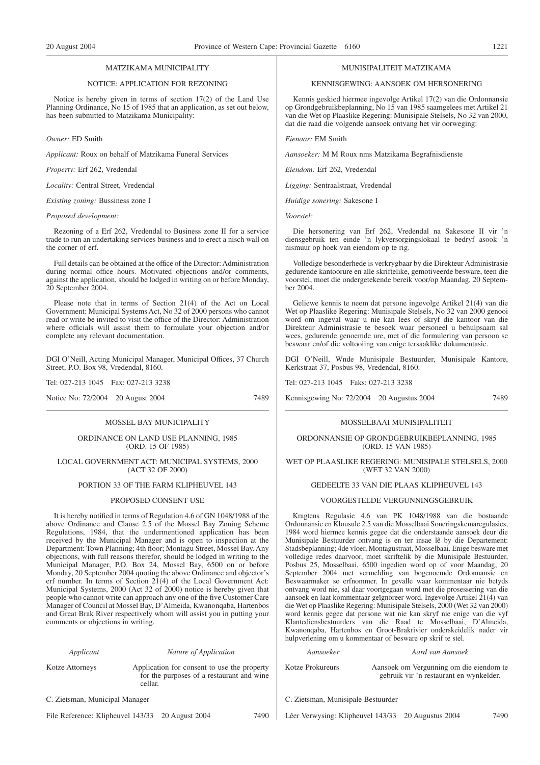## MATZIKAMA MUNICIPALITY

### NOTICE: APPLICATION FOR REZONING

Notice is hereby given in terms of section 17(2) of the Land Use Planning Ordinance, No 15 of 1985 that an application, as set out below, has been submitted to Matzikama Municipality:

*Owner:* ED Smith

*Applicant:* Roux on behalf of Matzikama Funeral Services

*Property:* Erf 262, Vredendal

*Locality:* Central Street, Vredendal

*Existing zoning:* Bussiness zone I

*Proposed development:*

Rezoning of a Erf 262, Vredendal to Business zone II for a service trade to run an undertaking services business and to erect a nisch wall on the corner of erf.

Full details can be obtained at the office of the Director: Administration during normal office hours. Motivated objections and/or comments, against the application, should be lodged in writing on or before Monday, 20 September 2004.

Please note that in terms of Section 21(4) of the Act on Local Government: Municipal Systems Act, No 32 of 2000 persons who cannot read or write be invited to visit the office of the Director: Administration where officials will assist them to formulate your objection and/or complete any relevant documentation.

DGI O'Neill, Acting Municipal Manager, Municipal Offices, 37 Church Street, P.O. Box 98, Vredendal, 8160.

Tel: 027-213 1045 Fax: 027-213 3238

Notice No: 72/2004 20 August 2004 7489

---

## MUNISIPALITEIT MATZIKAMA

### KENNISGEWING: AANSOEK OM HERSONERING

Kennis geskied hiermee ingevolge Artikel 17(2) van die Ordonnansie op Grondgebruikbeplanning, No 15 van 1985 saamgelees met Artikel 21 van die Wet op Plaaslike Regering: Munisipale Stelsels, No 32 van 2000, dat die raad die volgende aansoek ontvang het vir oorweging:

*Eienaar:* EM Smith

*Aansoeker:* M M Roux nms Matzikama Begrafnisdienste

*Eiendom:* Erf 262, Vredendal

*Ligging:* Sentraalstraat, Vredendal

*Huidige sonering:* Sakesone I

*Voorstel:*

Die hersonering van Erf 262, Vredendal na Sakesone II vir 'n diensgebruik ten einde 'n lykversorgingslokaal te bedryf asook 'n nismuur op hoek van eiendom op te rig.

Volledige besonderhede is verkrygbaar by die Direkteur Administrasie gedurende kantoorure en alle skriftelike, gemotiveerde besware, teen die voorstel, moet die ondergetekende bereik voor/op Maandag, 20 September 2004.

Geliewe kennis te neem dat persone ingevolge Artikel 21(4) van die Wet op Plaaslike Regering: Munisipale Stelsels, No 32 van 2000 genooi word om ingeval waar u nie kan lees of skryf die kantoor van die Direkteur Administrasie te besoek waar personeel u behulpsaam sal wees, gedurende genoemde ure, met of die formulering van persoon se beswaar en/of die voltooiing van enige tersaaklike dokumentasie.

DGI O'Neill, Wnde Munisipale Bestuurder, Munisipale Kantore, Kerkstraat 37, Posbus 98, Vredendal, 8160.

Tel: 027-213 1045 Faks: 027-213 3238

Kennisgewing No: 72/2004 20 Augustus 2004 7489

---

## MOSSEL BAY MUNICIPALITY

### ORDINANCE ON LAND USE PLANNING, 1985 (ORD. 15 OF 1985)

### LOCAL GOVERNMENT ACT: MUNICIPAL SYSTEMS, 2000 (ACT 32 OF 2000)

### PORTION 33 OF THE FARM KLIPHEUVEL 143

### PROPOSED CONSENT USE

It is hereby notified in terms of Regulation 4.6 of GN 1048/1988 of the above Ordinance and Clause 2.5 of the Mossel Bay Zoning Scheme Regulations, 1984, that the undermentioned application has been received by the Municipal Manager and is open to inspection at the Department: Town Planning; 4th floor; Montagu Street, Mossel Bay. Any objections, with full reasons therefor, should be lodged in writing to the Municipal Manager, P.O. Box 24, Mossel Bay, 6500 on or before Monday, 20 September 2004 quoting the above Ordinance and objector's erf number. In terms of Section 21(4) of the Local Government Act: Municipal Systems, 2000 (Act 32 of 2000) notice is hereby given that people who cannot write can approach any one of the five Customer Care Manager of Council at Mossel Bay, D'Almeida, Kwanonqaba, Hartenbos and Great Brak River respectively whom will assist you in putting your comments or objections in writing.

| *Applicant* | *Nature of Application* |
|---|---|
| Kotze Attorneys | Application for consent to use the property for the purposes of a restaurant and wine cellar. |

C. Zietsman, Municipal Manager

File Reference: Klipheuvel 143/33 20 August 2004 7490

---

## MOSSELBAAI MUNISIPALITEIT

### ORDONNANSIE OP GRONDGEBRUIKBEPLANNING, 1985 (ORD. 15 VAN 1985)

### WET OP PLAASLIKE REGERING: MUNISIPALE STELSELS, 2000 (WET 32 VAN 2000)

### GEDEELTE 33 VAN DIE PLAAS KLIPHEUVEL 143

### VOORGESTELDE VERGUNNINGSGEBRUIK

Kragtens Regulasie 4.6 van PK 1048/1988 van die bostaande Ordonnansie en Klousule 2.5 van die Mosselbaai Soneringskemaregulasies, 1984 word hiermee kennis gegee dat die onderstaande aansoek deur die Munisipale Bestuurder ontvang is en ter insae lê by die Departement: Stadsbeplanning; 4de vloer, Montagustraat, Mosselbaai. Enige besware met volledige redes daarvoor, moet skriftelik by die Munisipale Bestuurder, Posbus 25, Mosselbaai, 6500 ingedien word op of voor Maandag, 20 September 2004 met vermelding van bogenoemde Ordonnansie en Beswaarmaker se erfnommer. In gevalle waar kommentaar nie betyds ontvang word nie, sal daar voortgegaan word met die prosessering van die aansoek en laat kommentaar geïgnoreer word. Ingevolge Artikel 21(4) van die Wet op Plaaslike Regering: Munisipale Stelsels, 2000 (Wet 32 van 2000) word kennis gegee dat persone wat nie kan skryf nie enige van die vyf Klantediensbestuurders van die Raad te Mosselbaai, D'Almeida, Kwanonqaba, Hartenbos en Groot-Brakrivier onderskeidelik nader vir hulpverlening om u kommentaar of besware op skrif te stel.

| *Aansoeker* | *Aard van Aansoek* |
|---|---|
| Kotze Prokureurs | Aansoek om Vergunning om die eiendom te gebruik vir 'n restaurant en wynkelder. |

C. Zietsman, Munisipale Bestuurder

Lêer Verwysing: Klipheuvel 143/33 20 Augustus 2004 7490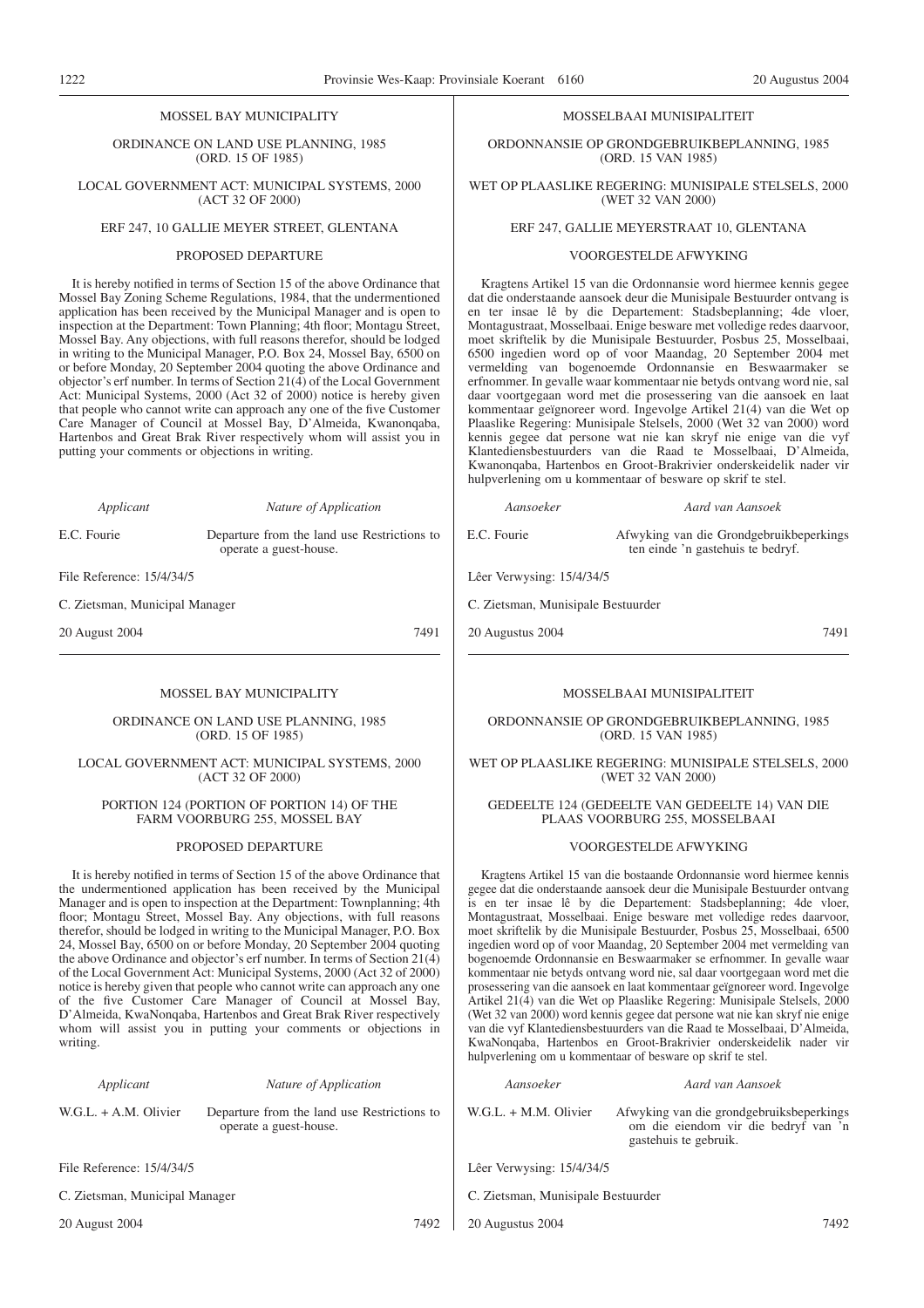MOSSEL BAY MUNICIPALITY

ORDINANCE ON LAND USE PLANNING, 1985 (ORD. 15 OF 1985)

LOCAL GOVERNMENT ACT: MUNICIPAL SYSTEMS, 2000 (ACT 32 OF 2000)

ERF 247, 10 GALLIE MEYER STREET, GLENTANA

PROPOSED DEPARTURE

It is hereby notified in terms of Section 15 of the above Ordinance that Mossel Bay Zoning Scheme Regulations, 1984, that the undermentioned application has been received by the Municipal Manager and is open to inspection at the Department: Town Planning; 4th floor; Montagu Street, Mossel Bay. Any objections, with full reasons therefor, should be lodged in writing to the Municipal Manager, P.O. Box 24, Mossel Bay, 6500 on or before Monday, 20 September 2004 quoting the above Ordinance and objector's erf number. In terms of Section 21(4) of the Local Government Act: Municipal Systems, 2000 (Act 32 of 2000) notice is hereby given that people who cannot write can approach any one of the five Customer Care Manager of Council at Mossel Bay, D'Almeida, Kwanonqaba, Hartenbos and Great Brak River respectively whom will assist you in putting your comments or objections in writing.

| *Applicant* | *Nature of Application* |
|---|---|
| E.C. Fourie | Departure from the land use Restrictions to operate a guest-house. |

File Reference: 15/4/34/5

C. Zietsman, Municipal Manager

20 August 2004 7491

---

MOSSELBAAI MUNISIPALITEIT

ORDONNANSIE OP GRONDGEBRUIKBEPLANNING, 1985 (ORD. 15 VAN 1985)

WET OP PLAASLIKE REGERING: MUNISIPALE STELSELS, 2000 (WET 32 VAN 2000)

ERF 247, GALLIE MEYERSTRAAT 10, GLENTANA

VOORGESTELDE AFWYKING

Kragtens Artikel 15 van die Ordonnansie word hiermee kennis gegee dat die onderstaande aansoek deur die Munisipale Bestuurder ontvang is en ter insae lê by die Departement: Stadsbeplanning; 4de vloer, Montagustraat, Mosselbaai. Enige besware met volledige redes daarvoor, moet skriftelik by die Munisipale Bestuurder, Posbus 25, Mosselbaai, 6500 ingedien word op of voor Maandag, 20 September 2004 met vermelding van bogenoemde Ordonnansie en Beswaarmaker se erfnommer. In gevalle waar kommentaar nie betyds ontvang word nie, sal daar voortgegaan word met die prosessering van die aansoek en laat kommentaar geïgnoreer word. Ingevolge Artikel 21(4) van die Wet op Plaaslike Regering: Munisipale Stelsels, 2000 (Wet 32 van 2000) word kennis gegee dat persone wat nie kan skryf nie enige van die vyf Klantediensbestuurders van die Raad te Mosselbaai, D'Almeida, Kwanonqaba, Hartenbos en Groot-Brakrivier onderskeidelik nader vir hulpverlening om u kommentaar of besware op skrif te stel.

| *Aansoeker* | *Aard van Aansoek* |
|---|---|
| E.C. Fourie | Afwyking van die Grondgebruikbeperkings ten einde 'n gastehuis te bedryf. |

Lêer Verwysing: 15/4/34/5

C. Zietsman, Munisipale Bestuurder

20 Augustus 2004 7491

---

MOSSEL BAY MUNICIPALITY

ORDINANCE ON LAND USE PLANNING, 1985 (ORD. 15 OF 1985)

LOCAL GOVERNMENT ACT: MUNICIPAL SYSTEMS, 2000 (ACT 32 OF 2000)

PORTION 124 (PORTION OF PORTION 14) OF THE FARM VOORBURG 255, MOSSEL BAY

PROPOSED DEPARTURE

It is hereby notified in terms of Section 15 of the above Ordinance that the undermentioned application has been received by the Municipal Manager and is open to inspection at the Department: Townplanning; 4th floor; Montagu Street, Mossel Bay. Any objections, with full reasons therefor, should be lodged in writing to the Municipal Manager, P.O. Box 24, Mossel Bay, 6500 on or before Monday, 20 September 2004 quoting the above Ordinance and objector's erf number. In terms of Section 21(4) of the Local Government Act: Municipal Systems, 2000 (Act 32 of 2000) notice is hereby given that people who cannot write can approach any one of the five Customer Care Manager of Council at Mossel Bay, D'Almeida, KwaNonqaba, Hartenbos and Great Brak River respectively whom will assist you in putting your comments or objections in writing.

| *Applicant* | *Nature of Application* |
|---|---|
| W.G.L. + A.M. Olivier | Departure from the land use Restrictions to operate a guest-house. |

File Reference: 15/4/34/5

C. Zietsman, Municipal Manager

20 August 2004 7492

---

MOSSELBAAI MUNISIPALITEIT

ORDONNANSIE OP GRONDGEBRUIKBEPLANNING, 1985 (ORD. 15 VAN 1985)

WET OP PLAASLIKE REGERING: MUNISIPALE STELSELS, 2000 (WET 32 VAN 2000)

GEDEELTE 124 (GEDEELTE VAN GEDEELTE 14) VAN DIE PLAAS VOORBURG 255, MOSSELBAAI

VOORGESTELDE AFWYKING

Kragtens Artikel 15 van die bostaande Ordonnansie word hiermee kennis gegee dat die onderstaande aansoek deur die Munisipale Bestuurder ontvang is en ter insae lê by die Departement: Stadsbeplanning; 4de vloer, Montagustraat, Mosselbaai. Enige besware met volledige redes daarvoor, moet skriftelik by die Munisipale Bestuurder, Posbus 25, Mosselbaai, 6500 ingedien word op of voor Maandag, 20 September 2004 met vermelding van bogenoemde Ordonnansie en Beswaarmaker se erfnommer. In gevalle waar kommentaar nie betyds ontvang word nie, sal daar voortgegaan word met die prosessering van die aansoek en laat kommentaar geïgnoreer word. Ingevolge Artikel 21(4) van die Wet op Plaaslike Regering: Munisipale Stelsels, 2000 (Wet 32 van 2000) word kennis gegee dat persone wat nie kan skryf nie enige van die vyf Klantediensbestuurders van die Raad te Mosselbaai, D'Almeida, KwaNonqaba, Hartenbos en Groot-Brakrivier onderskeidelik nader vir hulpverlening om u kommentaar of besware op skrif te stel.

| *Aansoeker* | *Aard van Aansoek* |
|---|---|
| W.G.L. + M.M. Olivier | Afwyking van die grondgebruiksbeperkings om die eiendom vir die bedryf van 'n gastehuis te gebruik. |

Lêer Verwysing: 15/4/34/5

C. Zietsman, Munisipale Bestuurder

20 Augustus 2004 7492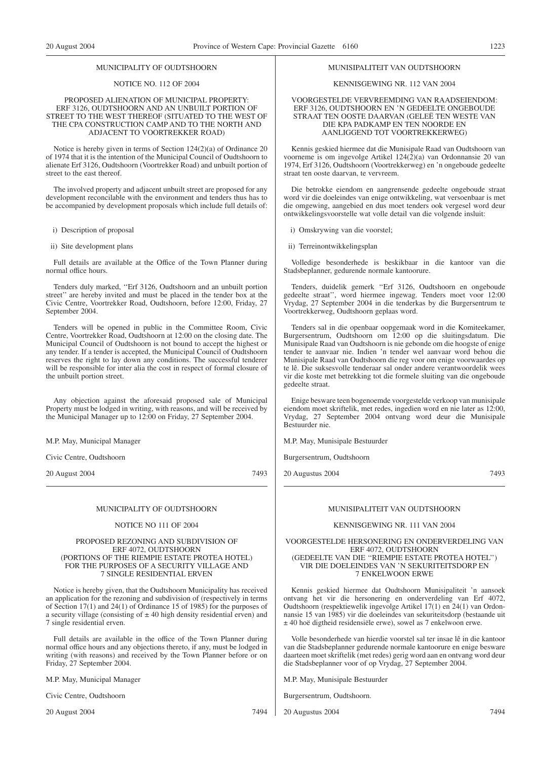MUNICIPALITY OF OUDTSHOORN

NOTICE NO. 112 OF 2004

PROPOSED ALIENATION OF MUNICIPAL PROPERTY: ERF 3126, OUDTSHOORN AND AN UNBUILT PORTION OF STREET TO THE WEST THEREOF (SITUATED TO THE WEST OF THE CPA CONSTRUCTION CAMP AND TO THE NORTH AND ADJACENT TO VOORTREKKER ROAD)

Notice is hereby given in terms of Section 124(2)(a) of Ordinance 20 of 1974 that it is the intention of the Municipal Council of Oudtshoorn to alienate Erf 3126, Oudtshoorn (Voortrekker Road) and unbuilt portion of street to the east thereof.

The involved property and adjacent unbuilt street are proposed for any development reconcilable with the environment and tenders thus has to be accompanied by development proposals which include full details of:

i) Description of proposal

ii) Site development plans

Full details are available at the Office of the Town Planner during normal office hours.

Tenders duly marked, ''Erf 3126, Oudtshoorn and an unbuilt portion street'' are hereby invited and must be placed in the tender box at the Civic Centre, Voortrekker Road, Oudtshoorn, before 12:00, Friday, 27 September 2004.

Tenders will be opened in public in the Committee Room, Civic Centre, Voortrekker Road, Oudtshoorn at 12:00 on the closing date. The Municipal Council of Oudtshoorn is not bound to accept the highest or any tender. If a tender is accepted, the Municipal Council of Oudtshoorn reserves the right to lay down any conditions. The successful tenderer will be responsible for inter alia the cost in respect of formal closure of the unbuilt portion street.

Any objection against the aforesaid proposed sale of Municipal Property must be lodged in writing, with reasons, and will be received by the Municipal Manager up to 12:00 on Friday, 27 September 2004.

M.P. May, Municipal Manager

Civic Centre, Oudtshoorn

20 August 2004 7493

---

MUNISIPALITEIT VAN OUDTSHOORN

KENNISGEWING NR. 112 VAN 2004

VOORGESTELDE VERVREEMDING VAN RAADSEIENDOM: ERF 3126, OUDTSHOORN EN 'N GEDEELTE ONGEBOUDE STRAAT TEN OOSTE DAARVAN (GELEË TEN WESTE VAN DIE KPA PADKAMP EN TEN NOORDE EN AANLIGGEND TOT VOORTREKKERWEG)

Kennis geskied hiermee dat die Munisipale Raad van Oudtshoorn van voorneme is om ingevolge Artikel 124(2)(a) van Ordonnansie 20 van 1974, Erf 3126, Oudtshoorn (Voortrekkerweg) en 'n ongeboude gedeelte straat ten ooste daarvan, te vervreem.

Die betrokke eiendom en aangrensende gedeelte ongeboude straat word vir die doeleindes van enige ontwikkeling, wat versoenbaar is met die omgewing, aangebied en dus moet tenders ook vergesel word deur ontwikkelingsvoorstelle wat volle detail van die volgende insluit:

i) Omskrywing van die voorstel;

ii) Terreinontwikkelingsplan

Volledige besonderhede is beskikbaar in die kantoor van die Stadsbeplanner, gedurende normale kantoorure.

Tenders, duidelik gemerk ''Erf 3126, Oudtshoorn en ongeboude gedeelte straat'', word hiermee ingewag. Tenders moet voor 12:00 Vrydag, 27 September 2004 in die tenderkas by die Burgersentrum te Voortrekkerweg, Oudtshoorn geplaas word.

Tenders sal in die openbaar oopgemaak word in die Komiteekamer, Burgersentrum, Oudtshoorn om 12:00 op die sluitingsdatum. Die Munisipale Raad van Oudtshoorn is nie gebonde om die hoogste of enige tender te aanvaar nie. Indien 'n tender wel aanvaar word behou die Munisipale Raad van Oudtshoorn die reg voor om enige voorwaardes op te lê. Die suksesvolle tenderaar sal onder andere verantwoordelik wees vir die koste met betrekking tot die formele sluiting van die ongeboude gedeelte straat.

Enige besware teen bogenoemde voorgestelde verkoop van munisipale eiendom moet skriftelik, met redes, ingedien word en nie later as 12:00, Vrydag, 27 September 2004 ontvang word deur die Munisipale Bestuurder nie.

M.P. May, Munisipale Bestuurder

Burgersentrum, Oudtshoorn

20 Augustus 2004 7493

---

MUNICIPALITY OF OUDTSHOORN

NOTICE NO 111 OF 2004

PROPOSED REZONING AND SUBDIVISION OF ERF 4072, OUDTSHOORN (PORTIONS OF THE RIEMPIE ESTATE PROTEA HOTEL) FOR THE PURPOSES OF A SECURITY VILLAGE AND 7 SINGLE RESIDENTIAL ERVEN

Notice is hereby given, that the Oudtshoorn Municipality has received an application for the rezoning and subdivision of (respectively in terms of Section 17(1) and 24(1) of Ordinance 15 of 1985) for the purposes of a security village (consisting of ± 40 high density residential erven) and 7 single residential erven.

Full details are available in the office of the Town Planner during normal office hours and any objections thereto, if any, must be lodged in writing (with reasons) and received by the Town Planner before or on Friday, 27 September 2004.

M.P. May, Municipal Manager

Civic Centre, Oudtshoorn

20 August 2004 7494

---

MUNISIPALITEIT VAN OUDTSHOORN

KENNISGEWING NR. 111 VAN 2004

VOORGESTELDE HERSONERING EN ONDERVERDELING VAN ERF 4072, OUDTSHOORN (GEDEELTE VAN DIE ''RIEMPIE ESTATE PROTEA HOTEL'') VIR DIE DOELEINDES VAN 'N SEKURITEITSDORP EN 7 ENKELWOON ERWE

Kennis geskied hiermee dat Oudtshoorn Munisipaliteit 'n aansoek ontvang het vir die hersonering en onderverdeling van Erf 4072, Oudtshoorn (respektiewelik ingevolge Artikel 17(1) en 24(1) van Ordonnansie 15 van 1985) vir die doeleindes van sekuriteitsdorp (bestaande uit ± 40 hoë digtheid residensiële erwe), sowel as 7 enkelwoon erwe.

Volle besonderhede van hierdie voorstel sal ter insae lê in die kantoor van die Stadsbeplanner gedurende normale kantoorure en enige besware daarteen moet skriftelik (met redes) gerig word aan en ontvang word deur die Stadsbeplanner voor of op Vrydag, 27 September 2004.

M.P. May, Munisipale Bestuurder

Burgersentrum, Oudtshoorn.

20 Augustus 2004 7494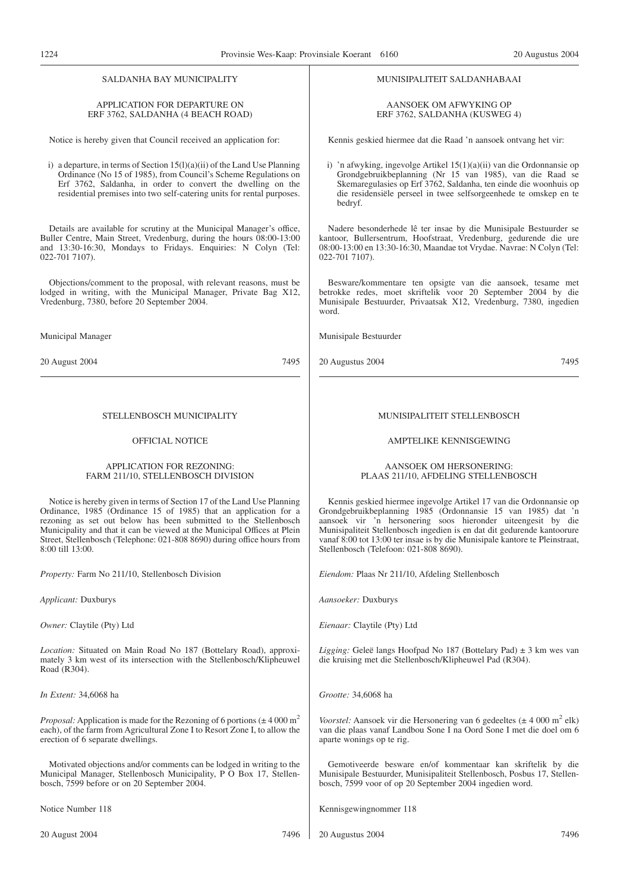## SALDANHA BAY MUNICIPALITY

### APPLICATION FOR DEPARTURE ON ERF 3762, SALDANHA (4 BEACH ROAD)

Notice is hereby given that Council received an application for:

i) a departure, in terms of Section 15(l)(a)(ii) of the Land Use Planning Ordinance (No 15 of 1985), from Council's Scheme Regulations on Erf 3762, Saldanha, in order to convert the dwelling on the residential premises into two self-catering units for rental purposes.

Details are available for scrutiny at the Municipal Manager's office, Buller Centre, Main Street, Vredenburg, during the hours 08:00-13:00 and 13:30-16:30, Mondays to Fridays. Enquiries: N Colyn (Tel: 022-701 7107).

Objections/comment to the proposal, with relevant reasons, must be lodged in writing, with the Municipal Manager, Private Bag X12, Vredenburg, 7380, before 20 September 2004.

Municipal Manager

20 August 2004 7495

## MUNISIPALITEIT SALDANHABAAI

### AANSOEK OM AFWYKING OP ERF 3762, SALDANHA (KUSWEG 4)

Kennis geskied hiermee dat die Raad 'n aansoek ontvang het vir:

i) 'n afwyking, ingevolge Artikel 15(1)(a)(ii) van die Ordonnansie op Grondgebruikbeplanning (Nr 15 van 1985), van die Raad se Skemaregulasies op Erf 3762, Saldanha, ten einde die woonhuis op die residensiële perseel in twee selfsorgeenhede te omskep en te bedryf.

Nadere besonderhede lê ter insae by die Munisipale Bestuurder se kantoor, Bullersentrum, Hoofstraat, Vredenburg, gedurende die ure 08:00-13:00 en 13:30-16:30, Maandae tot Vrydae. Navrae: N Colyn (Tel: 022-701 7107).

Besware/kommentare ten opsigte van die aansoek, tesame met betrokke redes, moet skriftelik voor 20 September 2004 by die Munisipale Bestuurder, Privaatsak X12, Vredenburg, 7380, ingedien word.

Munisipale Bestuurder

20 Augustus 2004 7495

---

## STELLENBOSCH MUNICIPALITY

### OFFICIAL NOTICE

### APPLICATION FOR REZONING: FARM 211/10, STELLENBOSCH DIVISION

Notice is hereby given in terms of Section 17 of the Land Use Planning Ordinance, 1985 (Ordinance 15 of 1985) that an application for a rezoning as set out below has been submitted to the Stellenbosch Municipality and that it can be viewed at the Municipal Offices at Plein Street, Stellenbosch (Telephone: 021-808 8690) during office hours from 8:00 till 13:00.

*Property:* Farm No 211/10, Stellenbosch Division

*Applicant:* Duxburys

*Owner:* Claytile (Pty) Ltd

*Location:* Situated on Main Road No 187 (Bottelary Road), approximately 3 km west of its intersection with the Stellenbosch/Klipheuwel Road (R304).

*In Extent:* 34,6068 ha

*Proposal:* Application is made for the Rezoning of 6 portions (± 4 000 m$^2$ each), of the farm from Agricultural Zone I to Resort Zone I, to allow the erection of 6 separate dwellings.

Motivated objections and/or comments can be lodged in writing to the Municipal Manager, Stellenbosch Municipality, P O Box 17, Stellenbosch, 7599 before or on 20 September 2004.

Notice Number 118

20 August 2004 7496

## MUNISIPALITEIT STELLENBOSCH

### AMPTELIKE KENNISGEWING

### AANSOEK OM HERSONERING: PLAAS 211/10, AFDELING STELLENBOSCH

Kennis geskied hiermee ingevolge Artikel 17 van die Ordonnansie op Grondgebruikbeplanning 1985 (Ordonnansie 15 van 1985) dat 'n aansoek vir 'n hersonering soos hieronder uiteengesit by die Munisipaliteit Stellenbosch ingedien is en dat dit gedurende kantoorure vanaf 8:00 tot 13:00 ter insae is by die Munisipale kantore te Pleinstraat, Stellenbosch (Telefoon: 021-808 8690).

*Eiendom:* Plaas Nr 211/10, Afdeling Stellenbosch

*Aansoeker:* Duxburys

*Eienaar:* Claytile (Pty) Ltd

*Ligging:* Geleë langs Hoofpad No 187 (Bottelary Pad) ± 3 km wes van die kruising met die Stellenbosch/Klipheuwel Pad (R304).

*Grootte:* 34,6068 ha

*Voorstel:* Aansoek vir die Hersonering van 6 gedeeltes (± 4 000 m$^2$ elk) van die plaas vanaf Landbou Sone I na Oord Sone I met die doel om 6 aparte wonings op te rig.

Gemotiveerde besware en/of kommentaar kan skriftelik by die Munisipale Bestuurder, Munisipaliteit Stellenbosch, Posbus 17, Stellenbosch, 7599 voor of op 20 September 2004 ingedien word.

Kennisgewingnommer 118

20 Augustus 2004 7496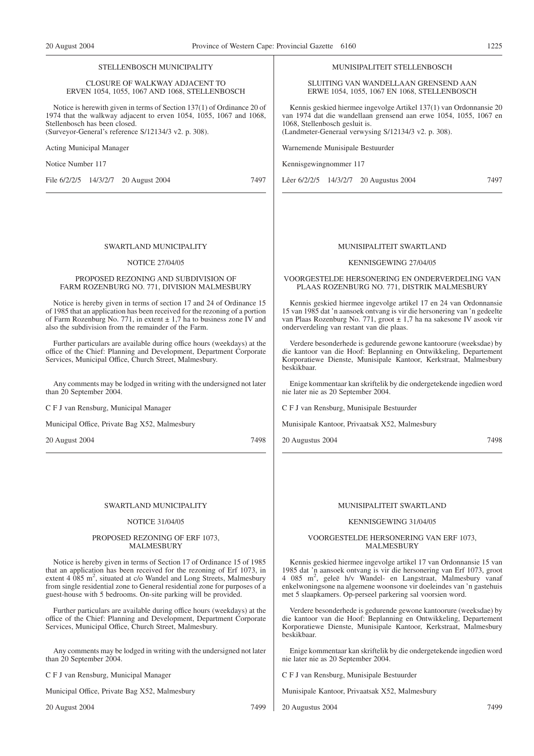STELLENBOSCH MUNICIPALITY

CLOSURE OF WALKWAY ADJACENT TO ERVEN 1054, 1055, 1067 AND 1068, STELLENBOSCH

Notice is herewith given in terms of Section 137(1) of Ordinance 20 of 1974 that the walkway adjacent to erven 1054, 1055, 1067 and 1068, Stellenbosch has been closed.
(Surveyor-General's reference S/12134/3 v2. p. 308).

Acting Municipal Manager

Notice Number 117

File 6/2/2/5 14/3/2/7 20 August 2004 7497

---

MUNISIPALITEIT STELLENBOSCH

SLUITING VAN WANDELLAAN GRENSEND AAN ERWE 1054, 1055, 1067 EN 1068, STELLENBOSCH

Kennis geskied hiermee ingevolge Artikel 137(1) van Ordonnansie 20 van 1974 dat die wandellaan grensend aan erwe 1054, 1055, 1067 en 1068, Stellenbosch gesluit is.
(Landmeter-Generaal verwysing S/12134/3 v2. p. 308).

Warnemende Munisipale Bestuurder

Kennisgewingnommer 117

Lêer 6/2/2/5 14/3/2/7 20 Augustus 2004 7497

---

SWARTLAND MUNICIPALITY

NOTICE 27/04/05

PROPOSED REZONING AND SUBDIVISION OF FARM ROZENBURG NO. 771, DIVISION MALMESBURY

Notice is hereby given in terms of section 17 and 24 of Ordinance 15 of 1985 that an application has been received for the rezoning of a portion of Farm Rozenburg No. 771, in extent ± 1,7 ha to business zone IV and also the subdivision from the remainder of the Farm.

Further particulars are available during office hours (weekdays) at the office of the Chief: Planning and Development, Department Corporate Services, Municipal Office, Church Street, Malmesbury.

Any comments may be lodged in writing with the undersigned not later than 20 September 2004.

C F J van Rensburg, Municipal Manager

Municipal Office, Private Bag X52, Malmesbury

20 August 2004 7498

---

MUNISIPALITEIT SWARTLAND

KENNISGEWING 27/04/05

VOORGESTELDE HERSONERING EN ONDERVERDELING VAN PLAAS ROZENBURG NO. 771, DISTRIK MALMESBURY

Kennis geskied hiermee ingevolge artikel 17 en 24 van Ordonnansie 15 van 1985 dat 'n aansoek ontvang is vir die hersonering van 'n gedeelte van Plaas Rozenburg No. 771, groot ± 1,7 ha na sakesone IV asook vir onderverdeling van restant van die plaas.

Verdere besonderhede is gedurende gewone kantoorure (weeksdae) by die kantoor van die Hoof: Beplanning en Ontwikkeling, Departement Korporatiewe Dienste, Munisipale Kantoor, Kerkstraat, Malmesbury beskikbaar.

Enige kommentaar kan skriftelik by die ondergetekende ingedien word nie later nie as 20 September 2004.

C F J van Rensburg, Munisipale Bestuurder

Munisipale Kantoor, Privaatsak X52, Malmesbury

20 Augustus 2004 7498

---

SWARTLAND MUNICIPALITY

NOTICE 31/04/05

PROPOSED REZONING OF ERF 1073, MALMESBURY

Notice is hereby given in terms of Section 17 of Ordinance 15 of 1985 that an application has been received for the rezoning of Erf 1073, in extent 4 085 $m^2$, situated at c/o Wandel and Long Streets, Malmesbury from single residential zone to General residential zone for purposes of a guest-house with 5 bedrooms. On-site parking will be provided.

Further particulars are available during office hours (weekdays) at the office of the Chief: Planning and Development, Department Corporate Services, Municipal Office, Church Street, Malmesbury.

Any comments may be lodged in writing with the undersigned not later than 20 September 2004.

C F J van Rensburg, Municipal Manager

Municipal Office, Private Bag X52, Malmesbury

20 August 2004 7499

---

MUNISIPALITEIT SWARTLAND

KENNISGEWING 31/04/05

VOORGESTELDE HERSONERING VAN ERF 1073, MALMESBURY

Kennis geskied hiermee ingevolge artikel 17 van Ordonnansie 15 van 1985 dat 'n aansoek ontvang is vir die hersonering van Erf 1073, groot 4 085 $m^2$, geleë h/v Wandel- en Langstraat, Malmesbury vanaf enkelwoningsone na algemene woonsone vir doeleindes van 'n gastehuis met 5 slaapkamers. Op-perseel parkering sal voorsien word.

Verdere besonderhede is gedurende gewone kantoorure (weeksdae) by die kantoor van die Hoof: Beplanning en Ontwikkeling, Departement Korporatiewe Dienste, Munisipale Kantoor, Kerkstraat, Malmesbury beskikbaar.

Enige kommentaar kan skriftelik by die ondergetekende ingedien word nie later nie as 20 September 2004.

C F J van Rensburg, Munisipale Bestuurder

Munisipale Kantoor, Privaatsak X52, Malmesbury

20 Augustus 2004 7499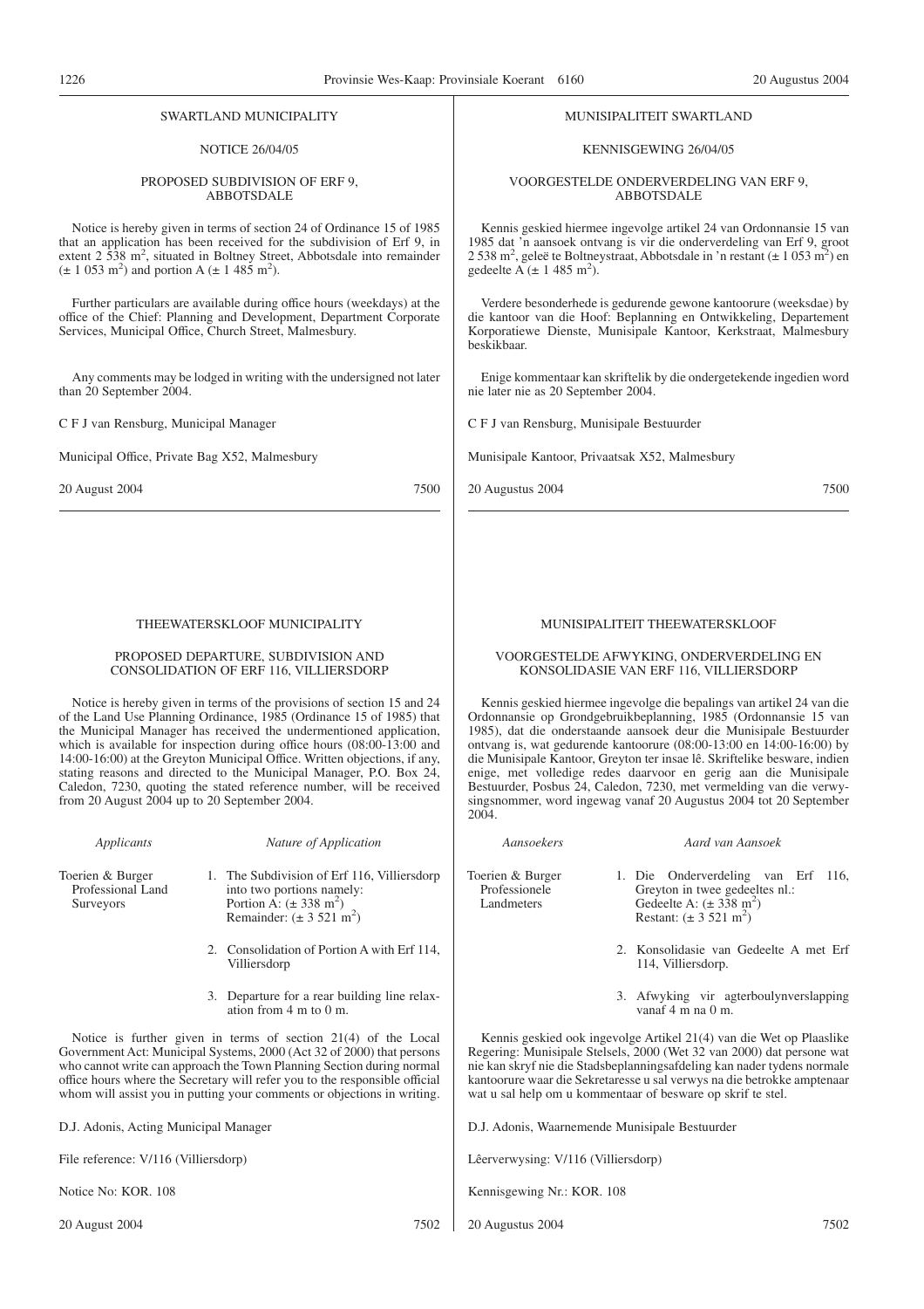SWARTLAND MUNICIPALITY

NOTICE 26/04/05

PROPOSED SUBDIVISION OF ERF 9, ABBOTSDALE

Notice is hereby given in terms of section 24 of Ordinance 15 of 1985 that an application has been received for the subdivision of Erf 9, in extent 2 538 m$^2$, situated in Boltney Street, Abbotsdale into remainder (± 1 053 m$^2$) and portion A (± 1 485 m$^2$).

Further particulars are available during office hours (weekdays) at the office of the Chief: Planning and Development, Department Corporate Services, Municipal Office, Church Street, Malmesbury.

Any comments may be lodged in writing with the undersigned not later than 20 September 2004.

C F J van Rensburg, Municipal Manager

Municipal Office, Private Bag X52, Malmesbury

20 August 2004 7500

---

MUNISIPALITEIT SWARTLAND

KENNISGEWING 26/04/05

VOORGESTELDE ONDERVERDELING VAN ERF 9, ABBOTSDALE

Kennis geskied hiermee ingevolge artikel 24 van Ordonnansie 15 van 1985 dat 'n aansoek ontvang is vir die onderverdeling van Erf 9, groot 2 538 m$^2$, geleë te Boltneystraat, Abbotsdale in 'n restant (± 1 053 m$^2$) en gedeelte A (± 1 485 m$^2$).

Verdere besonderhede is gedurende gewone kantoorure (weeksdae) by die kantoor van die Hoof: Beplanning en Ontwikkeling, Departement Korporatiewe Dienste, Munisipale Kantoor, Kerkstraat, Malmesbury beskikbaar.

Enige kommentaar kan skriftelik by die ondergetekende ingedien word nie later nie as 20 September 2004.

C F J van Rensburg, Munisipale Bestuurder

Munisipale Kantoor, Privaatsak X52, Malmesbury

20 Augustus 2004 7500

---

THEEWATERSKLOOF MUNICIPALITY

PROPOSED DEPARTURE, SUBDIVISION AND CONSOLIDATION OF ERF 116, VILLIERSDORP

Notice is hereby given in terms of the provisions of section 15 and 24 of the Land Use Planning Ordinance, 1985 (Ordinance 15 of 1985) that the Municipal Manager has received the undermentioned application, which is available for inspection during office hours (08:00-13:00 and 14:00-16:00) at the Greyton Municipal Office. Written objections, if any, stating reasons and directed to the Municipal Manager, P.O. Box 24, Caledon, 7230, quoting the stated reference number, will be received from 20 August 2004 up to 20 September 2004.

| *Applicants* | *Nature of Application* |
|---|---|
| Toerien & Burger Professional Land Surveyors | 1. The Subdivision of Erf 116, Villiersdorp into two portions namely: Portion A: (± 338 m$^2$) Remainder: (± 3 521 m$^2$) |
| | 2. Consolidation of Portion A with Erf 114, Villiersdorp |
| | 3. Departure for a rear building line relaxation from 4 m to 0 m. |

Notice is further given in terms of section 21(4) of the Local Government Act: Municipal Systems, 2000 (Act 32 of 2000) that persons who cannot write can approach the Town Planning Section during normal office hours where the Secretary will refer you to the responsible official whom will assist you in putting your comments or objections in writing.

D.J. Adonis, Acting Municipal Manager

File reference: V/116 (Villiersdorp)

Notice No: KOR. 108

20 August 2004 7502

---

MUNISIPALITEIT THEEWATERSKLOOF

VOORGESTELDE AFWYKING, ONDERVERDELING EN KONSOLIDASIE VAN ERF 116, VILLIERSDORP

Kennis geskied hiermee ingevolge die bepalings van artikel 24 van die Ordonnansie op Grondgebruikbeplanning, 1985 (Ordonnansie 15 van 1985), dat die onderstaande aansoek deur die Munisipale Bestuurder ontvang is, wat gedurende kantoorure (08:00-13:00 en 14:00-16:00) by die Munisipale Kantoor, Greyton ter insae lê. Skriftelike besware, indien enige, met volledige redes daarvoor en gerig aan die Munisipale Bestuurder, Posbus 24, Caledon, 7230, met vermelding van die verwysingsnommer, word ingewag vanaf 20 Augustus 2004 tot 20 September 2004.

| *Aansoekers* | *Aard van Aansoek* |
|---|---|
| Toerien & Burger Professionele Landmeters | 1. Die Onderverdeling van Erf 116, Greyton in twee gedeeltes nl.: Gedeelte A: (± 338 m$^2$) Restant: (± 3 521 m$^2$) |
| | 2. Konsolidasie van Gedeelte A met Erf 114, Villiersdorp. |
| | 3. Afwyking vir agterboulynverslapping vanaf 4 m na 0 m. |

Kennis geskied ook ingevolge Artikel 21(4) van die Wet op Plaaslike Regering: Munisipale Stelsels, 2000 (Wet 32 van 2000) dat persone wat nie kan skryf nie die Stadsbeplanningsafdeling kan nader tydens normale kantoorure waar die Sekretaresse u sal verwys na die betrokke amptenaar wat u sal help om u kommentaar of besware op skrif te stel.

D.J. Adonis, Waarnemende Munisipale Bestuurder

Lêerverwysing: V/116 (Villiersdorp)

Kennisgewing Nr.: KOR. 108

20 Augustus 2004 7502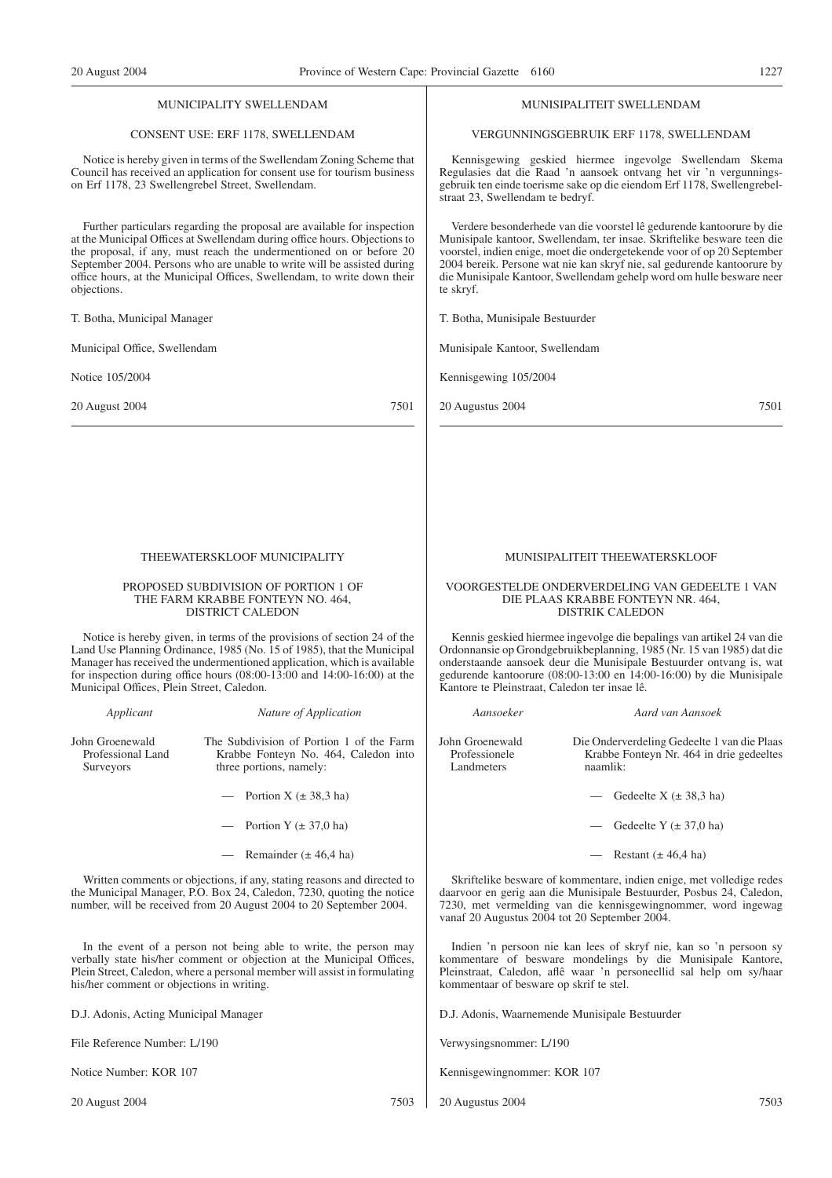MUNICIPALITY SWELLENDAM

CONSENT USE: ERF 1178, SWELLENDAM

Notice is hereby given in terms of the Swellendam Zoning Scheme that Council has received an application for consent use for tourism business on Erf 1178, 23 Swellengrebel Street, Swellendam.

Further particulars regarding the proposal are available for inspection at the Municipal Offices at Swellendam during office hours. Objections to the proposal, if any, must reach the undermentioned on or before 20 September 2004. Persons who are unable to write will be assisted during office hours, at the Municipal Offices, Swellendam, to write down their objections.

T. Botha, Municipal Manager

Municipal Office, Swellendam

Notice 105/2004

20 August 2004 7501

MUNISIPALITEIT SWELLENDAM

VERGUNNINGSGEBRUIK ERF 1178, SWELLENDAM

Kennisgewing geskied hiermee ingevolge Swellendam Skema Regulasies dat die Raad 'n aansoek ontvang het vir 'n vergunningsgebruik ten einde toerisme sake op die eiendom Erf 1178, Swellengrebelstraat 23, Swellendam te bedryf.

Verdere besonderhede van die voorstel lê gedurende kantoorure by die Munisipale kantoor, Swellendam, ter insae. Skriftelike besware teen die voorstel, indien enige, moet die ondergetekende voor of op 20 September 2004 bereik. Persone wat nie kan skryf nie, sal gedurende kantoorure by die Munisipale Kantoor, Swellendam gehelp word om hulle besware neer te skryf.

T. Botha, Munisipale Bestuurder

Munisipale Kantoor, Swellendam

Kennisgewing 105/2004

20 Augustus 2004 7501

THEEWATERSKLOOF MUNICIPALITY

PROPOSED SUBDIVISION OF PORTION 1 OF THE FARM KRABBE FONTEYN NO. 464, DISTRICT CALEDON

Notice is hereby given, in terms of the provisions of section 24 of the Land Use Planning Ordinance, 1985 (No. 15 of 1985), that the Municipal Manager has received the undermentioned application, which is available for inspection during office hours (08:00-13:00 and 14:00-16:00) at the Municipal Offices, Plein Street, Caledon.

| *Applicant* | *Nature of Application* |
|---|---|
| John Groenewald Professional Land Surveyors | The Subdivision of Portion 1 of the Farm Krabbe Fonteyn No. 464, Caledon into three portions, namely: |
| | — Portion X (± 38,3 ha) |
| | — Portion Y (± 37,0 ha) |
| | — Remainder (± 46,4 ha) |

Written comments or objections, if any, stating reasons and directed to the Municipal Manager, P.O. Box 24, Caledon, 7230, quoting the notice number, will be received from 20 August 2004 to 20 September 2004.

In the event of a person not being able to write, the person may verbally state his/her comment or objection at the Municipal Offices, Plein Street, Caledon, where a personal member will assist in formulating his/her comment or objections in writing.

D.J. Adonis, Acting Municipal Manager

File Reference Number: L/190

Notice Number: KOR 107

20 August 2004 7503

MUNISIPALITEIT THEEWATERSKLOOF

VOORGESTELDE ONDERVERDELING VAN GEDEELTE 1 VAN DIE PLAAS KRABBE FONTEYN NR. 464, DISTRIK CALEDON

Kennis geskied hiermee ingevolge die bepalings van artikel 24 van die Ordonnansie op Grondgebruikbeplanning, 1985 (Nr. 15 van 1985) dat die onderstaande aansoek deur die Munisipale Bestuurder ontvang is, wat gedurende kantoorure (08:00-13:00 en 14:00-16:00) by die Munisipale Kantore te Pleinstraat, Caledon ter insae lê.

| *Aansoeker* | *Aard van Aansoek* |
|---|---|
| John Groenewald Professionele Landmeters | Die Onderverdeling Gedeelte 1 van die Plaas Krabbe Fonteyn Nr. 464 in drie gedeeltes naamlik: |
| | — Gedeelte X (± 38,3 ha) |
| | — Gedeelte Y (± 37,0 ha) |
| | — Restant (± 46,4 ha) |

Skriftelike besware of kommentare, indien enige, met volledige redes daarvoor en gerig aan die Munisipale Bestuurder, Posbus 24, Caledon, 7230, met vermelding van die kennisgewingnommer, word ingewag vanaf 20 Augustus 2004 tot 20 September 2004.

Indien 'n persoon nie kan lees of skryf nie, kan so 'n persoon sy kommentare of besware mondelings by die Munisipale Kantore, Pleinstraat, Caledon, aflê waar 'n personeellid sal help om sy/haar kommentaar of besware op skrif te stel.

D.J. Adonis, Waarnemende Munisipale Bestuurder

Verwysingsnommer: L/190

Kennisgewingnommer: KOR 107

20 Augustus 2004 7503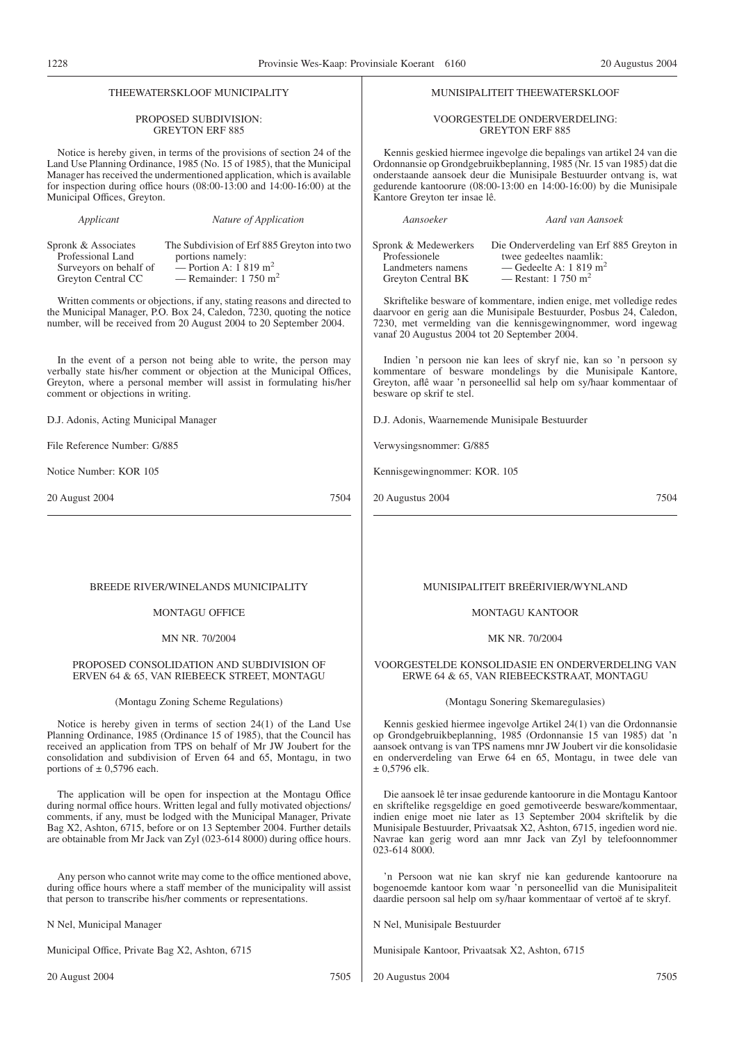THEEWATERSKLOOF MUNICIPALITY

PROPOSED SUBDIVISION:
GREYTON ERF 885

Notice is hereby given, in terms of the provisions of section 24 of the Land Use Planning Ordinance, 1985 (No. 15 of 1985), that the Municipal Manager has received the undermentioned application, which is available for inspection during office hours (08:00-13:00 and 14:00-16:00) at the Municipal Offices, Greyton.

| *Applicant* | *Nature of Application* |
|---|---|
| Spronk & Associates Professional Land Surveyors on behalf of Greyton Central CC | The Subdivision of Erf 885 Greyton into two portions namely: — Portion A: 1 819 $m^2$ — Remainder: 1 750 $m^2$ |

Written comments or objections, if any, stating reasons and directed to the Municipal Manager, P.O. Box 24, Caledon, 7230, quoting the notice number, will be received from 20 August 2004 to 20 September 2004.

In the event of a person not being able to write, the person may verbally state his/her comment or objection at the Municipal Offices, Greyton, where a personal member will assist in formulating his/her comment or objections in writing.

D.J. Adonis, Acting Municipal Manager

File Reference Number: G/885

Notice Number: KOR 105

20 August 2004 7504

MUNISIPALITEIT THEEWATERSKLOOF

VOORGESTELDE ONDERVERDELING:
GREYTON ERF 885

Kennis geskied hiermee ingevolge die bepalings van artikel 24 van die Ordonnansie op Grondgebruikbeplanning, 1985 (Nr. 15 van 1985) dat die onderstaande aansoek deur die Munisipale Bestuurder ontvang is, wat gedurende kantoorure (08:00-13:00 en 14:00-16:00) by die Munisipale Kantore Greyton ter insae lê.

| *Aansoeker* | *Aard van Aansoek* |
|---|---|
| Spronk & Medewerkers Professionele Landmeters namens Greyton Central BK | Die Onderverdeling van Erf 885 Greyton in twee gedeeltes naamlik: — Gedeelte A: 1 819 $m^2$ — Restant: 1 750 $m^2$ |

Skriftelike besware of kommentare, indien enige, met volledige redes daarvoor en gerig aan die Munisipale Bestuurder, Posbus 24, Caledon, 7230, met vermelding van die kennisgewingnommer, word ingewag vanaf 20 Augustus 2004 tot 20 September 2004.

Indien 'n persoon nie kan lees of skryf nie, kan so 'n persoon sy kommentare of besware mondelings by die Munisipale Kantore, Greyton, aflê waar 'n personeellid sal help om sy/haar kommentaar of besware op skrif te stel.

D.J. Adonis, Waarnemende Munisipale Bestuurder

Verwysingsnommer: G/885

Kennisgewingnommer: KOR. 105

20 Augustus 2004 7504

BREEDE RIVER/WINELANDS MUNICIPALITY

MONTAGU OFFICE

MN NR. 70/2004

PROPOSED CONSOLIDATION AND SUBDIVISION OF ERVEN 64 & 65, VAN RIEBEECK STREET, MONTAGU

(Montagu Zoning Scheme Regulations)

Notice is hereby given in terms of section 24(1) of the Land Use Planning Ordinance, 1985 (Ordinance 15 of 1985), that the Council has received an application from TPS on behalf of Mr JW Joubert for the consolidation and subdivision of Erven 64 and 65, Montagu, in two portions of ± 0,5796 each.

The application will be open for inspection at the Montagu Office during normal office hours. Written legal and fully motivated objections/comments, if any, must be lodged with the Municipal Manager, Private Bag X2, Ashton, 6715, before or on 13 September 2004. Further details are obtainable from Mr Jack van Zyl (023-614 8000) during office hours.

Any person who cannot write may come to the office mentioned above, during office hours where a staff member of the municipality will assist that person to transcribe his/her comments or representations.

N Nel, Municipal Manager

Municipal Office, Private Bag X2, Ashton, 6715

20 August 2004 7505

MUNISIPALITEIT BREËRIVIER/WYNLAND

MONTAGU KANTOOR

MK NR. 70/2004

VOORGESTELDE KONSOLIDASIE EN ONDERVERDELING VAN ERWE 64 & 65, VAN RIEBEECKSTRAAT, MONTAGU

(Montagu Sonering Skemaregulasies)

Kennis geskied hiermee ingevolge Artikel 24(1) van die Ordonnansie op Grondgebruikbeplanning, 1985 (Ordonnansie 15 van 1985) dat 'n aansoek ontvang is van TPS namens mnr JW Joubert vir die konsolidasie en onderverdeling van Erwe 64 en 65, Montagu, in twee dele van ± 0,5796 elk.

Die aansoek lê ter insae gedurende kantoorure in die Montagu Kantoor en skriftelike regsgeldige en goed gemotiveerde besware/kommentaar, indien enige moet nie later as 13 September 2004 skriftelik by die Munisipale Bestuurder, Privaatsak X2, Ashton, 6715, ingedien word nie. Navrae kan gerig word aan mnr Jack van Zyl by telefoonnommer 023-614 8000.

'n Persoon wat nie kan skryf nie kan gedurende kantoorure na bogenoemde kantoor kom waar 'n personeellid van die Munisipaliteit daardie persoon sal help om sy/haar kommentaar of vertoë af te skryf.

N Nel, Munisipale Bestuurder

Munisipale Kantoor, Privaatsak X2, Ashton, 6715

20 Augustus 2004 7505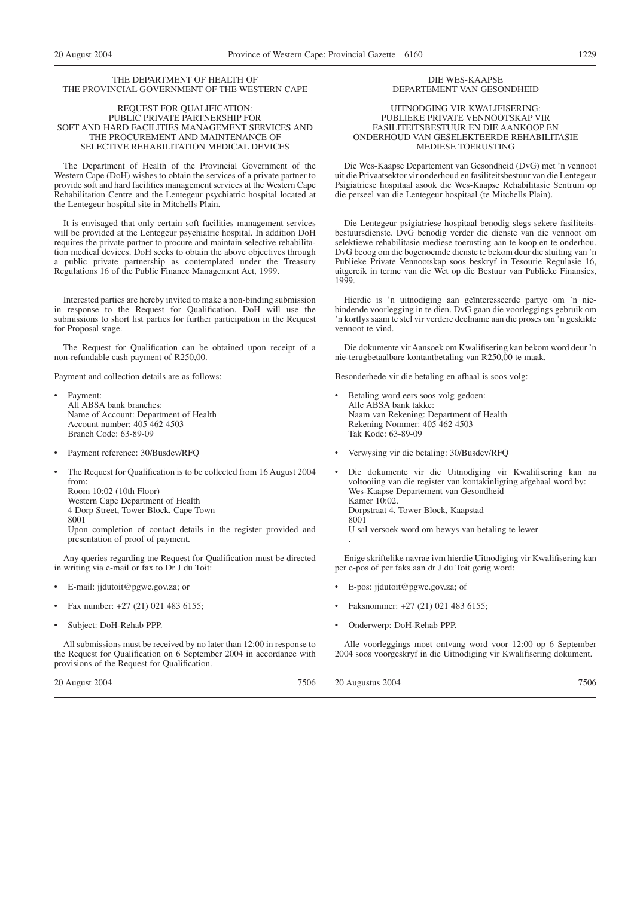THE DEPARTMENT OF HEALTH OF
THE PROVINCIAL GOVERNMENT OF THE WESTERN CAPE

REQUEST FOR QUALIFICATION:
PUBLIC PRIVATE PARTNERSHIP FOR
SOFT AND HARD FACILITIES MANAGEMENT SERVICES AND
THE PROCUREMENT AND MAINTENANCE OF
SELECTIVE REHABILITATION MEDICAL DEVICES

The Department of Health of the Provincial Government of the Western Cape (DoH) wishes to obtain the services of a private partner to provide soft and hard facilities management services at the Western Cape Rehabilitation Centre and the Lentegeur psychiatric hospital located at the Lentegeur hospital site in Mitchells Plain.

It is envisaged that only certain soft facilities management services will be provided at the Lentegeur psychiatric hospital. In addition DoH requires the private partner to procure and maintain selective rehabilitation medical devices. DoH seeks to obtain the above objectives through a public private partnership as contemplated under the Treasury Regulations 16 of the Public Finance Management Act, 1999.

Interested parties are hereby invited to make a non-binding submission in response to the Request for Qualification. DoH will use the submissions to short list parties for further participation in the Request for Proposal stage.

The Request for Qualification can be obtained upon receipt of a non-refundable cash payment of R250,00.

Payment and collection details are as follows:

- Payment:
  All ABSA bank branches:
  Name of Account: Department of Health
  Account number: 405 462 4503
  Branch Code: 63-89-09
- Payment reference: 30/Busdev/RFQ
- The Request for Qualification is to be collected from 16 August 2004 from:
  Room 10:02 (10th Floor)
  Western Cape Department of Health
  4 Dorp Street, Tower Block, Cape Town
  8001
  Upon completion of contact details in the register provided and presentation of proof of payment.

Any queries regarding tne Request for Qualification must be directed in writing via e-mail or fax to Dr J du Toit:

- E-mail: jjdutoit@pgwc.gov.za; or
- Fax number: +27 (21) 021 483 6155;
- Subject: DoH-Rehab PPP.

All submissions must be received by no later than 12:00 in response to the Request for Qualification on 6 September 2004 in accordance with provisions of the Request for Qualification.

20 August 2004 7506

DIE WES-KAAPSE
DEPARTEMENT VAN GESONDHEID

UITNODGING VIR KWALIFISERING:
PUBLIEKE PRIVATE VENNOOTSKAP VIR
FASILITEITSBESTUUR EN DIE AANKOOP EN
ONDERHOUD VAN GESELEKTEERDE REHABILITASIE
MEDIESE TOERUSTING

Die Wes-Kaapse Departement van Gesondheid (DvG) met 'n vennoot uit die Privaatsektor vir onderhoud en fasiliteitsbestuur van die Lentegeur Psigiatriese hospitaal asook die Wes-Kaapse Rehabilitasie Sentrum op die perseel van die Lentegeur hospitaal (te Mitchells Plain).

Die Lentegeur psigiatriese hospitaal benodig slegs sekere fasiliteitsbestuursdienste. DvG benodig verder die dienste van die vennoot om selektiewe rehabilitasie mediese toerusting aan te koop en te onderhou. DvG beoog om die bogenoemde dienste te bekom deur die sluiting van 'n Publieke Private Vennootskap soos beskryf in Tesourie Regulasie 16, uitgereik in terme van die Wet op die Bestuur van Publieke Finansies, 1999.

Hierdie is 'n uitnodiging aan geïnteresseerde partye om 'n niebindende voorlegging in te dien. DvG gaan die voorleggings gebruik om 'n kortlys saam te stel vir verdere deelname aan die proses om 'n geskikte vennoot te vind.

Die dokumente vir Aansoek om Kwalifisering kan bekom word deur 'n nie-terugbetaalbare kontantbetaling van R250,00 te maak.

Besonderhede vir die betaling en afhaal is soos volg:

- Betaling word eers soos volg gedoen:
  Alle ABSA bank takke:
  Naam van Rekening: Department of Health
  Rekening Nommer: 405 462 4503
  Tak Kode: 63-89-09
- Verwysing vir die betaling: 30/Busdev/RFQ
- Die dokumente vir die Uitnodiging vir Kwalifisering kan na voltooiing van die register van kontakinligting afgehaal word by:
  Wes-Kaapse Departement van Gesondheid
  Kamer 10:02.
  Dorpstraat 4, Tower Block, Kaapstad
  8001
  U sal versoek word om bewys van betaling te lewer
  .

Enige skriftelike navrae ivm hierdie Uitnodiging vir Kwalifisering kan per e-pos of per faks aan dr J du Toit gerig word:

- E-pos: jjdutoit@pgwc.gov.za; of
- Faksnommer: +27 (21) 021 483 6155;
- Onderwerp: DoH-Rehab PPP.

Alle voorleggings moet ontvang word voor 12:00 op 6 September 2004 soos voorgeskryf in die Uitnodiging vir Kwalifisering dokument.

20 Augustus 2004 7506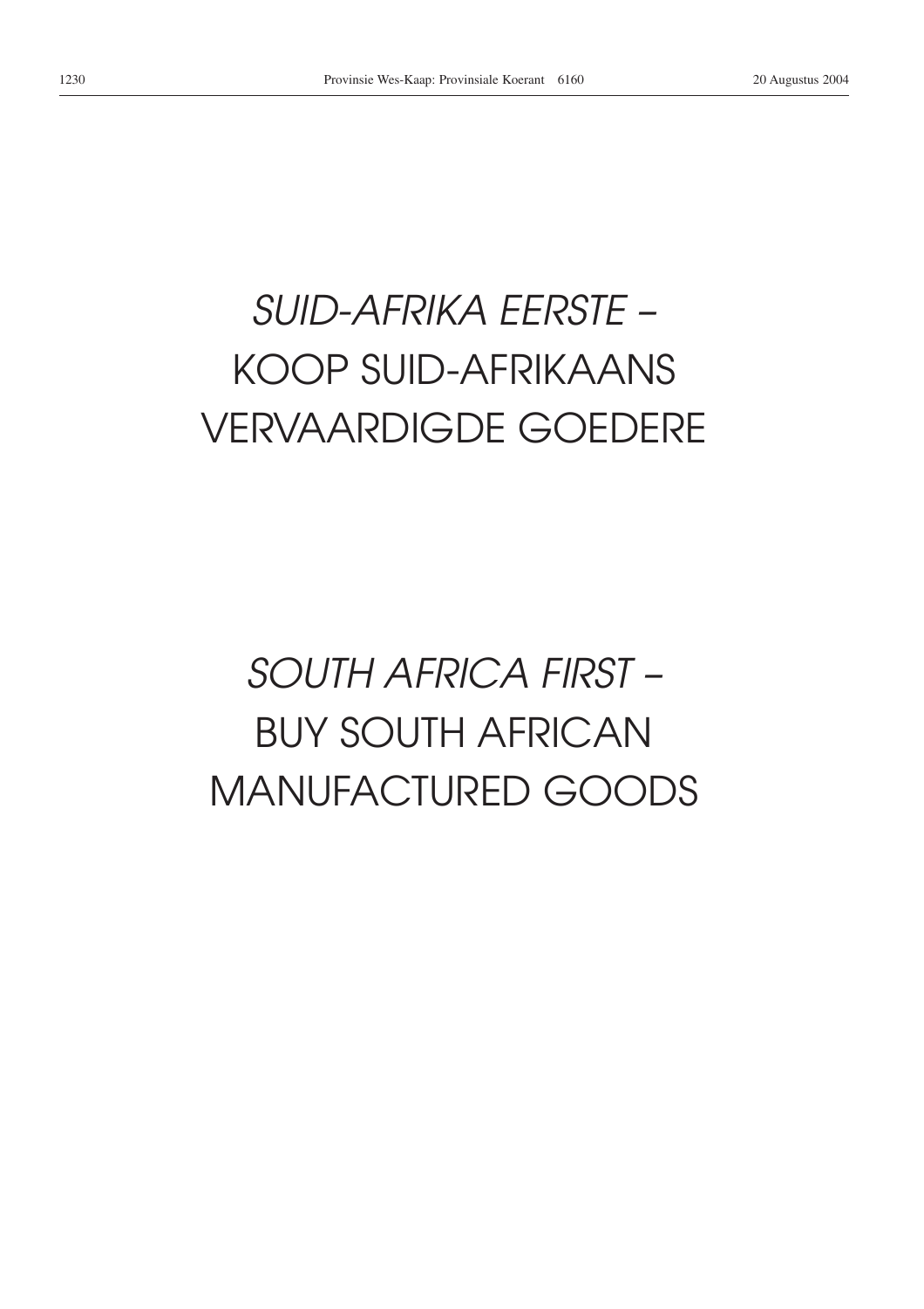*SUID-AFRIKA EERSTE –*
KOOP SUID-AFRIKAANS
VERVAARDIGDE GOEDERE

*SOUTH AFRICA FIRST –*
BUY SOUTH AFRICAN
MANUFACTURED GOODS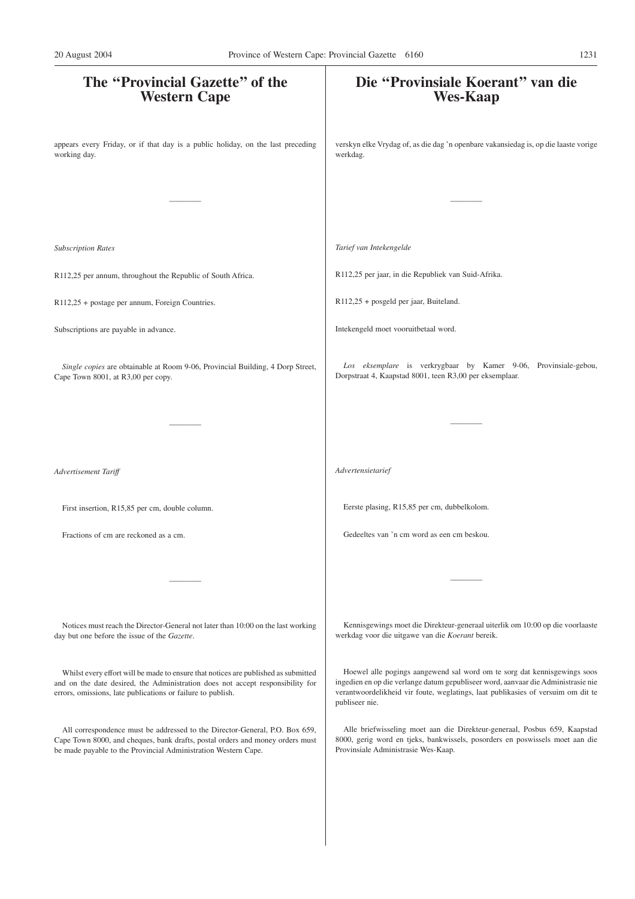# The "Provincial Gazette" of the Western Cape

appears every Friday, or if that day is a public holiday, on the last preceding working day.

---

*Subscription Rates*

R112,25 per annum, throughout the Republic of South Africa.

R112,25 + postage per annum, Foreign Countries.

Subscriptions are payable in advance.

*Single copies* are obtainable at Room 9-06, Provincial Building, 4 Dorp Street, Cape Town 8001, at R3,00 per copy.

---

*Advertisement Tariff*

First insertion, R15,85 per cm, double column.

Fractions of cm are reckoned as a cm.

---

Notices must reach the Director-General not later than 10:00 on the last working day but one before the issue of the *Gazette*.

Whilst every effort will be made to ensure that notices are published as submitted and on the date desired, the Administration does not accept responsibility for errors, omissions, late publications or failure to publish.

All correspondence must be addressed to the Director-General, P.O. Box 659, Cape Town 8000, and cheques, bank drafts, postal orders and money orders must be made payable to the Provincial Administration Western Cape.

# Die "Provinsiale Koerant" van die Wes-Kaap

verskyn elke Vrydag of, as die dag 'n openbare vakansiedag is, op die laaste vorige werkdag.

---

*Tarief van Intekengelde*

R112,25 per jaar, in die Republiek van Suid-Afrika.

R112,25 + posgeld per jaar, Buiteland.

Intekengeld moet vooruitbetaal word.

*Los eksemplare* is verkrygbaar by Kamer 9-06, Provinsiale-gebou, Dorpstraat 4, Kaapstad 8001, teen R3,00 per eksemplaar.

---

*Advertensietarief*

Eerste plasing, R15,85 per cm, dubbelkolom.

Gedeeltes van 'n cm word as een cm beskou.

---

Kennisgewings moet die Direkteur-generaal uiterlik om 10:00 op die voorlaaste werkdag voor die uitgawe van die *Koerant* bereik.

Hoewel alle pogings aangewend sal word om te sorg dat kennisgewings soos ingedien en op die verlange datum gepubliseer word, aanvaar die Administrasie nie verantwoordelikheid vir foute, weglatings, laat publikasies of versuim om dit te publiseer nie.

Alle briefwisseling moet aan die Direkteur-generaal, Posbus 659, Kaapstad 8000, gerig word en tjeks, bankwissels, posorders en poswissels moet aan die Provinsiale Administrasie Wes-Kaap.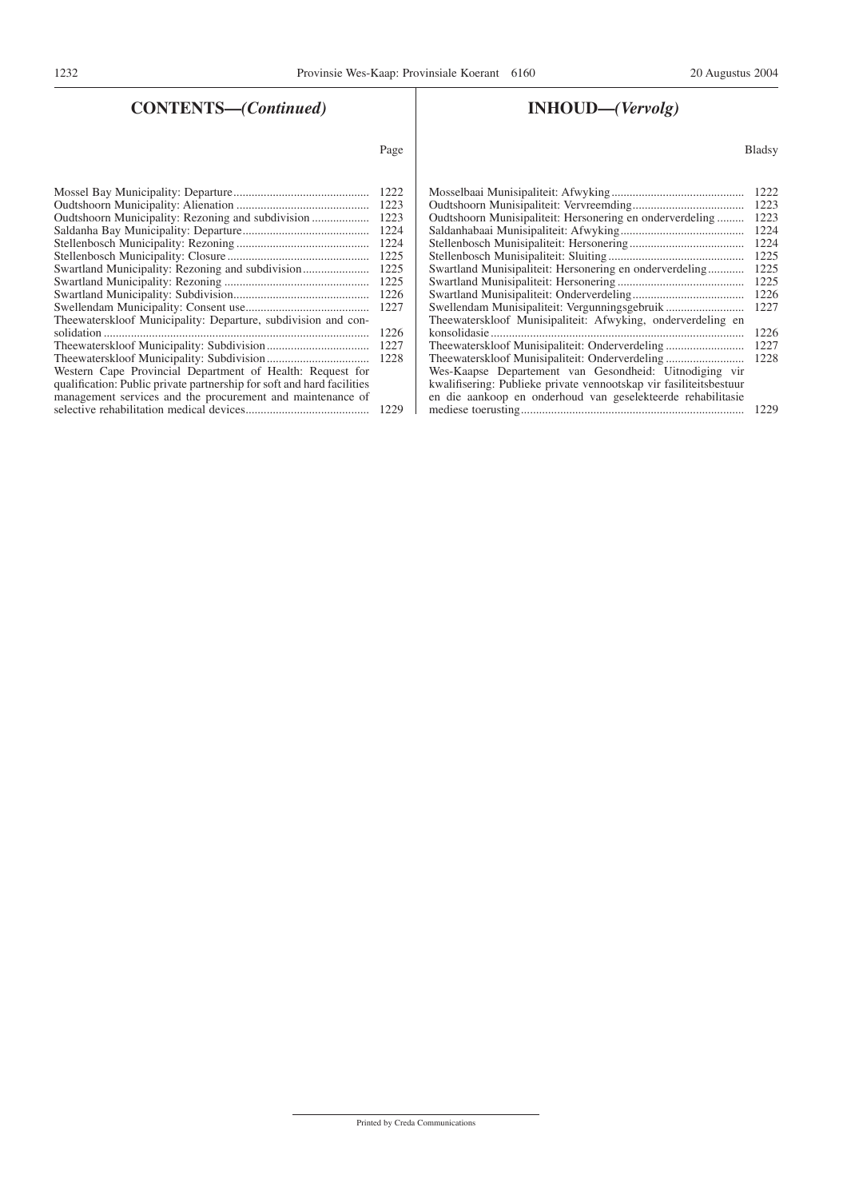## CONTENTS—*(Continued)*

| | Page |
|---|---|
| Mossel Bay Municipality: Departure | 1222 |
| Oudtshoorn Municipality: Alienation | 1223 |
| Oudtshoorn Municipality: Rezoning and subdivision | 1223 |
| Saldanha Bay Municipality: Departure | 1224 |
| Stellenbosch Municipality: Rezoning | 1224 |
| Stellenbosch Municipality: Closure | 1225 |
| Swartland Municipality: Rezoning and subdivision | 1225 |
| Swartland Municipality: Rezoning | 1225 |
| Swartland Municipality: Subdivision | 1226 |
| Swellendam Municipality: Consent use | 1227 |
| Theewaterskloof Municipality: Departure, subdivision and consolidation | 1226 |
| Theewaterskloof Municipality: Subdivision | 1227 |
| Theewaterskloof Municipality: Subdivision | 1228 |
| Western Cape Provincial Department of Health: Request for qualification: Public private partnership for soft and hard facilities management services and the procurement and maintenance of selective rehabilitation medical devices | 1229 |

## INHOUD—*(Vervolg)*

| | Bladsy |
|---|---|
| Mosselbaai Munisipaliteit: Afwyking | 1222 |
| Oudtshoorn Munisipaliteit: Vervreemding | 1223 |
| Oudtshoorn Munisipaliteit: Hersonering en onderverdeling | 1223 |
| Saldanhabaai Munisipaliteit: Afwyking | 1224 |
| Stellenbosch Munisipaliteit: Hersonering | 1224 |
| Stellenbosch Munisipaliteit: Sluiting | 1225 |
| Swartland Munisipaliteit: Hersonering en onderverdeling | 1225 |
| Swartland Munisipaliteit: Hersonering | 1225 |
| Swartland Munisipaliteit: Onderverdeling | 1226 |
| Swellendam Munisipaliteit: Vergunningsgebruik | 1227 |
| Theewaterskloof Munisipaliteit: Afwyking, onderverdeling en konsolidasie | 1226 |
| Theewaterskloof Munisipaliteit: Onderverdeling | 1227 |
| Theewaterskloof Munisipaliteit: Onderverdeling | 1228 |
| Wes-Kaapse Departement van Gesondheid: Uitnodiging vir kwalifisering: Publieke private vennootskap vir fasiliteitsbestuur en die aankoop en onderhoud van geselekteerde rehabilitasie mediese toerusting | 1229 |

Printed by Creda Communications